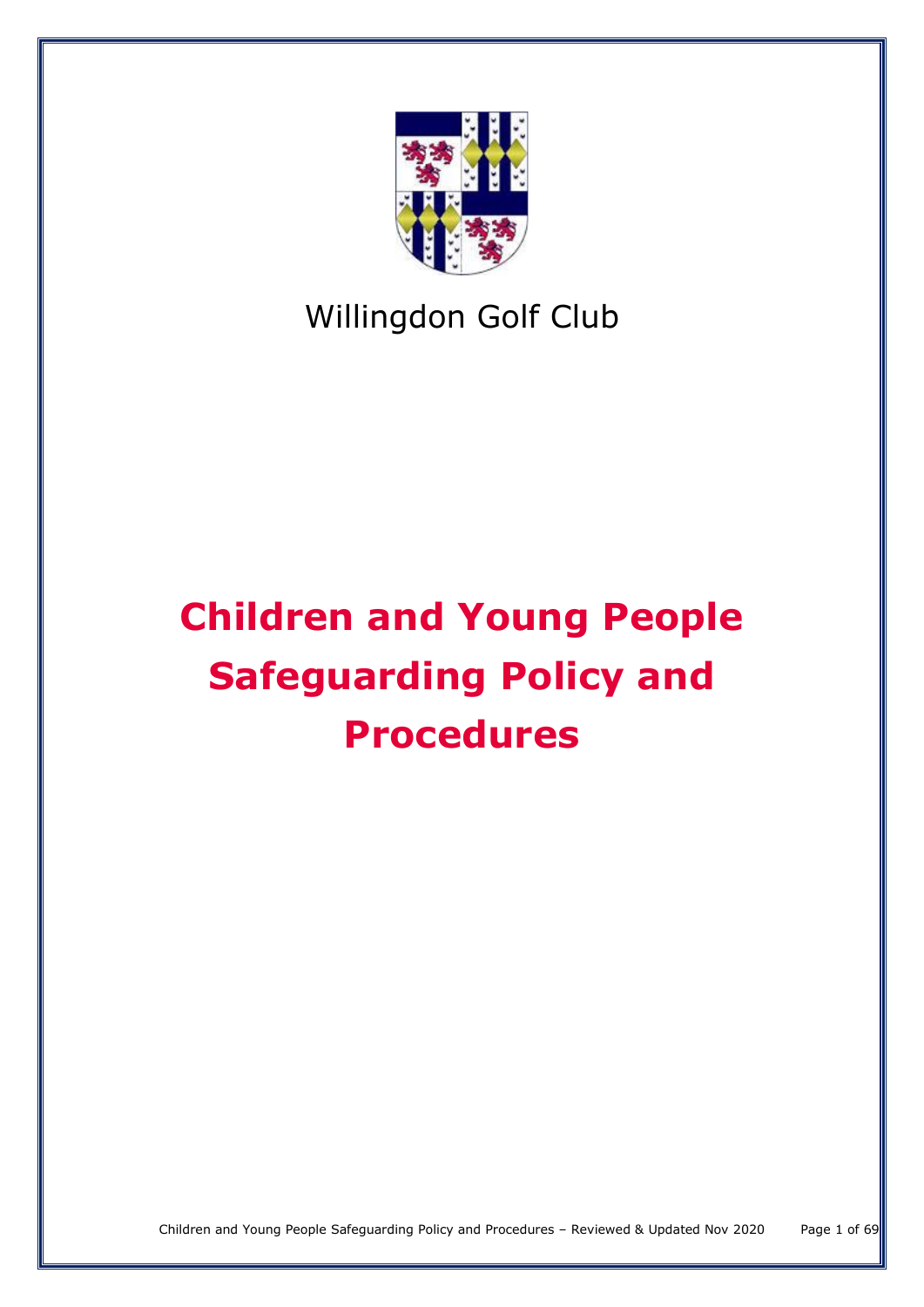Willingdon Golf Club

# Children and Young People Safeguarding Policy and Procedures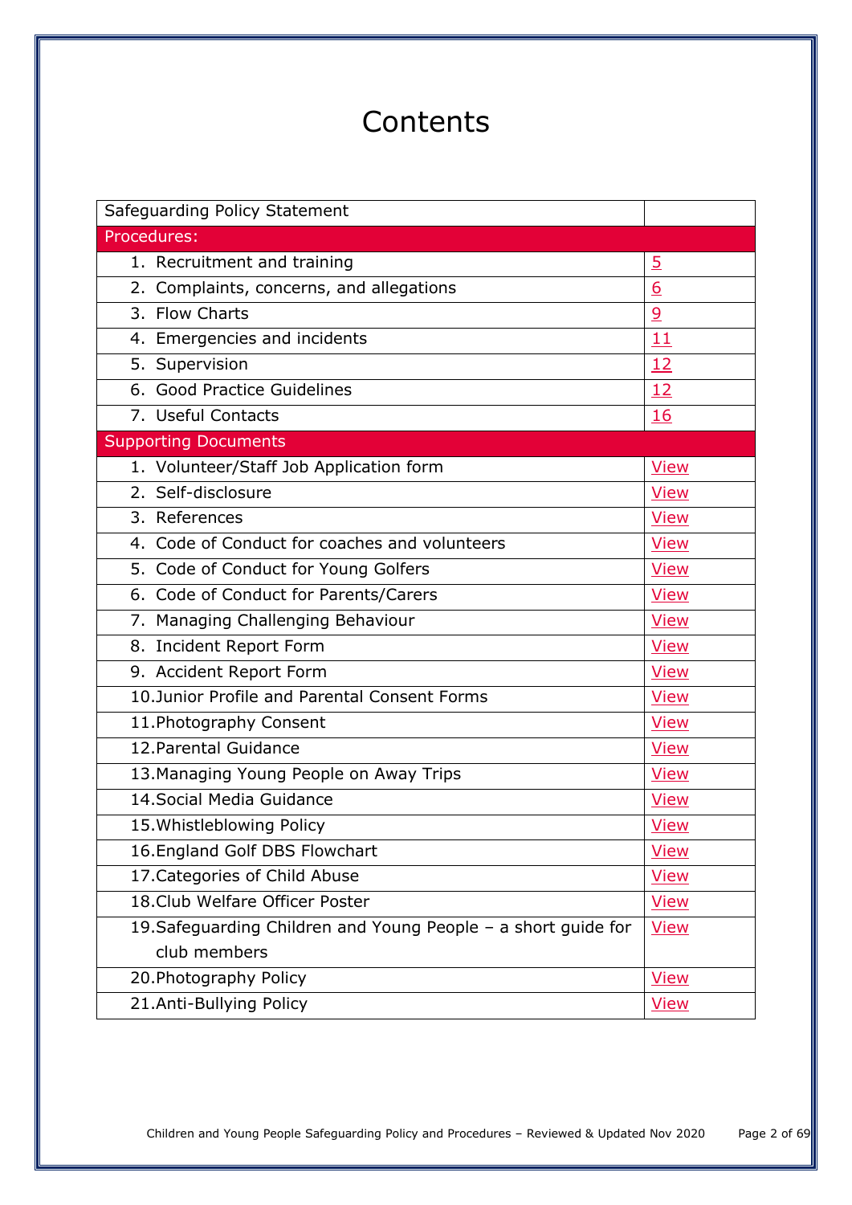# Contents

| Safeguarding Policy Statement | |
|---|---|
| **Procedures:** | |
| 1. Recruitment and training | 5 |
| 2. Complaints, concerns, and allegations | 6 |
| 3. Flow Charts | 9 |
| 4. Emergencies and incidents | 11 |
| 5. Supervision | 12 |
| 6. Good Practice Guidelines | 12 |
| 7. Useful Contacts | 16 |
| **Supporting Documents** | |
| 1. Volunteer/Staff Job Application form | View |
| 2. Self-disclosure | View |
| 3. References | View |
| 4. Code of Conduct for coaches and volunteers | View |
| 5. Code of Conduct for Young Golfers | View |
| 6. Code of Conduct for Parents/Carers | View |
| 7. Managing Challenging Behaviour | View |
| 8. Incident Report Form | View |
| 9. Accident Report Form | View |
| 10. Junior Profile and Parental Consent Forms | View |
| 11. Photography Consent | View |
| 12. Parental Guidance | View |
| 13. Managing Young People on Away Trips | View |
| 14. Social Media Guidance | View |
| 15. Whistleblowing Policy | View |
| 16. England Golf DBS Flowchart | View |
| 17. Categories of Child Abuse | View |
| 18. Club Welfare Officer Poster | View |
| 19. Safeguarding Children and Young People – a short guide for club members | View |
| 20. Photography Policy | View |
| 21. Anti-Bullying Policy | View |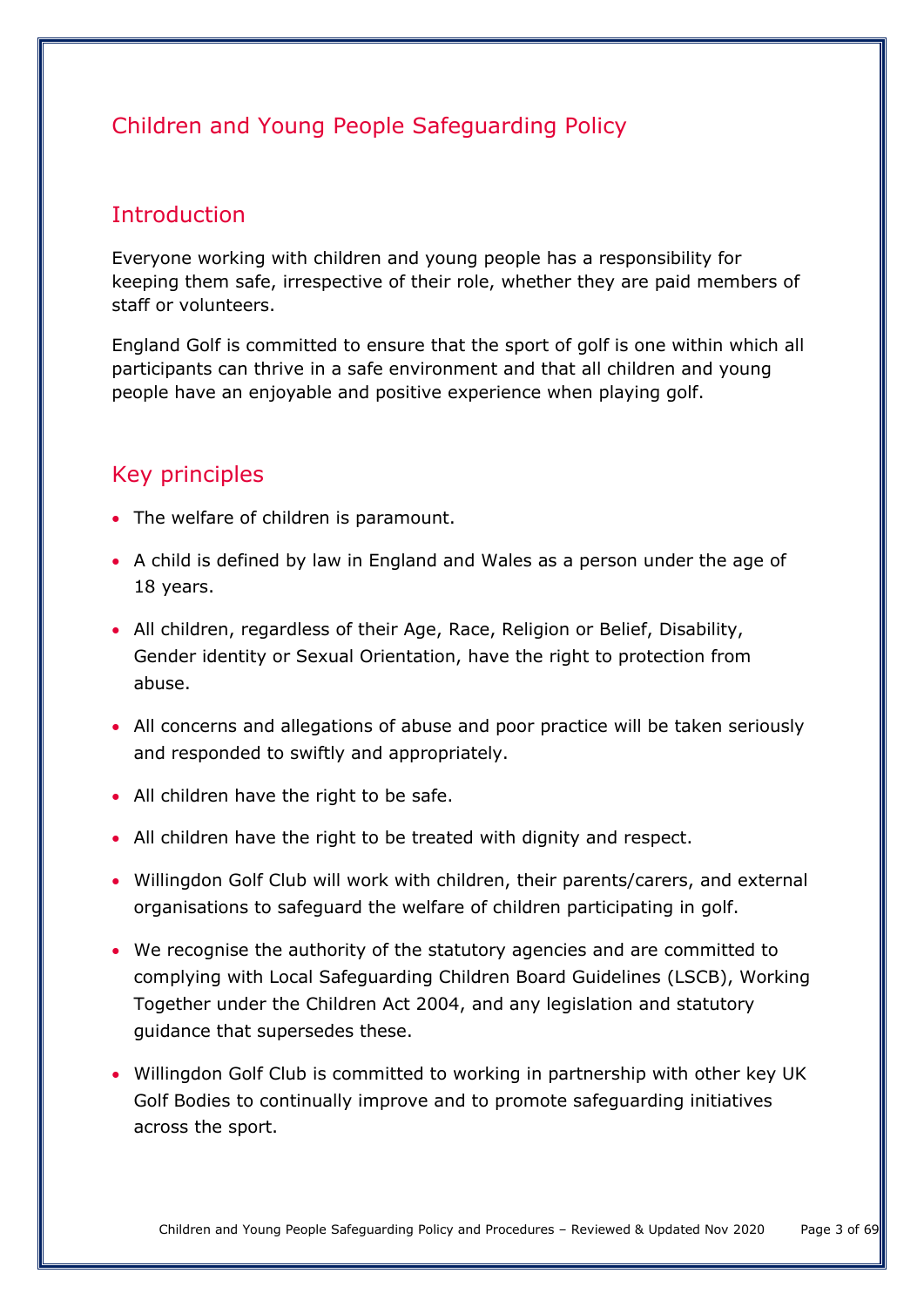# Children and Young People Safeguarding Policy

## Introduction

Everyone working with children and young people has a responsibility for keeping them safe, irrespective of their role, whether they are paid members of staff or volunteers.

England Golf is committed to ensure that the sport of golf is one within which all participants can thrive in a safe environment and that all children and young people have an enjoyable and positive experience when playing golf.

## Key principles

- The welfare of children is paramount.
- A child is defined by law in England and Wales as a person under the age of 18 years.
- All children, regardless of their Age, Race, Religion or Belief, Disability, Gender identity or Sexual Orientation, have the right to protection from abuse.
- All concerns and allegations of abuse and poor practice will be taken seriously and responded to swiftly and appropriately.
- All children have the right to be safe.
- All children have the right to be treated with dignity and respect.
- Willingdon Golf Club will work with children, their parents/carers, and external organisations to safeguard the welfare of children participating in golf.
- We recognise the authority of the statutory agencies and are committed to complying with Local Safeguarding Children Board Guidelines (LSCB), Working Together under the Children Act 2004, and any legislation and statutory guidance that supersedes these.
- Willingdon Golf Club is committed to working in partnership with other key UK Golf Bodies to continually improve and to promote safeguarding initiatives across the sport.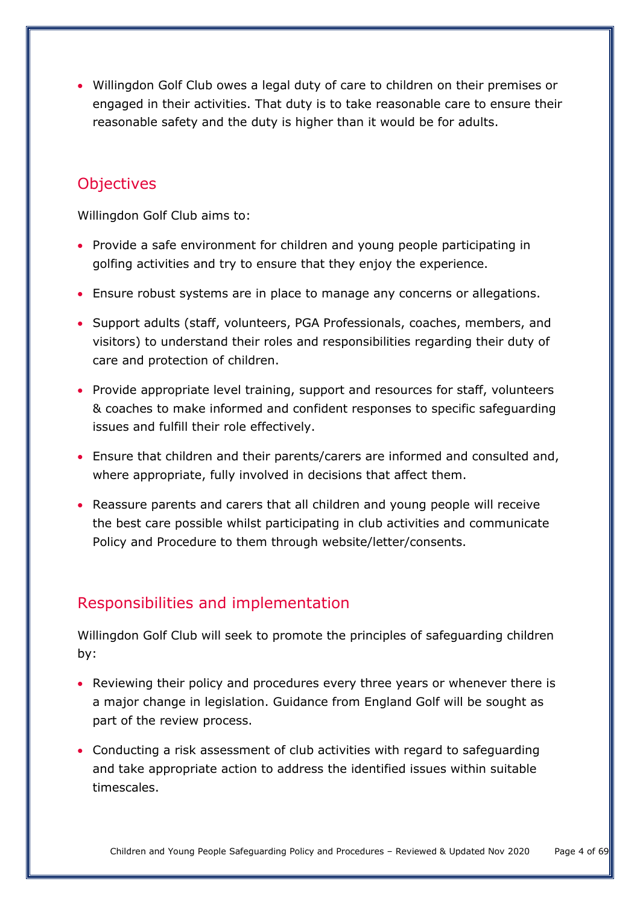- Willingdon Golf Club owes a legal duty of care to children on their premises or engaged in their activities. That duty is to take reasonable care to ensure their reasonable safety and the duty is higher than it would be for adults.

## Objectives

Willingdon Golf Club aims to:

- Provide a safe environment for children and young people participating in golfing activities and try to ensure that they enjoy the experience.
- Ensure robust systems are in place to manage any concerns or allegations.
- Support adults (staff, volunteers, PGA Professionals, coaches, members, and visitors) to understand their roles and responsibilities regarding their duty of care and protection of children.
- Provide appropriate level training, support and resources for staff, volunteers & coaches to make informed and confident responses to specific safeguarding issues and fulfill their role effectively.
- Ensure that children and their parents/carers are informed and consulted and, where appropriate, fully involved in decisions that affect them.
- Reassure parents and carers that all children and young people will receive the best care possible whilst participating in club activities and communicate Policy and Procedure to them through website/letter/consents.

## Responsibilities and implementation

Willingdon Golf Club will seek to promote the principles of safeguarding children by:

- Reviewing their policy and procedures every three years or whenever there is a major change in legislation. Guidance from England Golf will be sought as part of the review process.
- Conducting a risk assessment of club activities with regard to safeguarding and take appropriate action to address the identified issues within suitable timescales.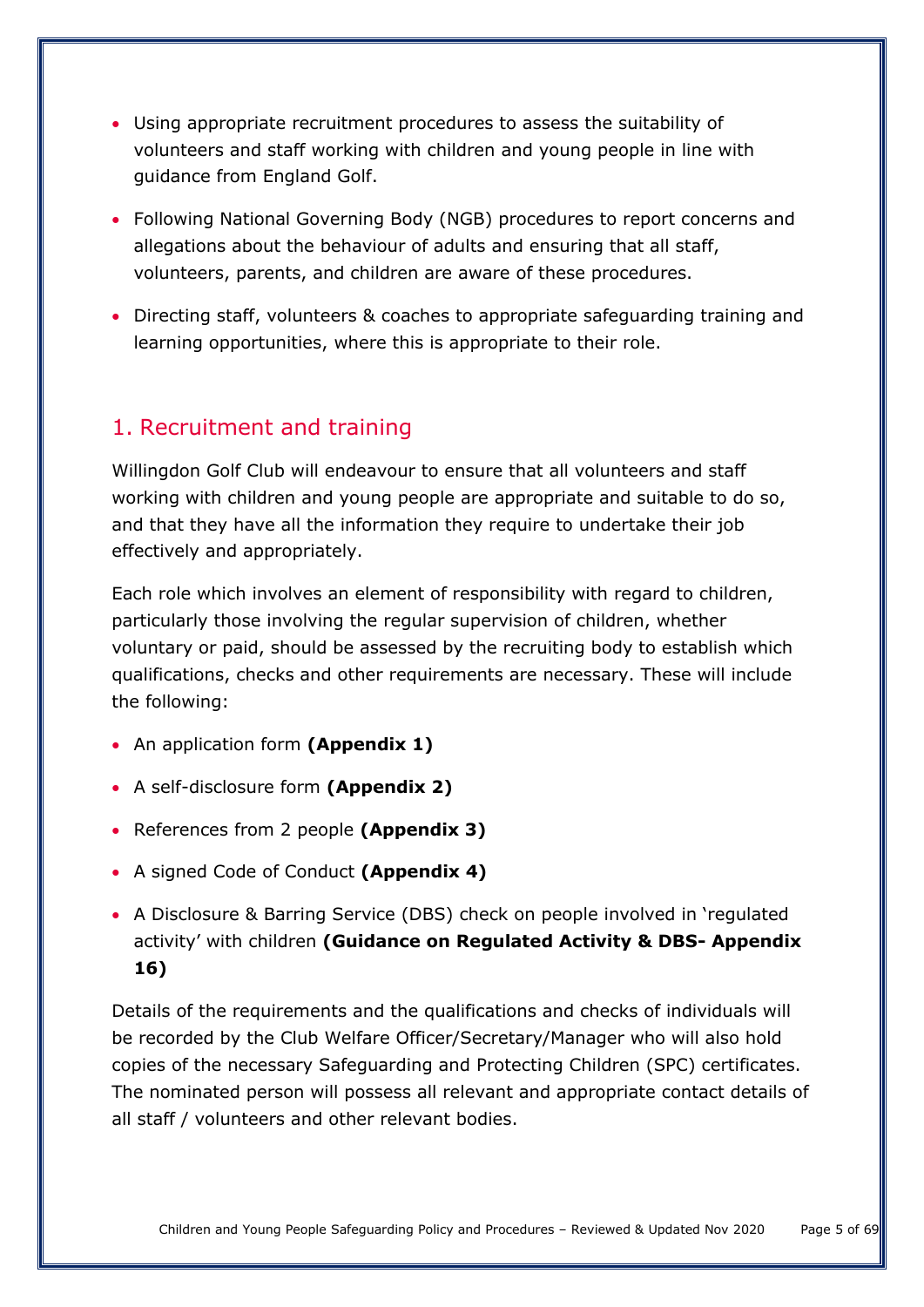- Using appropriate recruitment procedures to assess the suitability of volunteers and staff working with children and young people in line with guidance from England Golf.
- Following National Governing Body (NGB) procedures to report concerns and allegations about the behaviour of adults and ensuring that all staff, volunteers, parents, and children are aware of these procedures.
- Directing staff, volunteers & coaches to appropriate safeguarding training and learning opportunities, where this is appropriate to their role.

## 1. Recruitment and training

Willingdon Golf Club will endeavour to ensure that all volunteers and staff working with children and young people are appropriate and suitable to do so, and that they have all the information they require to undertake their job effectively and appropriately.

Each role which involves an element of responsibility with regard to children, particularly those involving the regular supervision of children, whether voluntary or paid, should be assessed by the recruiting body to establish which qualifications, checks and other requirements are necessary. These will include the following:

- An application form **(Appendix 1)**
- A self-disclosure form **(Appendix 2)**
- References from 2 people **(Appendix 3)**
- A signed Code of Conduct **(Appendix 4)**
- A Disclosure & Barring Service (DBS) check on people involved in 'regulated activity' with children **(Guidance on Regulated Activity & DBS- Appendix 16)**

Details of the requirements and the qualifications and checks of individuals will be recorded by the Club Welfare Officer/Secretary/Manager who will also hold copies of the necessary Safeguarding and Protecting Children (SPC) certificates. The nominated person will possess all relevant and appropriate contact details of all staff / volunteers and other relevant bodies.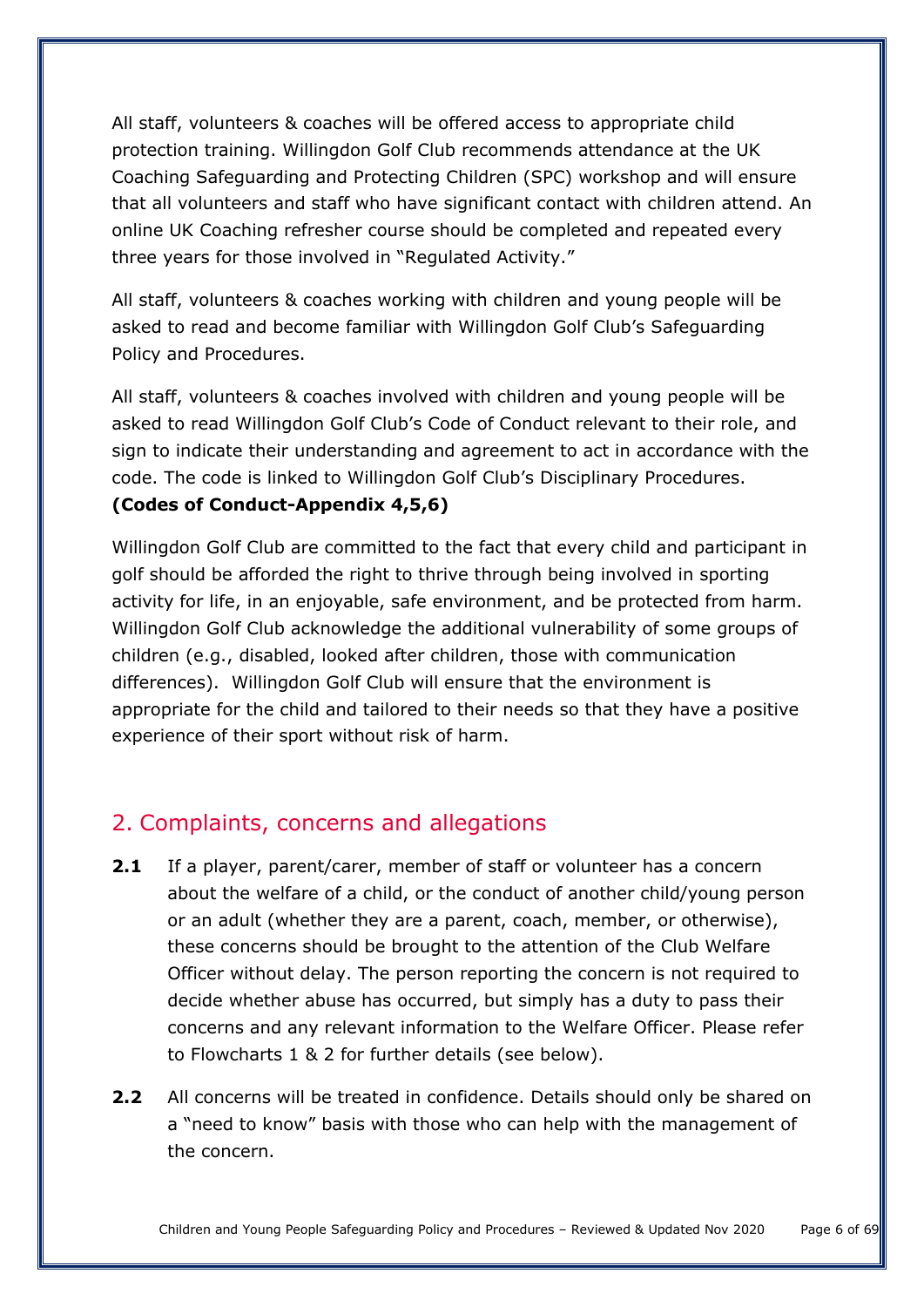All staff, volunteers & coaches will be offered access to appropriate child protection training. Willingdon Golf Club recommends attendance at the UK Coaching Safeguarding and Protecting Children (SPC) workshop and will ensure that all volunteers and staff who have significant contact with children attend. An online UK Coaching refresher course should be completed and repeated every three years for those involved in "Regulated Activity."

All staff, volunteers & coaches working with children and young people will be asked to read and become familiar with Willingdon Golf Club's Safeguarding Policy and Procedures.

All staff, volunteers & coaches involved with children and young people will be asked to read Willingdon Golf Club's Code of Conduct relevant to their role, and sign to indicate their understanding and agreement to act in accordance with the code. The code is linked to Willingdon Golf Club's Disciplinary Procedures. **(Codes of Conduct-Appendix 4,5,6)**

Willingdon Golf Club are committed to the fact that every child and participant in golf should be afforded the right to thrive through being involved in sporting activity for life, in an enjoyable, safe environment, and be protected from harm. Willingdon Golf Club acknowledge the additional vulnerability of some groups of children (e.g., disabled, looked after children, those with communication differences). Willingdon Golf Club will ensure that the environment is appropriate for the child and tailored to their needs so that they have a positive experience of their sport without risk of harm.

## 2. Complaints, concerns and allegations

**2.1** If a player, parent/carer, member of staff or volunteer has a concern about the welfare of a child, or the conduct of another child/young person or an adult (whether they are a parent, coach, member, or otherwise), these concerns should be brought to the attention of the Club Welfare Officer without delay. The person reporting the concern is not required to decide whether abuse has occurred, but simply has a duty to pass their concerns and any relevant information to the Welfare Officer. Please refer to Flowcharts 1 & 2 for further details (see below).

**2.2** All concerns will be treated in confidence. Details should only be shared on a "need to know" basis with those who can help with the management of the concern.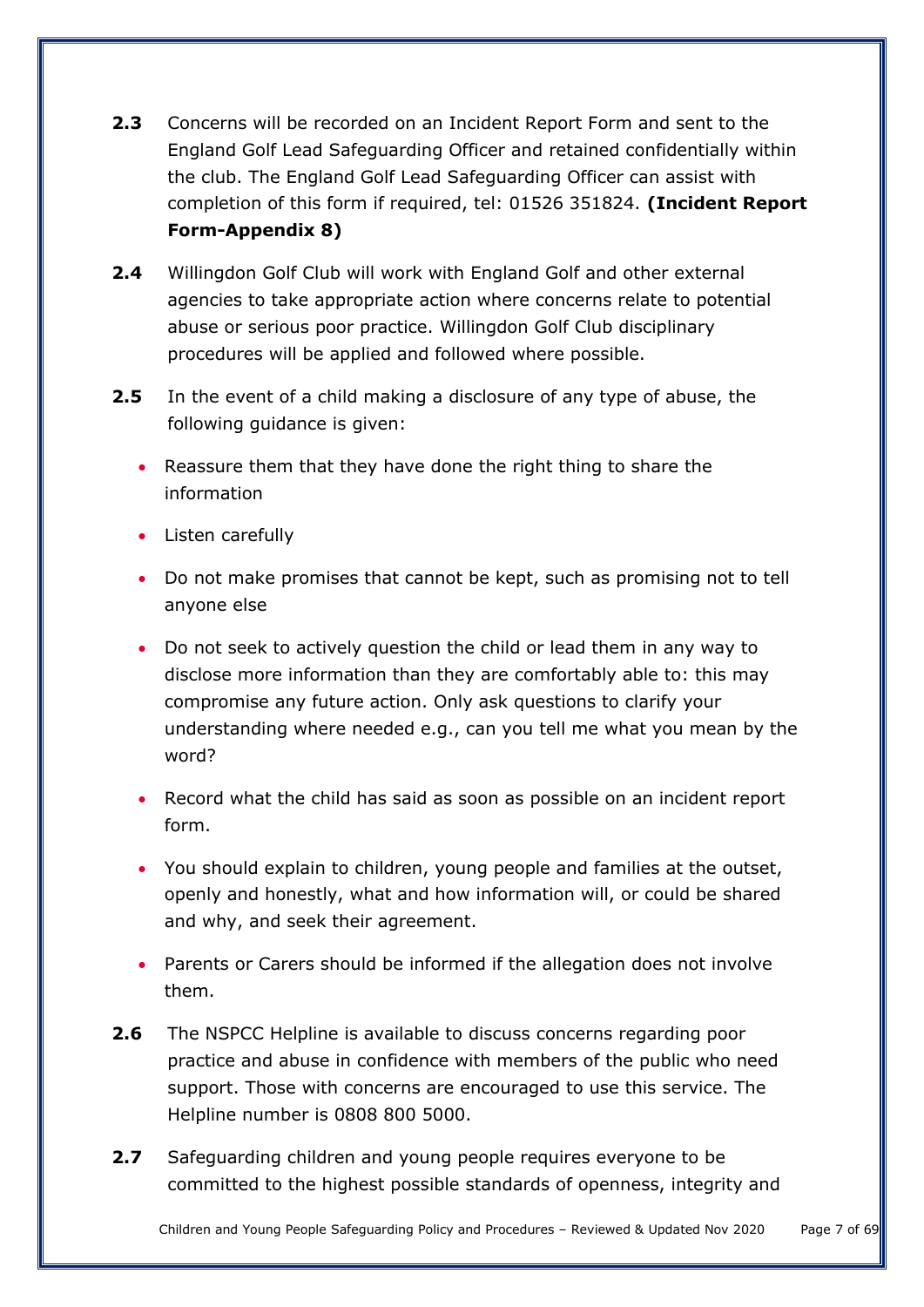**2.3** Concerns will be recorded on an Incident Report Form and sent to the England Golf Lead Safeguarding Officer and retained confidentially within the club. The England Golf Lead Safeguarding Officer can assist with completion of this form if required, tel: 01526 351824. **(Incident Report Form-Appendix 8)**

**2.4** Willingdon Golf Club will work with England Golf and other external agencies to take appropriate action where concerns relate to potential abuse or serious poor practice. Willingdon Golf Club disciplinary procedures will be applied and followed where possible.

**2.5** In the event of a child making a disclosure of any type of abuse, the following guidance is given:

- Reassure them that they have done the right thing to share the information
- Listen carefully
- Do not make promises that cannot be kept, such as promising not to tell anyone else
- Do not seek to actively question the child or lead them in any way to disclose more information than they are comfortably able to: this may compromise any future action. Only ask questions to clarify your understanding where needed e.g., can you tell me what you mean by the word?
- Record what the child has said as soon as possible on an incident report form.
- You should explain to children, young people and families at the outset, openly and honestly, what and how information will, or could be shared and why, and seek their agreement.
- Parents or Carers should be informed if the allegation does not involve them.

**2.6** The NSPCC Helpline is available to discuss concerns regarding poor practice and abuse in confidence with members of the public who need support. Those with concerns are encouraged to use this service. The Helpline number is 0808 800 5000.

**2.7** Safeguarding children and young people requires everyone to be committed to the highest possible standards of openness, integrity and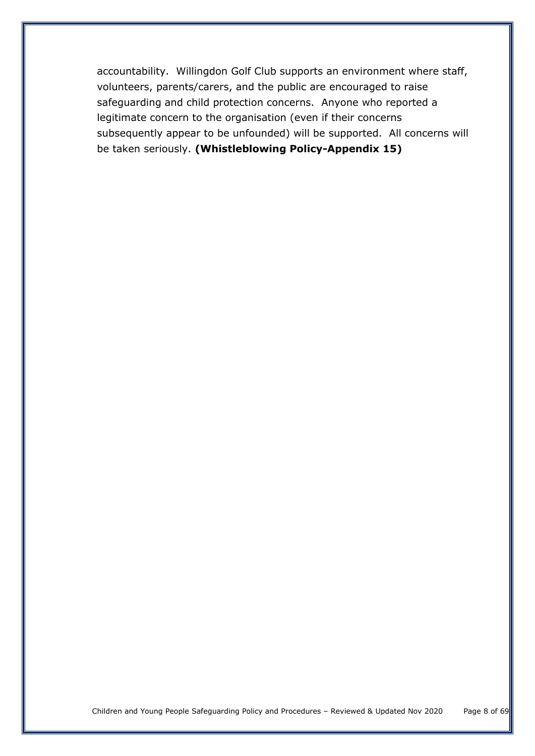accountability. Willingdon Golf Club supports an environment where staff, volunteers, parents/carers, and the public are encouraged to raise safeguarding and child protection concerns. Anyone who reported a legitimate concern to the organisation (even if their concerns subsequently appear to be unfounded) will be supported. All concerns will be taken seriously. **(Whistleblowing Policy-Appendix 15)**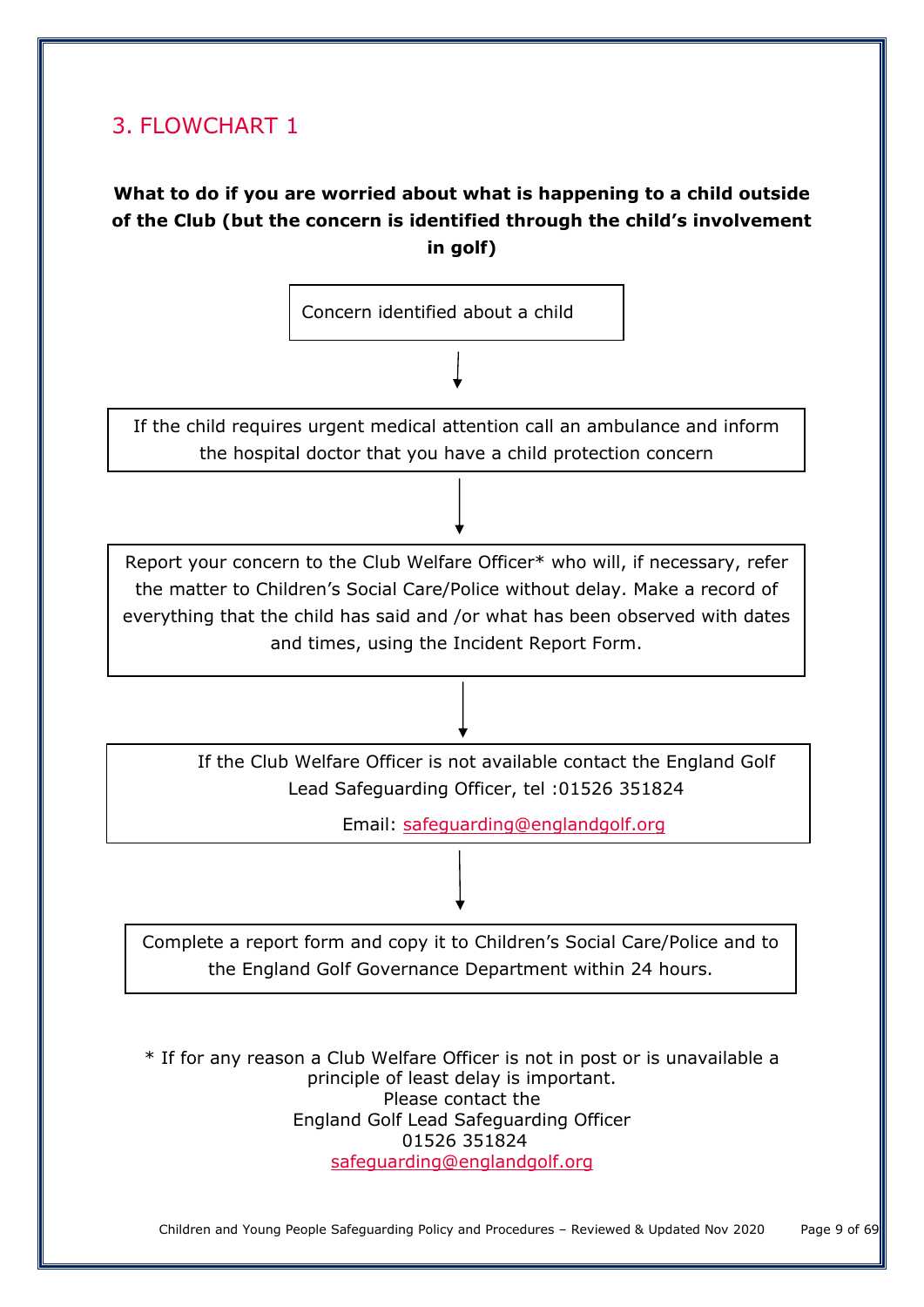## 3. FLOWCHART 1

**What to do if you are worried about what is happening to a child outside of the Club (but the concern is identified through the child's involvement in golf)**

Concern identified about a child

↓

If the child requires urgent medical attention call an ambulance and inform the hospital doctor that you have a child protection concern

↓

Report your concern to the Club Welfare Officer* who will, if necessary, refer the matter to Children's Social Care/Police without delay. Make a record of everything that the child has said and /or what has been observed with dates and times, using the Incident Report Form.

↓

If the Club Welfare Officer is not available contact the England Golf Lead Safeguarding Officer, tel :01526 351824

Email: safeguarding@englandgolf.org

↓

Complete a report form and copy it to Children's Social Care/Police and to the England Golf Governance Department within 24 hours.

* If for any reason a Club Welfare Officer is not in post or is unavailable a principle of least delay is important.
Please contact the
England Golf Lead Safeguarding Officer
01526 351824
safeguarding@englandgolf.org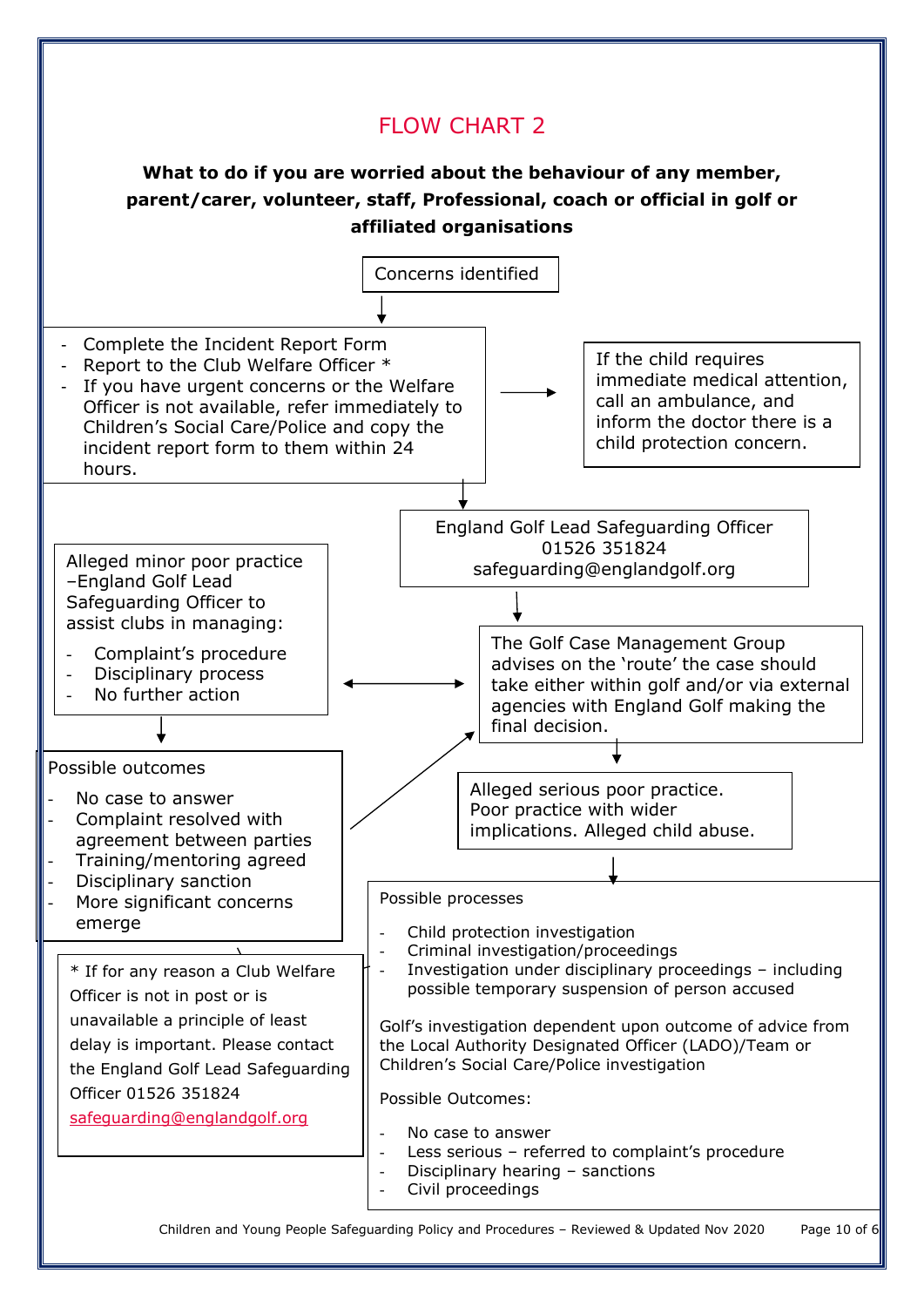## FLOW CHART 2

**What to do if you are worried about the behaviour of any member, parent/carer, volunteer, staff, Professional, coach or official in golf or affiliated organisations**

Concerns identified

- Complete the Incident Report Form
- Report to the Club Welfare Officer *
- If you have urgent concerns or the Welfare Officer is not available, refer immediately to Children's Social Care/Police and copy the incident report form to them within 24 hours.

If the child requires immediate medical attention, call an ambulance, and inform the doctor there is a child protection concern.

England Golf Lead Safeguarding Officer
01526 351824
safeguarding@englandgolf.org

The Golf Case Management Group advises on the 'route' the case should take either within golf and/or via external agencies with England Golf making the final decision.

Alleged minor poor practice –England Golf Lead Safeguarding Officer to assist clubs in managing:

- Complaint's procedure
- Disciplinary process
- No further action

Possible outcomes

- No case to answer
- Complaint resolved with agreement between parties
- Training/mentoring agreed
- Disciplinary sanction
- More significant concerns emerge

Alleged serious poor practice. Poor practice with wider implications. Alleged child abuse.

Possible processes

- Child protection investigation
- Criminal investigation/proceedings
- Investigation under disciplinary proceedings – including possible temporary suspension of person accused

Golf's investigation dependent upon outcome of advice from the Local Authority Designated Officer (LADO)/Team or Children's Social Care/Police investigation

Possible Outcomes:

- No case to answer
- Less serious – referred to complaint's procedure
- Disciplinary hearing – sanctions
- Civil proceedings

* If for any reason a Club Welfare Officer is not in post or is unavailable a principle of least delay is important. Please contact the England Golf Lead Safeguarding Officer 01526 351824 safeguarding@englandgolf.org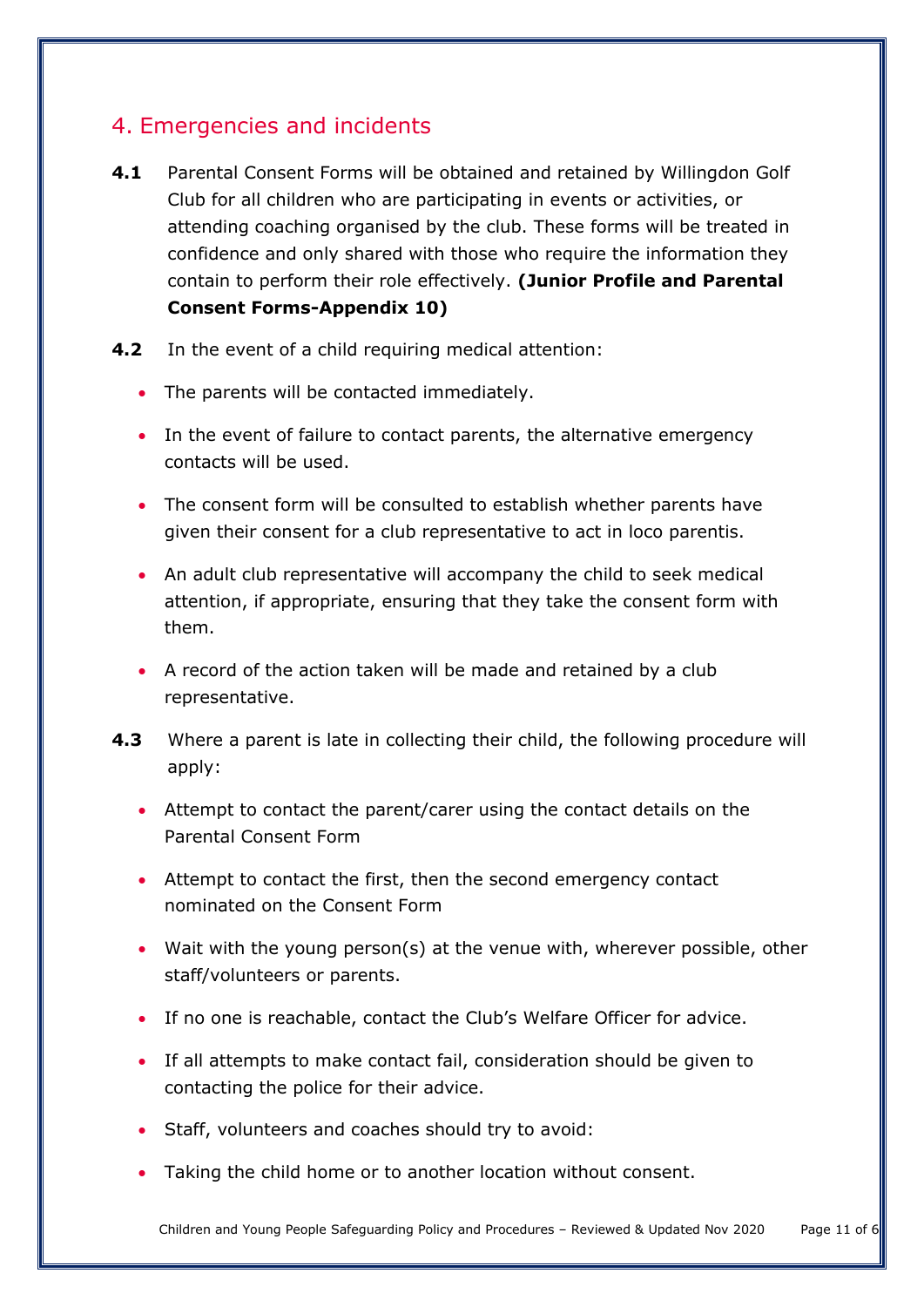## 4. Emergencies and incidents

**4.1** Parental Consent Forms will be obtained and retained by Willingdon Golf Club for all children who are participating in events or activities, or attending coaching organised by the club. These forms will be treated in confidence and only shared with those who require the information they contain to perform their role effectively. **(Junior Profile and Parental Consent Forms-Appendix 10)**

**4.2** In the event of a child requiring medical attention:

- The parents will be contacted immediately.
- In the event of failure to contact parents, the alternative emergency contacts will be used.
- The consent form will be consulted to establish whether parents have given their consent for a club representative to act in loco parentis.
- An adult club representative will accompany the child to seek medical attention, if appropriate, ensuring that they take the consent form with them.
- A record of the action taken will be made and retained by a club representative.

**4.3** Where a parent is late in collecting their child, the following procedure will apply:

- Attempt to contact the parent/carer using the contact details on the Parental Consent Form
- Attempt to contact the first, then the second emergency contact nominated on the Consent Form
- Wait with the young person(s) at the venue with, wherever possible, other staff/volunteers or parents.
- If no one is reachable, contact the Club's Welfare Officer for advice.
- If all attempts to make contact fail, consideration should be given to contacting the police for their advice.
- Staff, volunteers and coaches should try to avoid:
- Taking the child home or to another location without consent.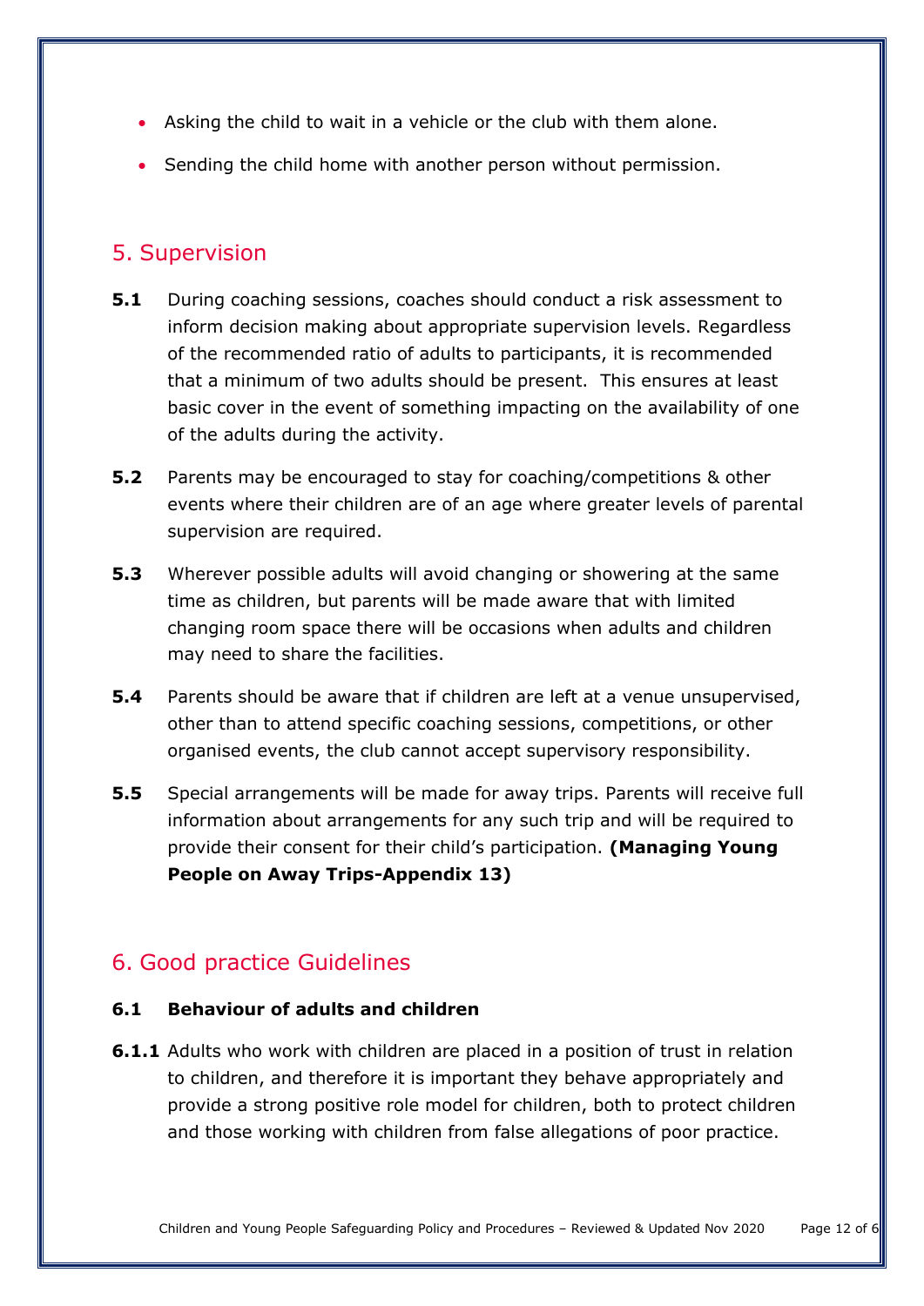- Asking the child to wait in a vehicle or the club with them alone.
- Sending the child home with another person without permission.

## 5. Supervision

**5.1** During coaching sessions, coaches should conduct a risk assessment to inform decision making about appropriate supervision levels. Regardless of the recommended ratio of adults to participants, it is recommended that a minimum of two adults should be present. This ensures at least basic cover in the event of something impacting on the availability of one of the adults during the activity.

**5.2** Parents may be encouraged to stay for coaching/competitions & other events where their children are of an age where greater levels of parental supervision are required.

**5.3** Wherever possible adults will avoid changing or showering at the same time as children, but parents will be made aware that with limited changing room space there will be occasions when adults and children may need to share the facilities.

**5.4** Parents should be aware that if children are left at a venue unsupervised, other than to attend specific coaching sessions, competitions, or other organised events, the club cannot accept supervisory responsibility.

**5.5** Special arrangements will be made for away trips. Parents will receive full information about arrangements for any such trip and will be required to provide their consent for their child's participation. **(Managing Young People on Away Trips-Appendix 13)**

## 6. Good practice Guidelines

### 6.1 Behaviour of adults and children

**6.1.1** Adults who work with children are placed in a position of trust in relation to children, and therefore it is important they behave appropriately and provide a strong positive role model for children, both to protect children and those working with children from false allegations of poor practice.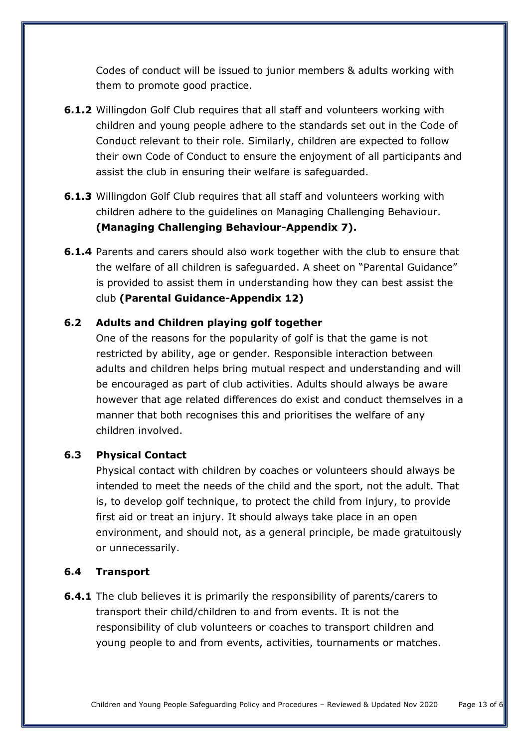Codes of conduct will be issued to junior members & adults working with them to promote good practice.

**6.1.2** Willingdon Golf Club requires that all staff and volunteers working with children and young people adhere to the standards set out in the Code of Conduct relevant to their role. Similarly, children are expected to follow their own Code of Conduct to ensure the enjoyment of all participants and assist the club in ensuring their welfare is safeguarded.

**6.1.3** Willingdon Golf Club requires that all staff and volunteers working with children adhere to the guidelines on Managing Challenging Behaviour. **(Managing Challenging Behaviour-Appendix 7).**

**6.1.4** Parents and carers should also work together with the club to ensure that the welfare of all children is safeguarded. A sheet on "Parental Guidance" is provided to assist them in understanding how they can best assist the club **(Parental Guidance-Appendix 12)**

### 6.2 Adults and Children playing golf together

One of the reasons for the popularity of golf is that the game is not restricted by ability, age or gender. Responsible interaction between adults and children helps bring mutual respect and understanding and will be encouraged as part of club activities. Adults should always be aware however that age related differences do exist and conduct themselves in a manner that both recognises this and prioritises the welfare of any children involved.

### 6.3 Physical Contact

Physical contact with children by coaches or volunteers should always be intended to meet the needs of the child and the sport, not the adult. That is, to develop golf technique, to protect the child from injury, to provide first aid or treat an injury. It should always take place in an open environment, and should not, as a general principle, be made gratuitously or unnecessarily.

### 6.4 Transport

**6.4.1** The club believes it is primarily the responsibility of parents/carers to transport their child/children to and from events. It is not the responsibility of club volunteers or coaches to transport children and young people to and from events, activities, tournaments or matches.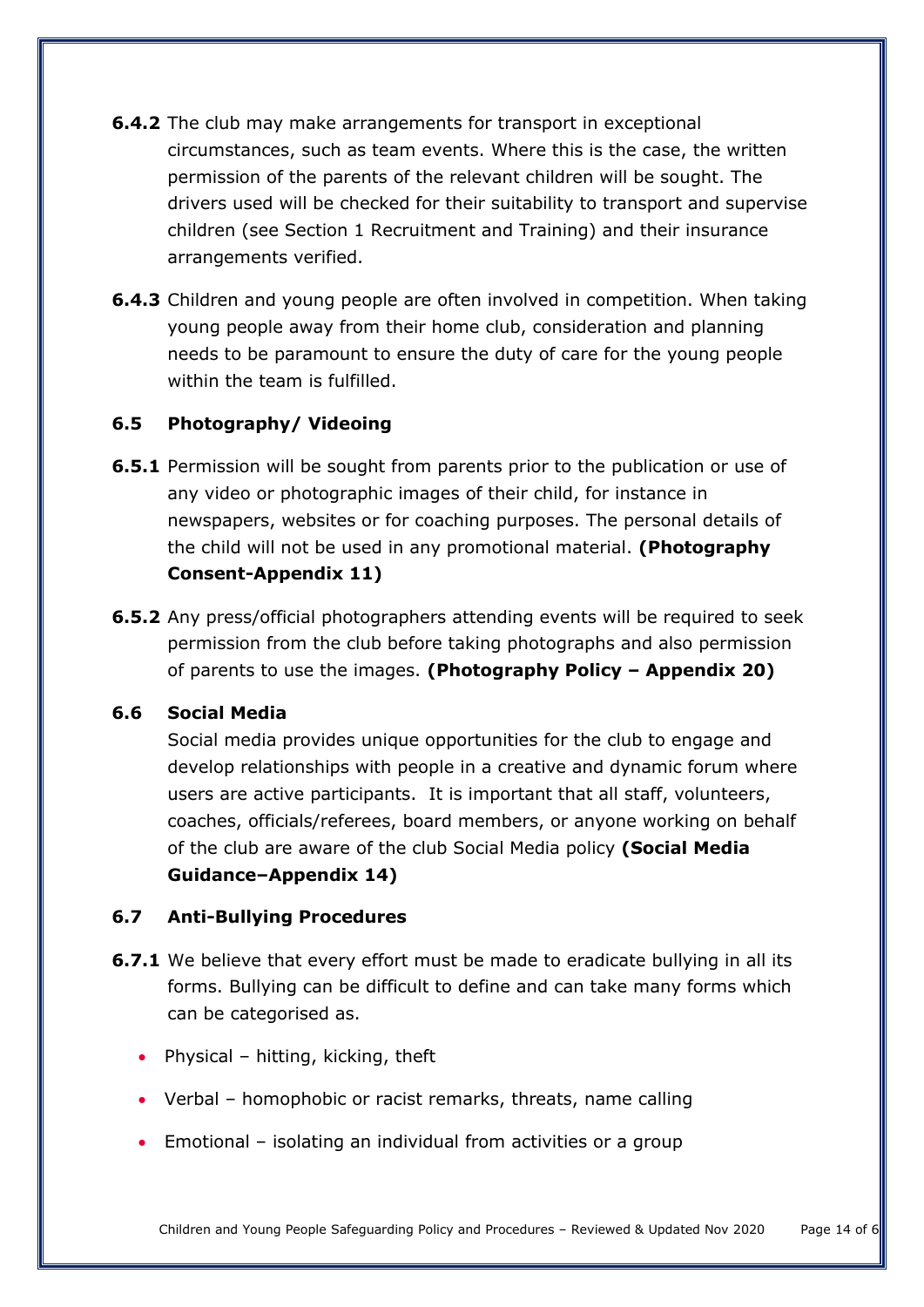**6.4.2** The club may make arrangements for transport in exceptional circumstances, such as team events. Where this is the case, the written permission of the parents of the relevant children will be sought. The drivers used will be checked for their suitability to transport and supervise children (see Section 1 Recruitment and Training) and their insurance arrangements verified.

**6.4.3** Children and young people are often involved in competition. When taking young people away from their home club, consideration and planning needs to be paramount to ensure the duty of care for the young people within the team is fulfilled.

### 6.5 Photography/ Videoing

**6.5.1** Permission will be sought from parents prior to the publication or use of any video or photographic images of their child, for instance in newspapers, websites or for coaching purposes. The personal details of the child will not be used in any promotional material. **(Photography Consent-Appendix 11)**

**6.5.2** Any press/official photographers attending events will be required to seek permission from the club before taking photographs and also permission of parents to use the images. **(Photography Policy – Appendix 20)**

### 6.6 Social Media

Social media provides unique opportunities for the club to engage and develop relationships with people in a creative and dynamic forum where users are active participants. It is important that all staff, volunteers, coaches, officials/referees, board members, or anyone working on behalf of the club are aware of the club Social Media policy **(Social Media Guidance–Appendix 14)**

### 6.7 Anti-Bullying Procedures

**6.7.1** We believe that every effort must be made to eradicate bullying in all its forms. Bullying can be difficult to define and can take many forms which can be categorised as.

- Physical – hitting, kicking, theft
- Verbal – homophobic or racist remarks, threats, name calling
- Emotional – isolating an individual from activities or a group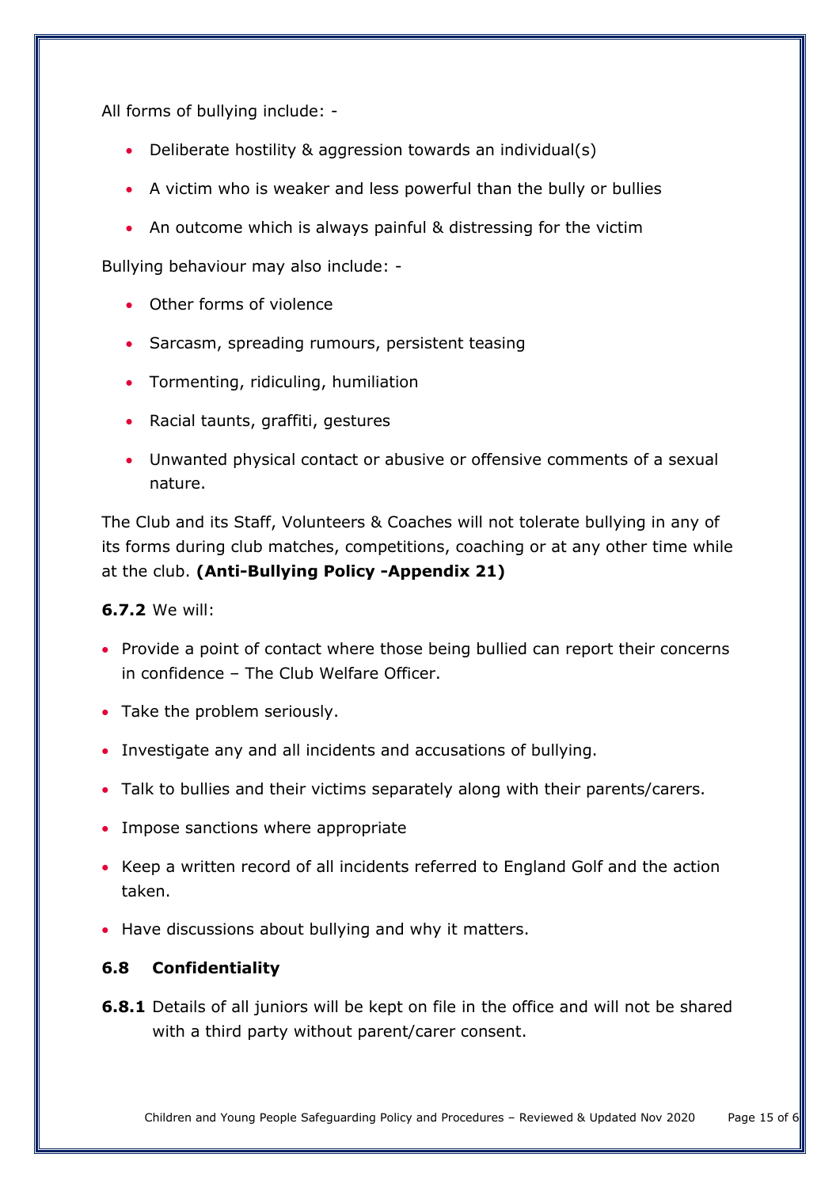All forms of bullying include: -

- Deliberate hostility & aggression towards an individual(s)
- A victim who is weaker and less powerful than the bully or bullies
- An outcome which is always painful & distressing for the victim

Bullying behaviour may also include: -

- Other forms of violence
- Sarcasm, spreading rumours, persistent teasing
- Tormenting, ridiculing, humiliation
- Racial taunts, graffiti, gestures
- Unwanted physical contact or abusive or offensive comments of a sexual nature.

The Club and its Staff, Volunteers & Coaches will not tolerate bullying in any of its forms during club matches, competitions, coaching or at any other time while at the club. **(Anti-Bullying Policy -Appendix 21)**

**6.7.2** We will:

- Provide a point of contact where those being bullied can report their concerns in confidence – The Club Welfare Officer.
- Take the problem seriously.
- Investigate any and all incidents and accusations of bullying.
- Talk to bullies and their victims separately along with their parents/carers.
- Impose sanctions where appropriate
- Keep a written record of all incidents referred to England Golf and the action taken.
- Have discussions about bullying and why it matters.

### 6.8 Confidentiality

**6.8.1** Details of all juniors will be kept on file in the office and will not be shared with a third party without parent/carer consent.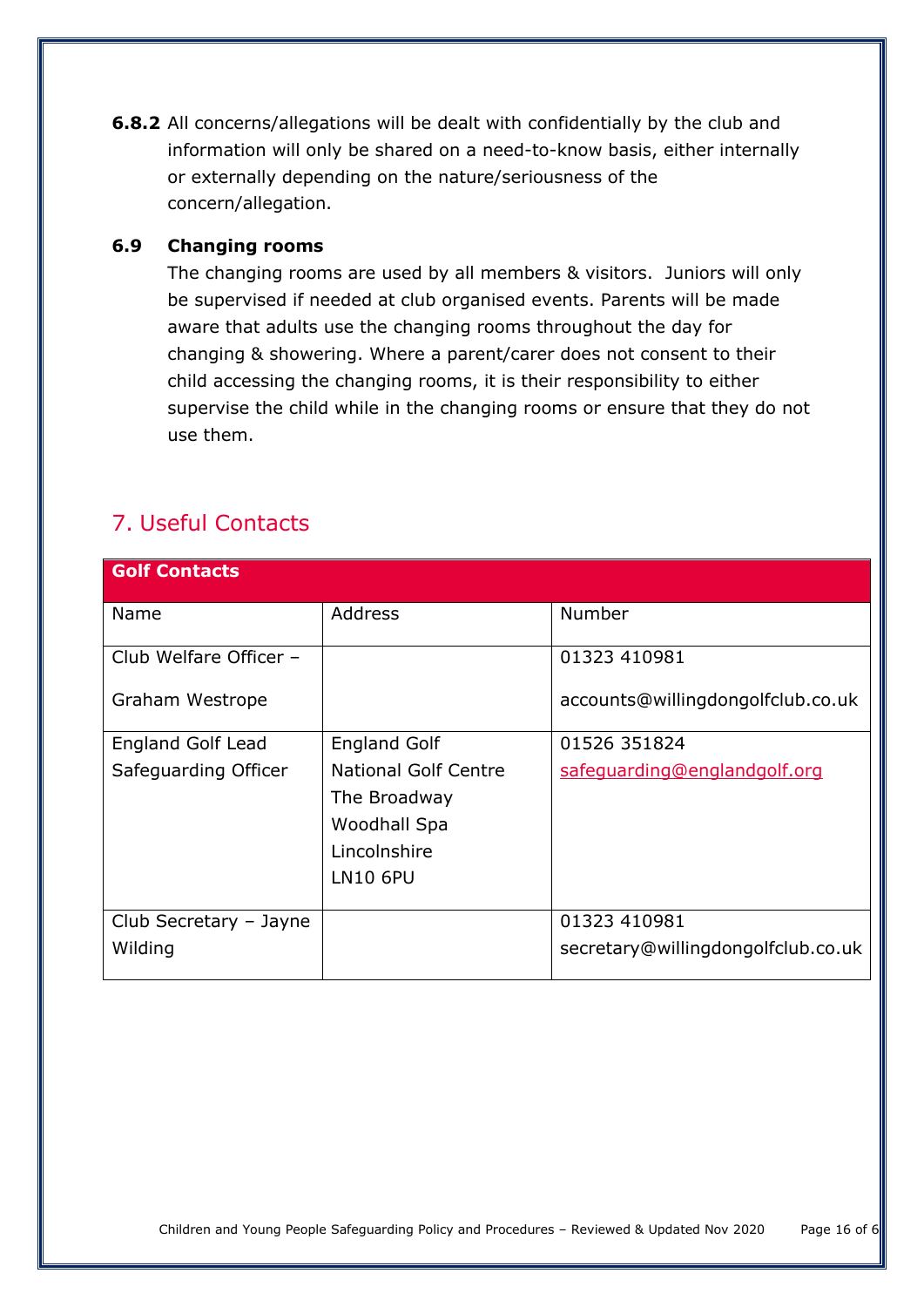**6.8.2** All concerns/allegations will be dealt with confidentially by the club and information will only be shared on a need-to-know basis, either internally or externally depending on the nature/seriousness of the concern/allegation.

### 6.9 Changing rooms

The changing rooms are used by all members & visitors. Juniors will only be supervised if needed at club organised events. Parents will be made aware that adults use the changing rooms throughout the day for changing & showering. Where a parent/carer does not consent to their child accessing the changing rooms, it is their responsibility to either supervise the child while in the changing rooms or ensure that they do not use them.

## 7. Useful Contacts

| **Golf Contacts** | | |
|---|---|---|
| Name | Address | Number |
| Club Welfare Officer – Graham Westrope | | 01323 410981<br>accounts@willingdongolfclub.co.uk |
| England Golf Lead Safeguarding Officer | England Golf<br>National Golf Centre<br>The Broadway<br>Woodhall Spa<br>Lincolnshire<br>LN10 6PU | 01526 351824<br>safeguarding@englandgolf.org |
| Club Secretary – Jayne Wilding | | 01323 410981<br>secretary@willingdongolfclub.co.uk |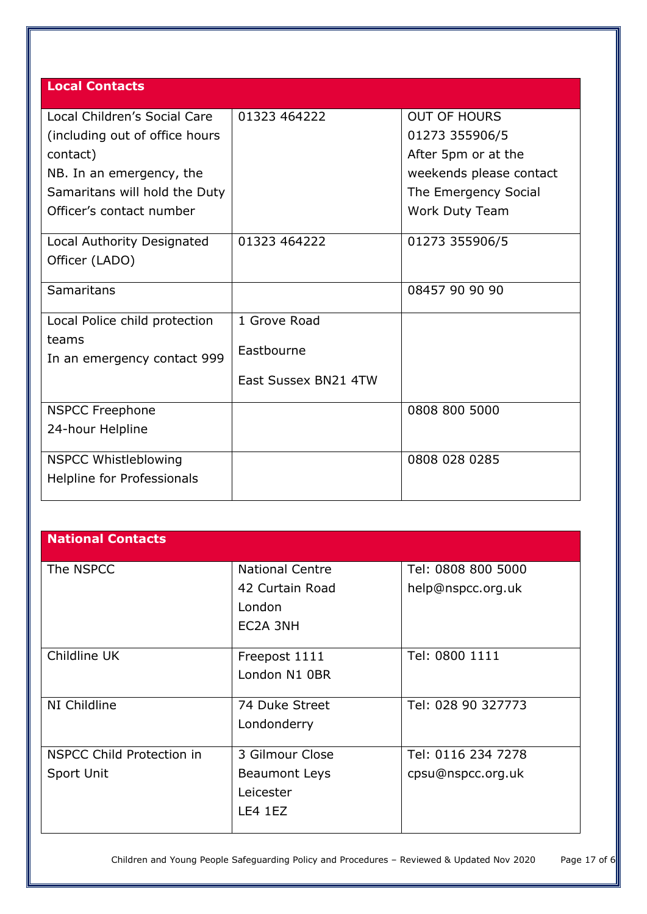| Local Contacts | | |
|---|---|---|
| Local Children's Social Care (including out of office hours contact)<br>NB. In an emergency, the Samaritans will hold the Duty Officer's contact number | 01323 464222 | OUT OF HOURS<br>01273 355906/5<br>After 5pm or at the weekends please contact The Emergency Social Work Duty Team |
| Local Authority Designated Officer (LADO) | 01323 464222 | 01273 355906/5 |
| Samaritans | | 08457 90 90 90 |
| Local Police child protection teams<br>In an emergency contact 999 | 1 Grove Road<br>Eastbourne<br>East Sussex BN21 4TW | |
| NSPCC Freephone<br>24-hour Helpline | | 0808 800 5000 |
| NSPCC Whistleblowing Helpline for Professionals | | 0808 028 0285 |

| National Contacts | | |
|---|---|---|
| The NSPCC | National Centre<br>42 Curtain Road<br>London<br>EC2A 3NH | Tel: 0808 800 5000<br>help@nspcc.org.uk |
| Childline UK | Freepost 1111<br>London N1 0BR | Tel: 0800 1111 |
| NI Childline | 74 Duke Street<br>Londonderry | Tel: 028 90 327773 |
| NSPCC Child Protection in Sport Unit | 3 Gilmour Close<br>Beaumont Leys<br>Leicester<br>LE4 1EZ | Tel: 0116 234 7278<br>cpsu@nspcc.org.uk |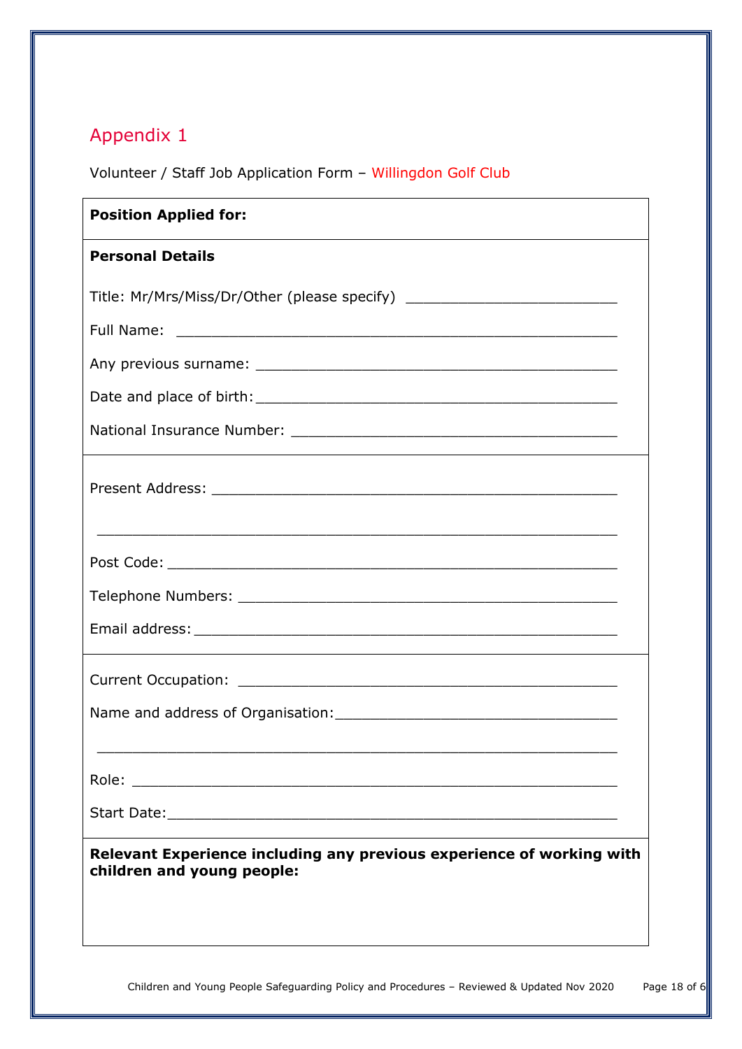## Appendix 1

Volunteer / Staff Job Application Form – Willingdon Golf Club

**Position Applied for:**

**Personal Details**

Title: Mr/Mrs/Miss/Dr/Other (please specify) ________________________

Full Name: __________________________________________________

Any previous surname: ________________________________________

Date and place of birth: _______________________________________

National Insurance Number: ____________________________________

Present Address: _____________________________________________

__________________________________________________________

Post Code: __________________________________________________

Telephone Numbers: __________________________________________

Email address: _______________________________________________

Current Occupation: __________________________________________

Name and address of Organisation: ______________________________

__________________________________________________________

Role: ______________________________________________________

Start Date: __________________________________________________

**Relevant Experience including any previous experience of working with children and young people:**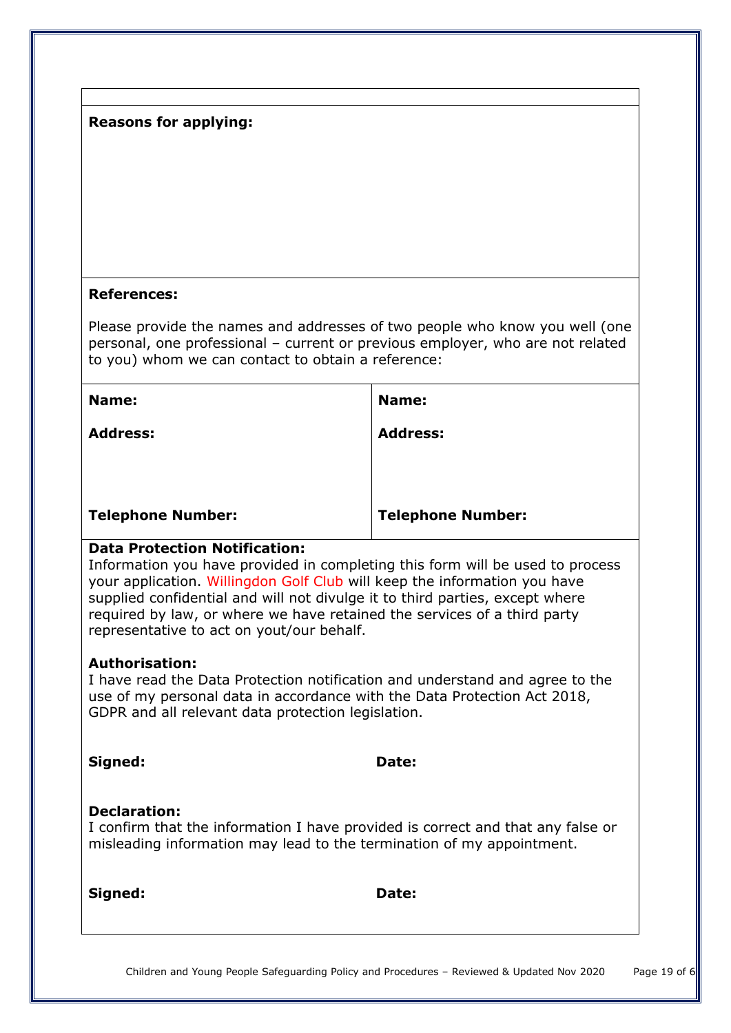**Reasons for applying:**

**References:**

Please provide the names and addresses of two people who know you well (one personal, one professional – current or previous employer, who are not related to you) whom we can contact to obtain a reference:

| **Name:** | **Name:** |
| --- | --- |
| **Address:** | **Address:** |
| **Telephone Number:** | **Telephone Number:** |

**Data Protection Notification:**
Information you have provided in completing this form will be used to process your application. Willingdon Golf Club will keep the information you have supplied confidential and will not divulge it to third parties, except where required by law, or where we have retained the services of a third party representative to act on yout/our behalf.

**Authorisation:**
I have read the Data Protection notification and understand and agree to the use of my personal data in accordance with the Data Protection Act 2018, GDPR and all relevant data protection legislation.

**Signed:** **Date:**

**Declaration:**
I confirm that the information I have provided is correct and that any false or misleading information may lead to the termination of my appointment.

**Signed:** **Date:**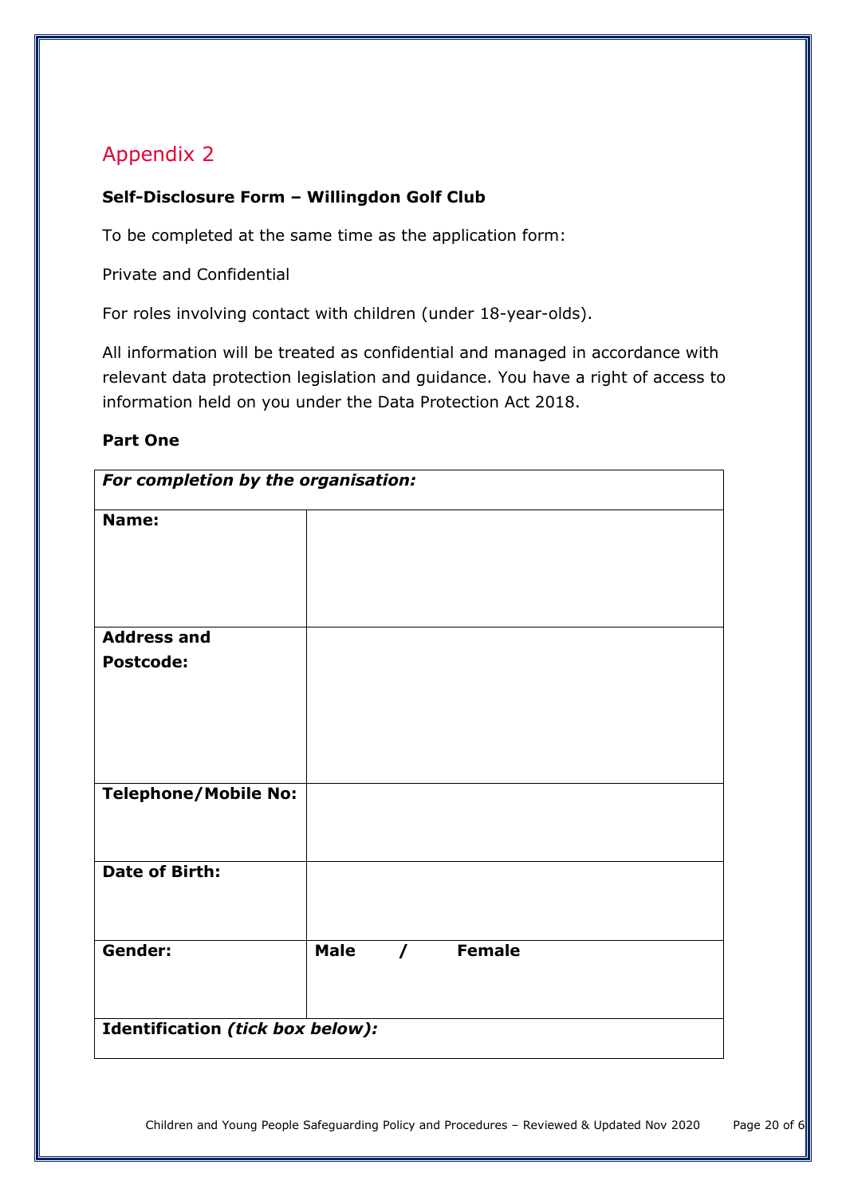## Appendix 2

**Self-Disclosure Form – Willingdon Golf Club**

To be completed at the same time as the application form:

Private and Confidential

For roles involving contact with children (under 18-year-olds).

All information will be treated as confidential and managed in accordance with relevant data protection legislation and guidance. You have a right of access to information held on you under the Data Protection Act 2018.

**Part One**

| ***For completion by the organisation:*** | |
|---|---|
| **Name:** | |
| **Address and Postcode:** | |
| **Telephone/Mobile No:** | |
| **Date of Birth:** | |
| **Gender:** | **Male / Female** |
| **Identification** ***(tick box below):*** | |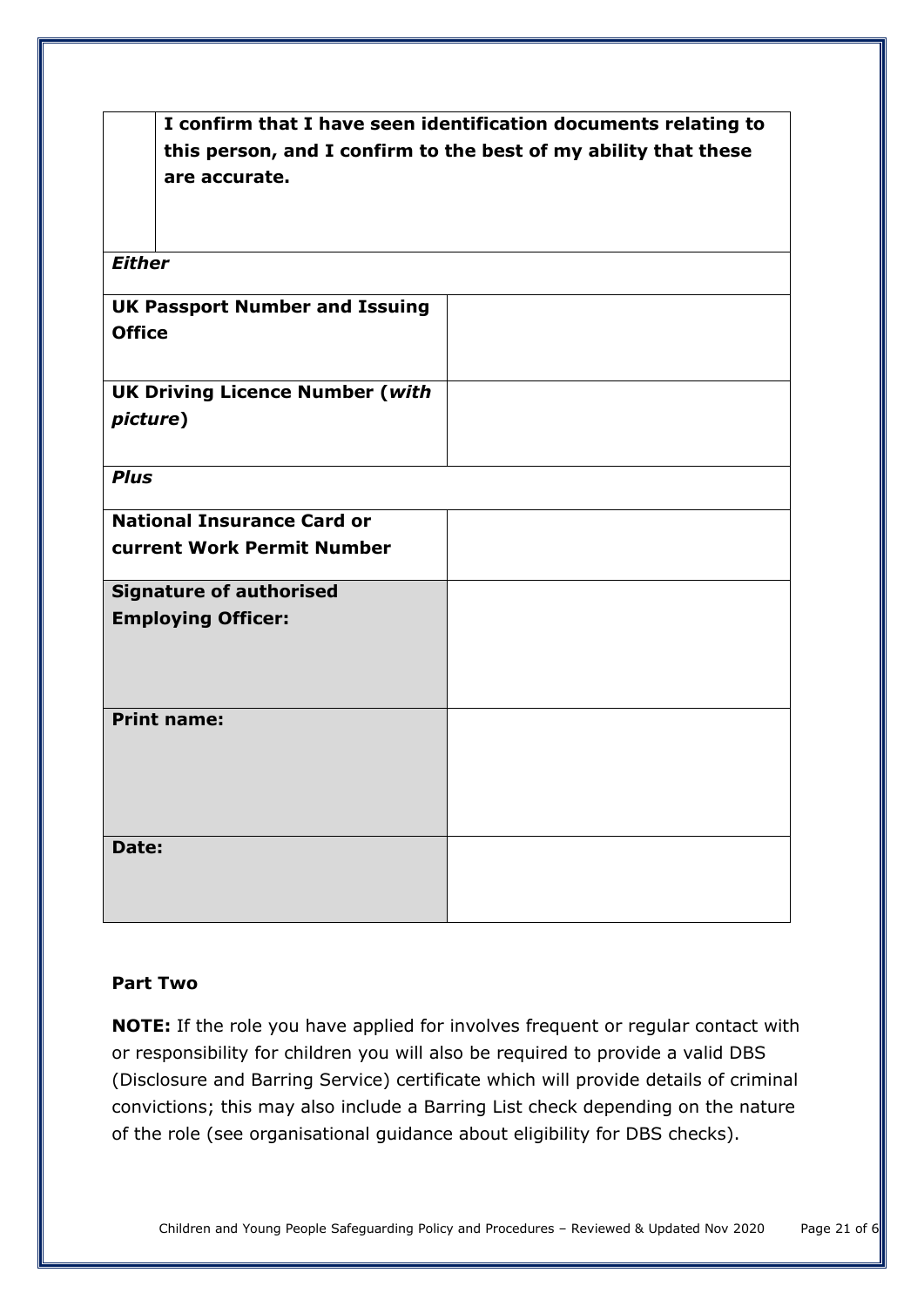| | **I confirm that I have seen identification documents relating to this person, and I confirm to the best of my ability that these are accurate.** |
|---|---|
| ***Either*** | |
| **UK Passport Number and Issuing Office** | |
| **UK Driving Licence Number (*with picture*)** | |
| ***Plus*** | |
| **National Insurance Card or current Work Permit Number** | |
| **Signature of authorised Employing Officer:** | |
| **Print name:** | |
| **Date:** | |

**Part Two**

**NOTE:** If the role you have applied for involves frequent or regular contact with or responsibility for children you will also be required to provide a valid DBS (Disclosure and Barring Service) certificate which will provide details of criminal convictions; this may also include a Barring List check depending on the nature of the role (see organisational guidance about eligibility for DBS checks).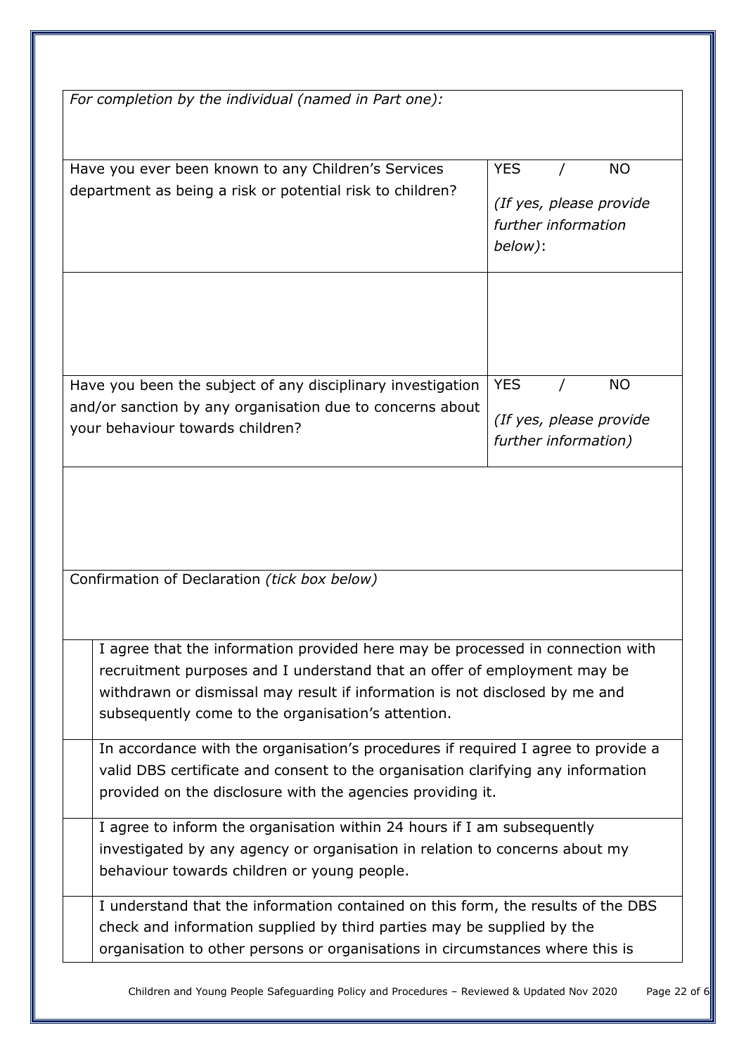| *For completion by the individual (named in Part one):* | |
|---|---|
| Have you ever been known to any Children's Services department as being a risk or potential risk to children? | YES / NO *(If yes, please provide further information below)*: |
| | |
| Have you been the subject of any disciplinary investigation and/or sanction by any organisation due to concerns about your behaviour towards children? | YES / NO *(If yes, please provide further information)* |
| | |

Confirmation of Declaration *(tick box below)*

| | |
|---|---|
| | I agree that the information provided here may be processed in connection with recruitment purposes and I understand that an offer of employment may be withdrawn or dismissal may result if information is not disclosed by me and subsequently come to the organisation's attention. |
| | In accordance with the organisation's procedures if required I agree to provide a valid DBS certificate and consent to the organisation clarifying any information provided on the disclosure with the agencies providing it. |
| | I agree to inform the organisation within 24 hours if I am subsequently investigated by any agency or organisation in relation to concerns about my behaviour towards children or young people. |
| | I understand that the information contained on this form, the results of the DBS check and information supplied by third parties may be supplied by the organisation to other persons or organisations in circumstances where this is |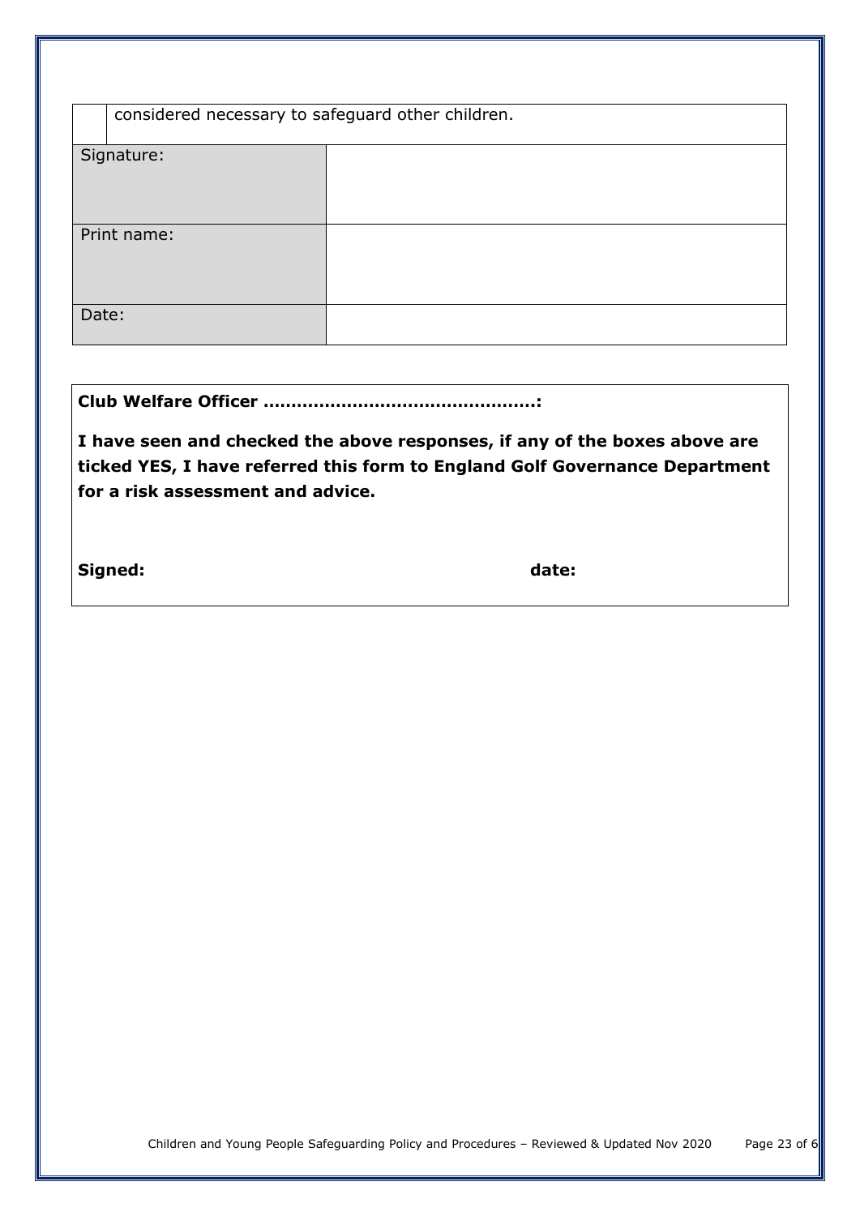|  | considered necessary to safeguard other children. |
|---|---|
| Signature: | |
| Print name: | |
| Date: | |

**Club Welfare Officer ………………………………………….:**

**I have seen and checked the above responses, if any of the boxes above are ticked YES, I have referred this form to England Golf Governance Department for a risk assessment and advice.**

**Signed:** **date:**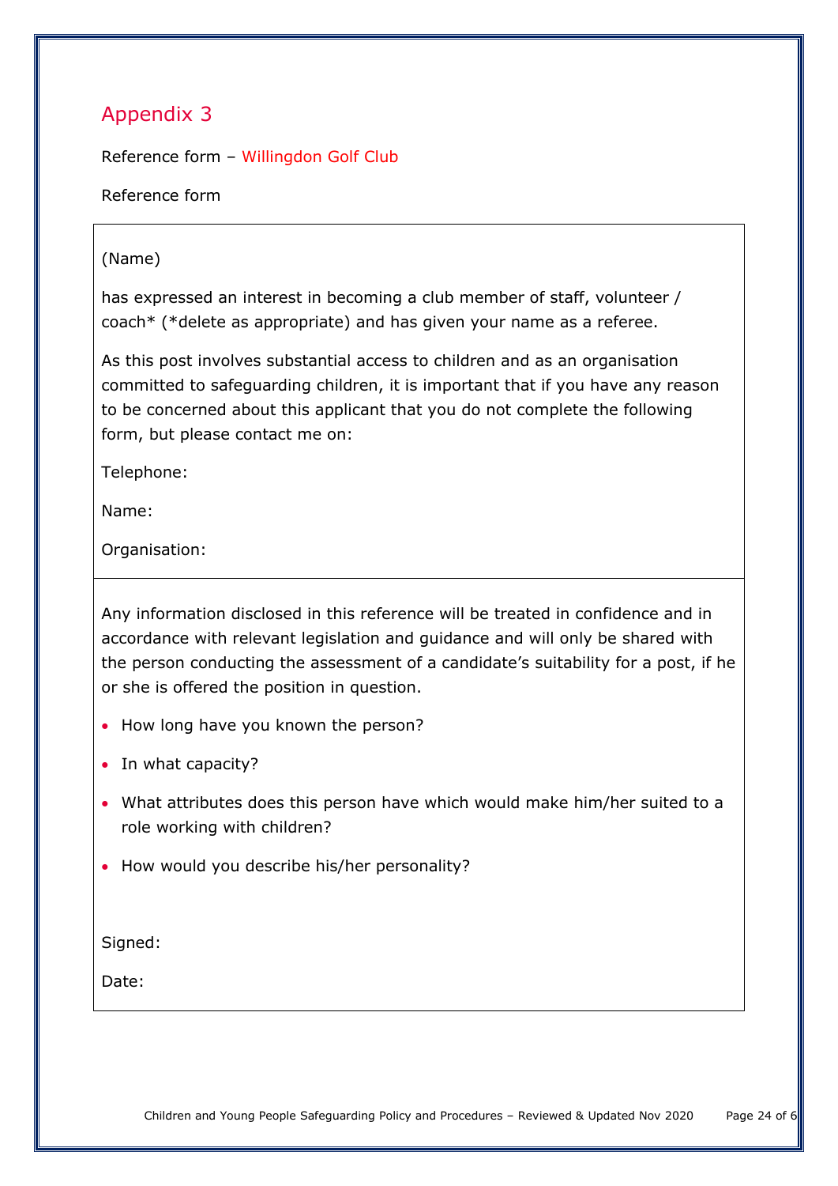## Appendix 3

Reference form – Willingdon Golf Club

Reference form

(Name)

has expressed an interest in becoming a club member of staff, volunteer / coach* (*delete as appropriate) and has given your name as a referee.

As this post involves substantial access to children and as an organisation committed to safeguarding children, it is important that if you have any reason to be concerned about this applicant that you do not complete the following form, but please contact me on:

Telephone:

Name:

Organisation:

Any information disclosed in this reference will be treated in confidence and in accordance with relevant legislation and guidance and will only be shared with the person conducting the assessment of a candidate's suitability for a post, if he or she is offered the position in question.

- How long have you known the person?
- In what capacity?
- What attributes does this person have which would make him/her suited to a role working with children?
- How would you describe his/her personality?

Signed:

Date: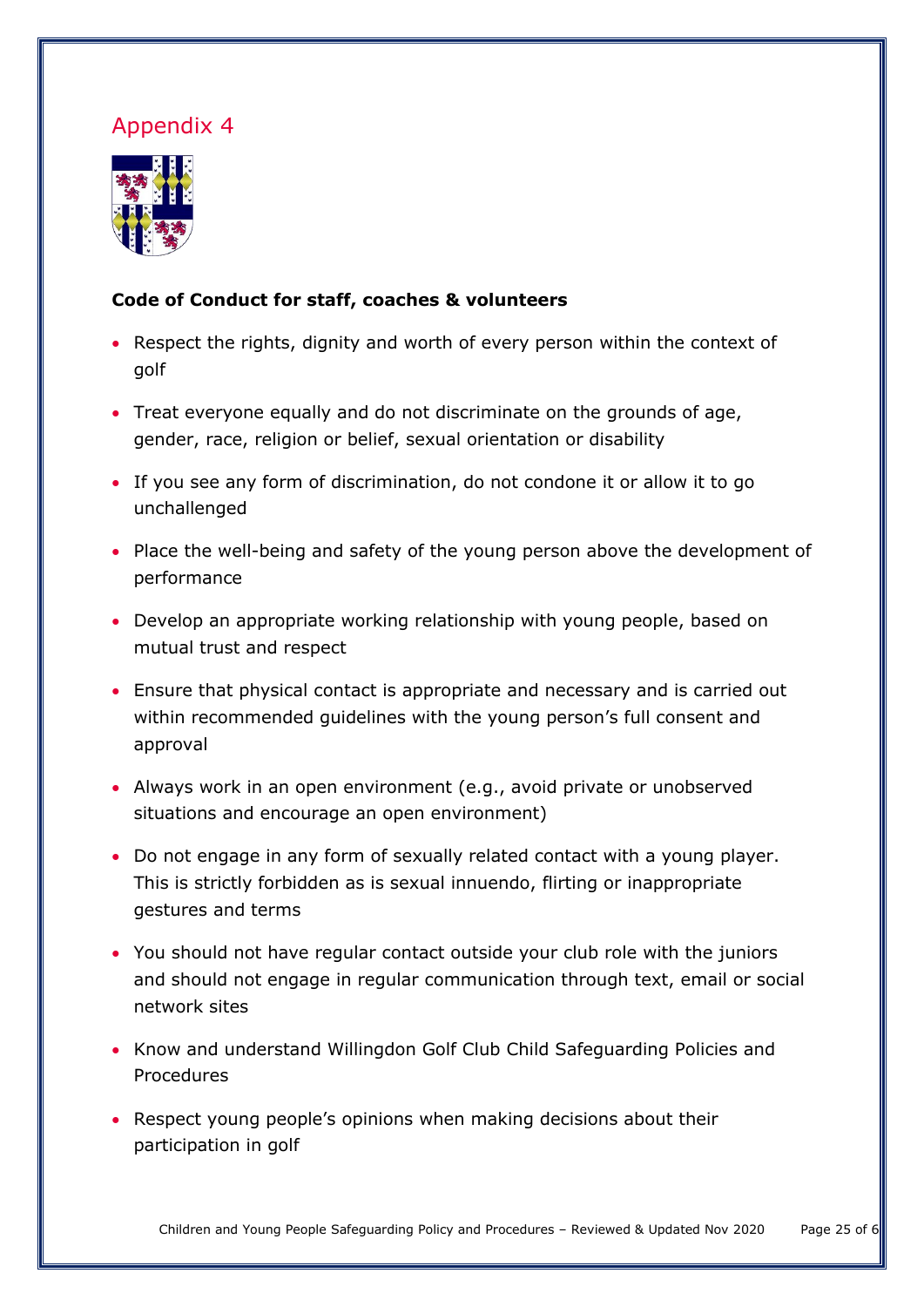# Appendix 4

**Code of Conduct for staff, coaches & volunteers**

- Respect the rights, dignity and worth of every person within the context of golf
- Treat everyone equally and do not discriminate on the grounds of age, gender, race, religion or belief, sexual orientation or disability
- If you see any form of discrimination, do not condone it or allow it to go unchallenged
- Place the well-being and safety of the young person above the development of performance
- Develop an appropriate working relationship with young people, based on mutual trust and respect
- Ensure that physical contact is appropriate and necessary and is carried out within recommended guidelines with the young person's full consent and approval
- Always work in an open environment (e.g., avoid private or unobserved situations and encourage an open environment)
- Do not engage in any form of sexually related contact with a young player. This is strictly forbidden as is sexual innuendo, flirting or inappropriate gestures and terms
- You should not have regular contact outside your club role with the juniors and should not engage in regular communication through text, email or social network sites
- Know and understand Willingdon Golf Club Child Safeguarding Policies and Procedures
- Respect young people's opinions when making decisions about their participation in golf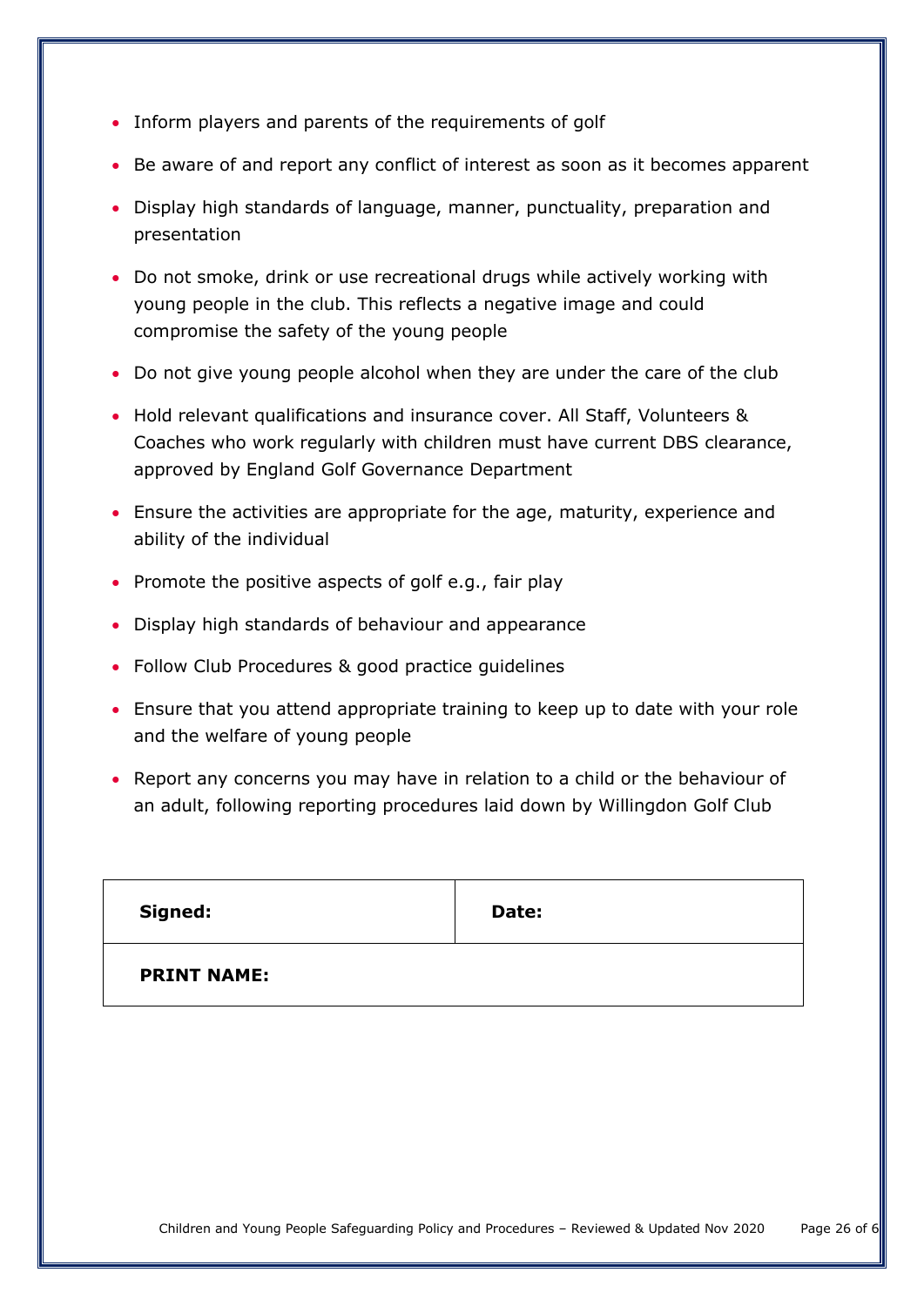- Inform players and parents of the requirements of golf
- Be aware of and report any conflict of interest as soon as it becomes apparent
- Display high standards of language, manner, punctuality, preparation and presentation
- Do not smoke, drink or use recreational drugs while actively working with young people in the club. This reflects a negative image and could compromise the safety of the young people
- Do not give young people alcohol when they are under the care of the club
- Hold relevant qualifications and insurance cover. All Staff, Volunteers & Coaches who work regularly with children must have current DBS clearance, approved by England Golf Governance Department
- Ensure the activities are appropriate for the age, maturity, experience and ability of the individual
- Promote the positive aspects of golf e.g., fair play
- Display high standards of behaviour and appearance
- Follow Club Procedures & good practice guidelines
- Ensure that you attend appropriate training to keep up to date with your role and the welfare of young people
- Report any concerns you may have in relation to a child or the behaviour of an adult, following reporting procedures laid down by Willingdon Golf Club

| **Signed:** | **Date:** |
|---|---|
| **PRINT NAME:** | |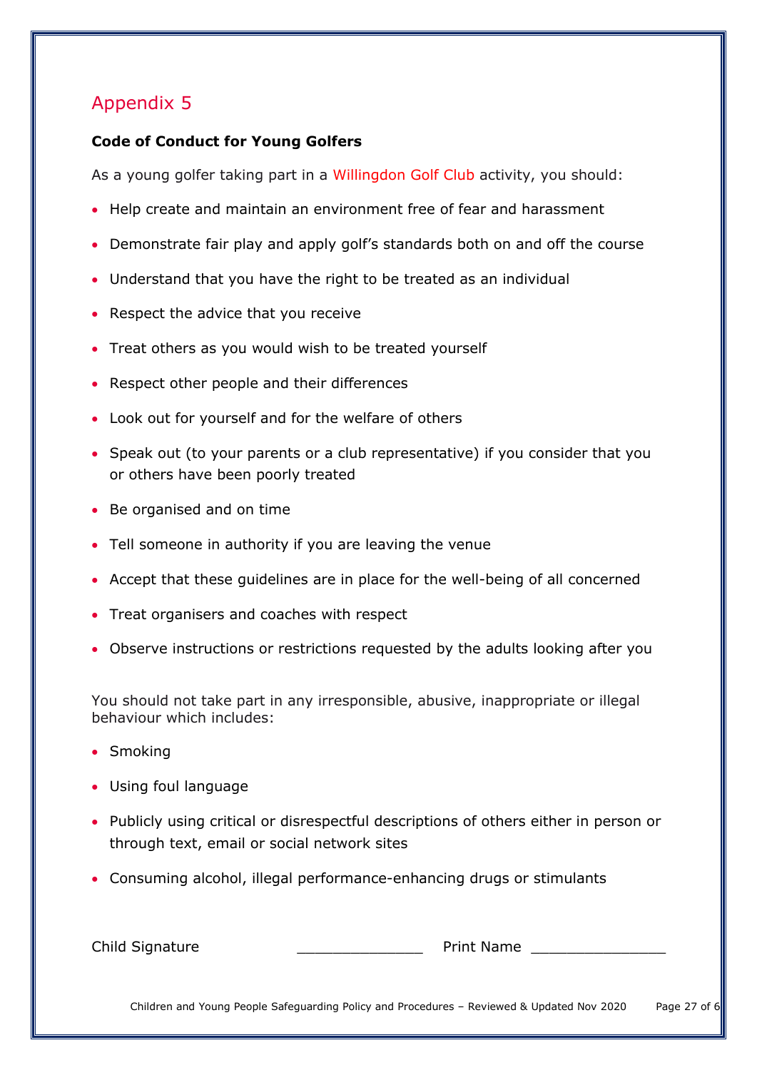## Appendix 5

**Code of Conduct for Young Golfers**

As a young golfer taking part in a Willingdon Golf Club activity, you should:

- Help create and maintain an environment free of fear and harassment
- Demonstrate fair play and apply golf's standards both on and off the course
- Understand that you have the right to be treated as an individual
- Respect the advice that you receive
- Treat others as you would wish to be treated yourself
- Respect other people and their differences
- Look out for yourself and for the welfare of others
- Speak out (to your parents or a club representative) if you consider that you or others have been poorly treated
- Be organised and on time
- Tell someone in authority if you are leaving the venue
- Accept that these guidelines are in place for the well-being of all concerned
- Treat organisers and coaches with respect
- Observe instructions or restrictions requested by the adults looking after you

You should not take part in any irresponsible, abusive, inappropriate or illegal behaviour which includes:

- Smoking
- Using foul language
- Publicly using critical or disrespectful descriptions of others either in person or through text, email or social network sites
- Consuming alcohol, illegal performance-enhancing drugs or stimulants

Child Signature \_\_\_\_\_\_\_\_\_\_\_\_\_\_ Print Name \_\_\_\_\_\_\_\_\_\_\_\_\_\_\_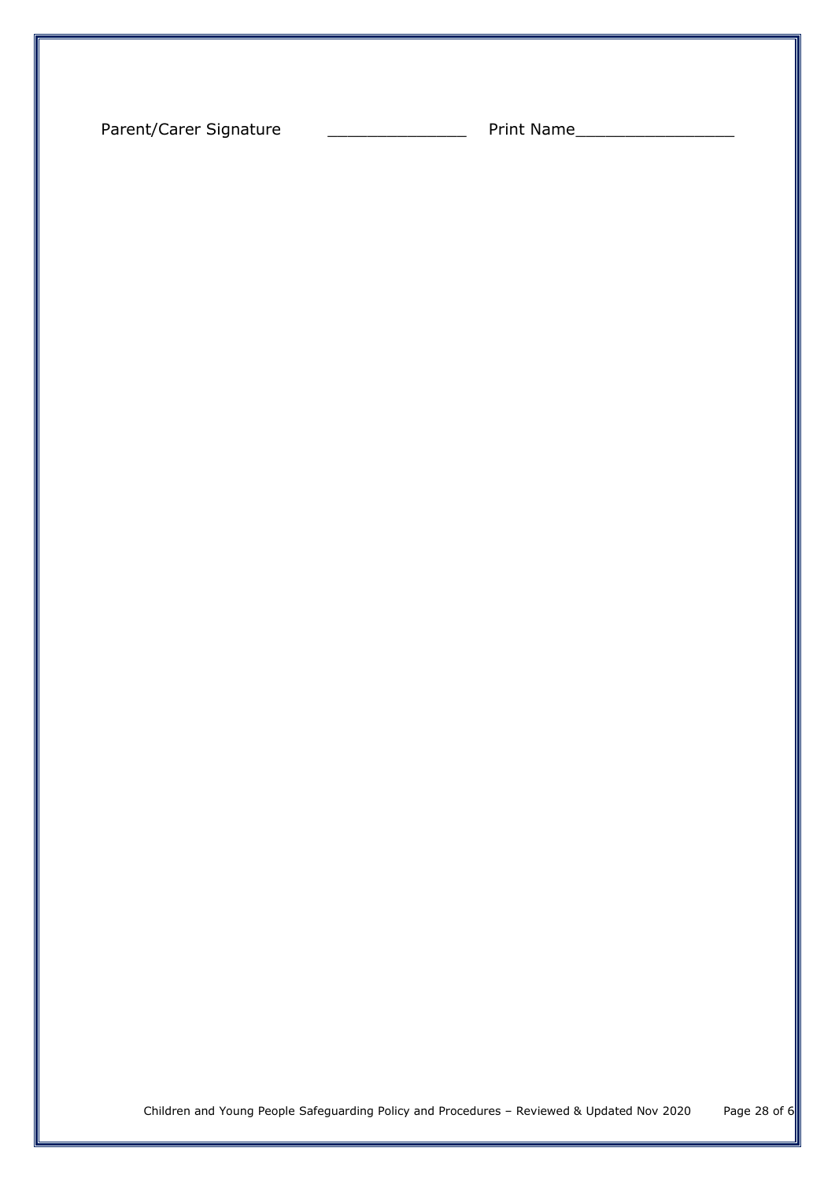Parent/Carer Signature ______________ Print Name________________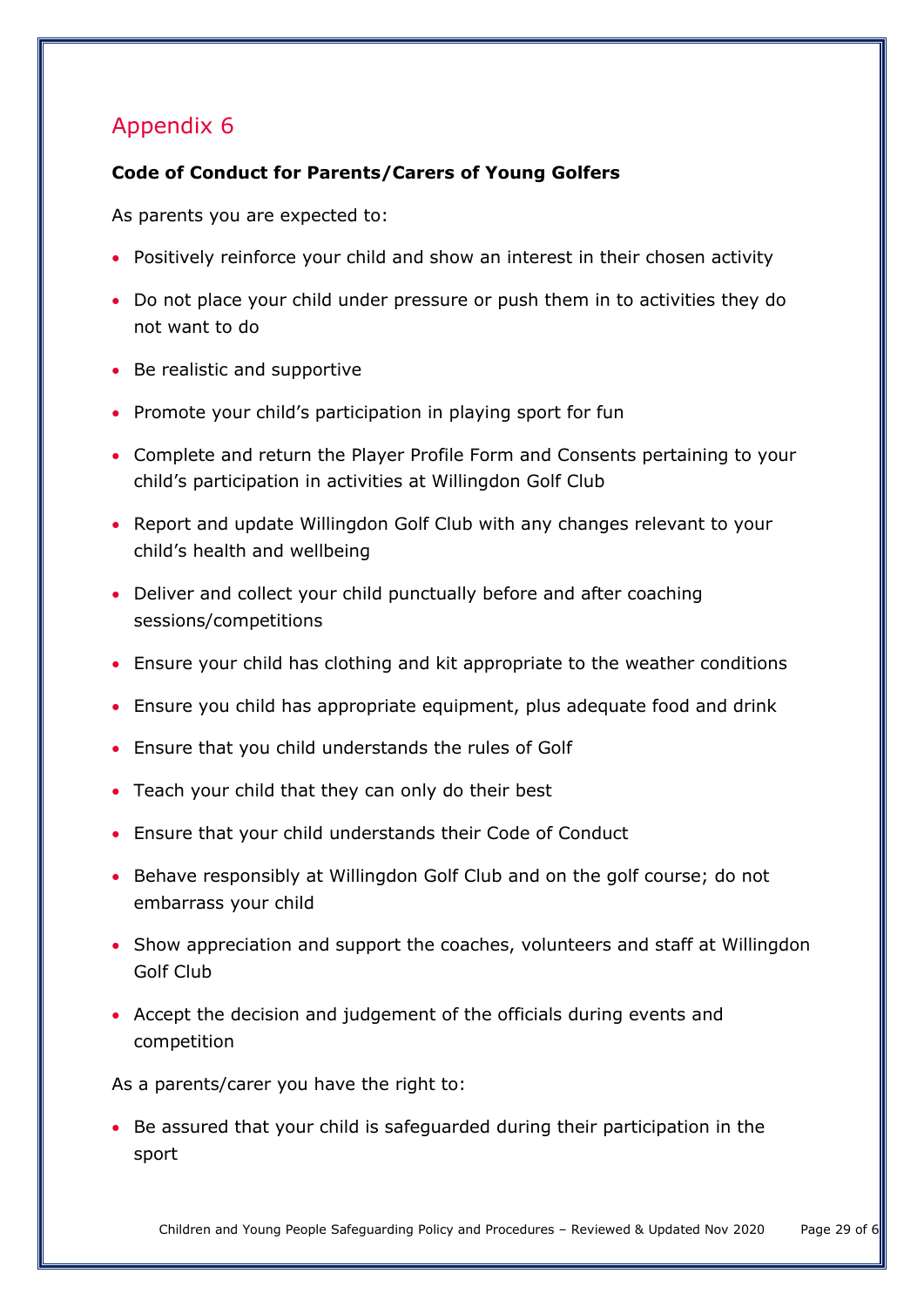## Appendix 6

**Code of Conduct for Parents/Carers of Young Golfers**

As parents you are expected to:

- Positively reinforce your child and show an interest in their chosen activity
- Do not place your child under pressure or push them in to activities they do not want to do
- Be realistic and supportive
- Promote your child's participation in playing sport for fun
- Complete and return the Player Profile Form and Consents pertaining to your child's participation in activities at Willingdon Golf Club
- Report and update Willingdon Golf Club with any changes relevant to your child's health and wellbeing
- Deliver and collect your child punctually before and after coaching sessions/competitions
- Ensure your child has clothing and kit appropriate to the weather conditions
- Ensure you child has appropriate equipment, plus adequate food and drink
- Ensure that you child understands the rules of Golf
- Teach your child that they can only do their best
- Ensure that your child understands their Code of Conduct
- Behave responsibly at Willingdon Golf Club and on the golf course; do not embarrass your child
- Show appreciation and support the coaches, volunteers and staff at Willingdon Golf Club
- Accept the decision and judgement of the officials during events and competition

As a parents/carer you have the right to:

- Be assured that your child is safeguarded during their participation in the sport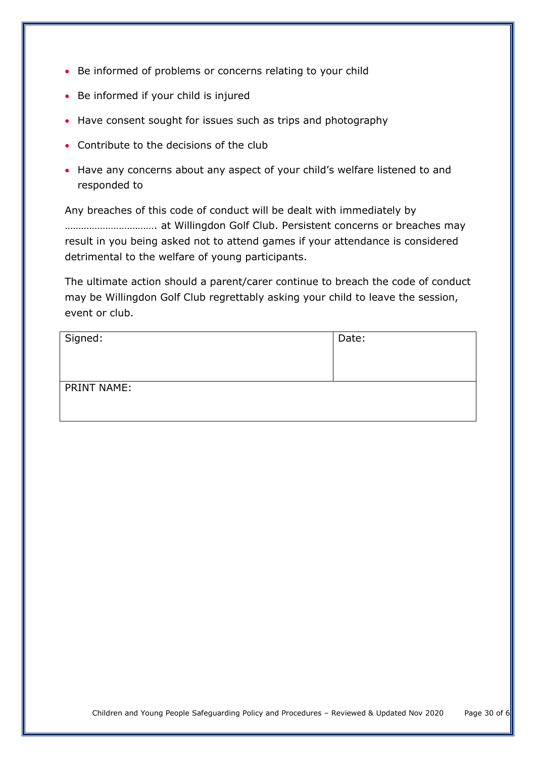- Be informed of problems or concerns relating to your child
- Be informed if your child is injured
- Have consent sought for issues such as trips and photography
- Contribute to the decisions of the club
- Have any concerns about any aspect of your child's welfare listened to and responded to

Any breaches of this code of conduct will be dealt with immediately by ……………………………. at Willingdon Golf Club. Persistent concerns or breaches may result in you being asked not to attend games if your attendance is considered detrimental to the welfare of young participants.

The ultimate action should a parent/carer continue to breach the code of conduct may be Willingdon Golf Club regrettably asking your child to leave the session, event or club.

| Signed: | Date: |
|---|---|
| PRINT NAME: | |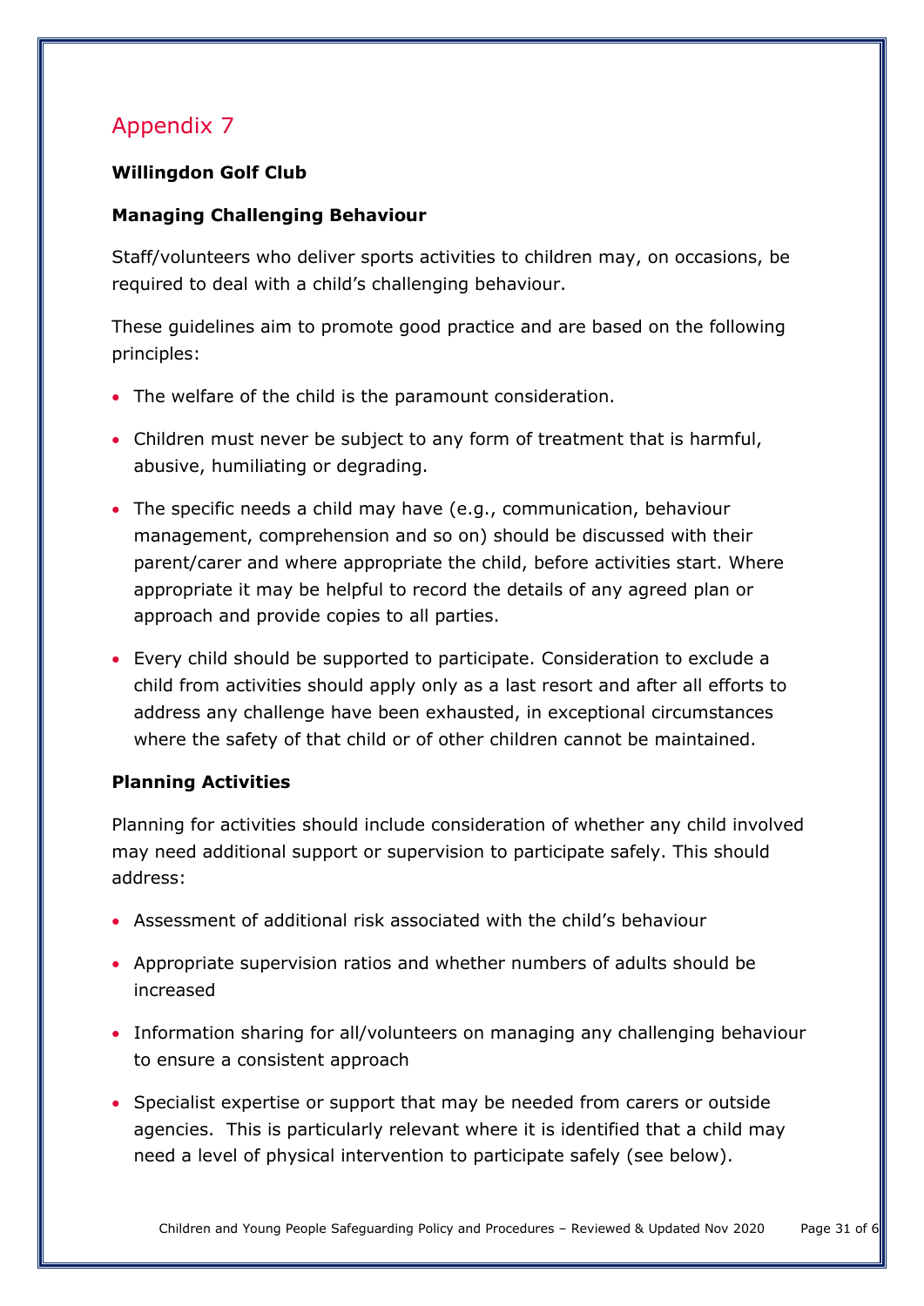## Appendix 7

**Willingdon Golf Club**

**Managing Challenging Behaviour**

Staff/volunteers who deliver sports activities to children may, on occasions, be required to deal with a child's challenging behaviour.

These guidelines aim to promote good practice and are based on the following principles:

- The welfare of the child is the paramount consideration.
- Children must never be subject to any form of treatment that is harmful, abusive, humiliating or degrading.
- The specific needs a child may have (e.g., communication, behaviour management, comprehension and so on) should be discussed with their parent/carer and where appropriate the child, before activities start. Where appropriate it may be helpful to record the details of any agreed plan or approach and provide copies to all parties.
- Every child should be supported to participate. Consideration to exclude a child from activities should apply only as a last resort and after all efforts to address any challenge have been exhausted, in exceptional circumstances where the safety of that child or of other children cannot be maintained.

**Planning Activities**

Planning for activities should include consideration of whether any child involved may need additional support or supervision to participate safely. This should address:

- Assessment of additional risk associated with the child's behaviour
- Appropriate supervision ratios and whether numbers of adults should be increased
- Information sharing for all/volunteers on managing any challenging behaviour to ensure a consistent approach
- Specialist expertise or support that may be needed from carers or outside agencies. This is particularly relevant where it is identified that a child may need a level of physical intervention to participate safely (see below).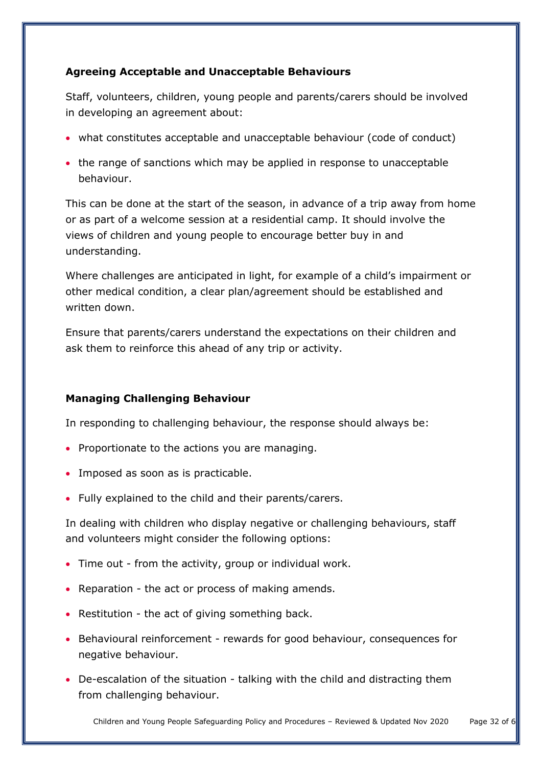### Agreeing Acceptable and Unacceptable Behaviours

Staff, volunteers, children, young people and parents/carers should be involved in developing an agreement about:

- what constitutes acceptable and unacceptable behaviour (code of conduct)
- the range of sanctions which may be applied in response to unacceptable behaviour.

This can be done at the start of the season, in advance of a trip away from home or as part of a welcome session at a residential camp. It should involve the views of children and young people to encourage better buy in and understanding.

Where challenges are anticipated in light, for example of a child's impairment or other medical condition, a clear plan/agreement should be established and written down.

Ensure that parents/carers understand the expectations on their children and ask them to reinforce this ahead of any trip or activity.

### Managing Challenging Behaviour

In responding to challenging behaviour, the response should always be:

- Proportionate to the actions you are managing.
- Imposed as soon as is practicable.
- Fully explained to the child and their parents/carers.

In dealing with children who display negative or challenging behaviours, staff and volunteers might consider the following options:

- Time out - from the activity, group or individual work.
- Reparation - the act or process of making amends.
- Restitution - the act of giving something back.
- Behavioural reinforcement - rewards for good behaviour, consequences for negative behaviour.
- De-escalation of the situation - talking with the child and distracting them from challenging behaviour.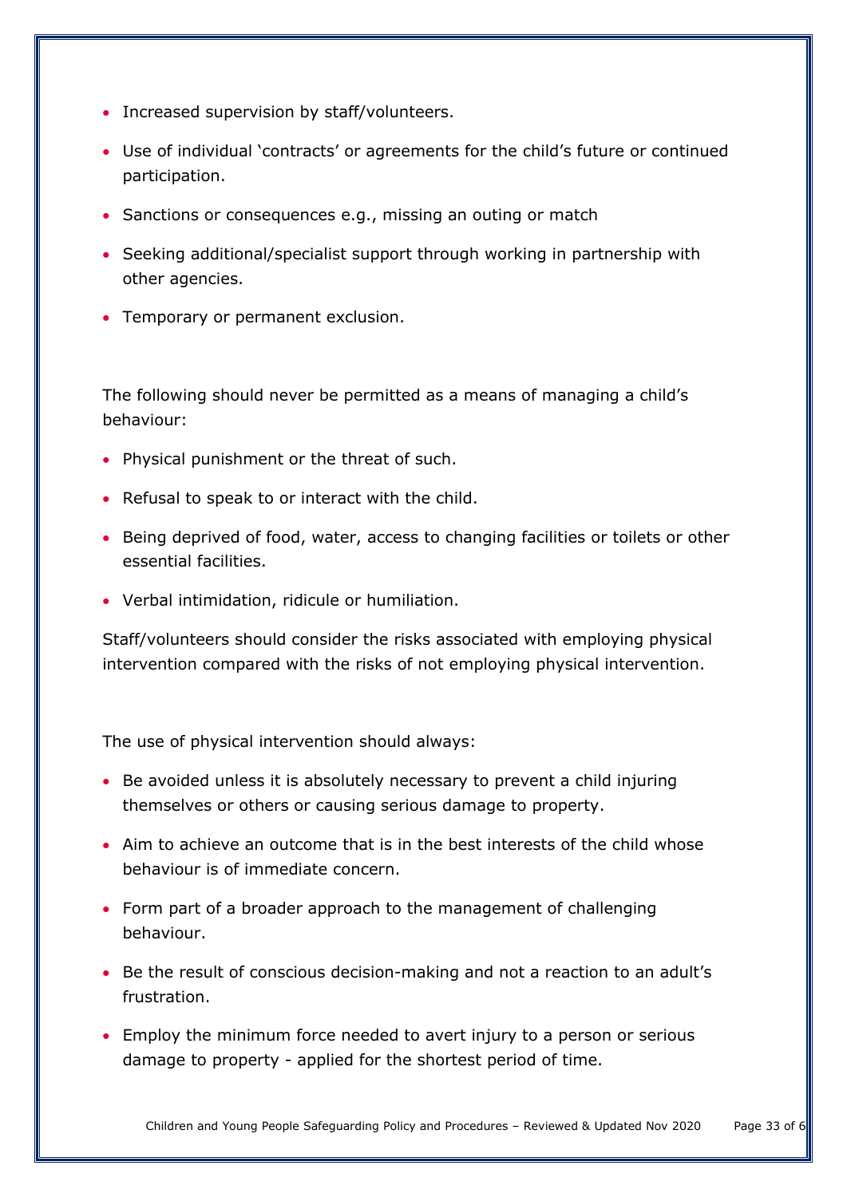- Increased supervision by staff/volunteers.
- Use of individual 'contracts' or agreements for the child's future or continued participation.
- Sanctions or consequences e.g., missing an outing or match
- Seeking additional/specialist support through working in partnership with other agencies.
- Temporary or permanent exclusion.

The following should never be permitted as a means of managing a child's behaviour:

- Physical punishment or the threat of such.
- Refusal to speak to or interact with the child.
- Being deprived of food, water, access to changing facilities or toilets or other essential facilities.
- Verbal intimidation, ridicule or humiliation.

Staff/volunteers should consider the risks associated with employing physical intervention compared with the risks of not employing physical intervention.

The use of physical intervention should always:

- Be avoided unless it is absolutely necessary to prevent a child injuring themselves or others or causing serious damage to property.
- Aim to achieve an outcome that is in the best interests of the child whose behaviour is of immediate concern.
- Form part of a broader approach to the management of challenging behaviour.
- Be the result of conscious decision-making and not a reaction to an adult's frustration.
- Employ the minimum force needed to avert injury to a person or serious damage to property - applied for the shortest period of time.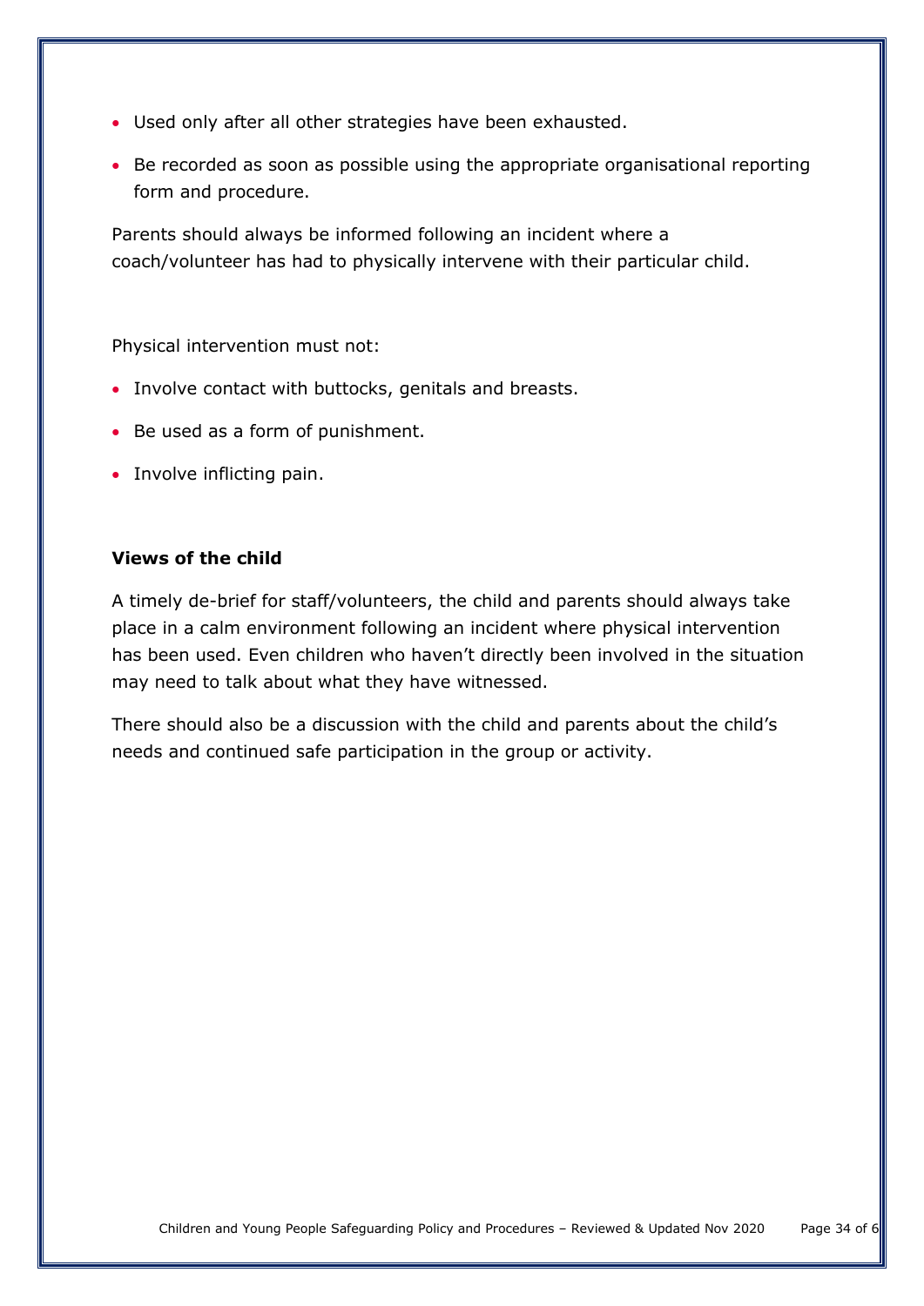- Used only after all other strategies have been exhausted.
- Be recorded as soon as possible using the appropriate organisational reporting form and procedure.

Parents should always be informed following an incident where a coach/volunteer has had to physically intervene with their particular child.

Physical intervention must not:

- Involve contact with buttocks, genitals and breasts.
- Be used as a form of punishment.
- Involve inflicting pain.

**Views of the child**

A timely de-brief for staff/volunteers, the child and parents should always take place in a calm environment following an incident where physical intervention has been used. Even children who haven't directly been involved in the situation may need to talk about what they have witnessed.

There should also be a discussion with the child and parents about the child's needs and continued safe participation in the group or activity.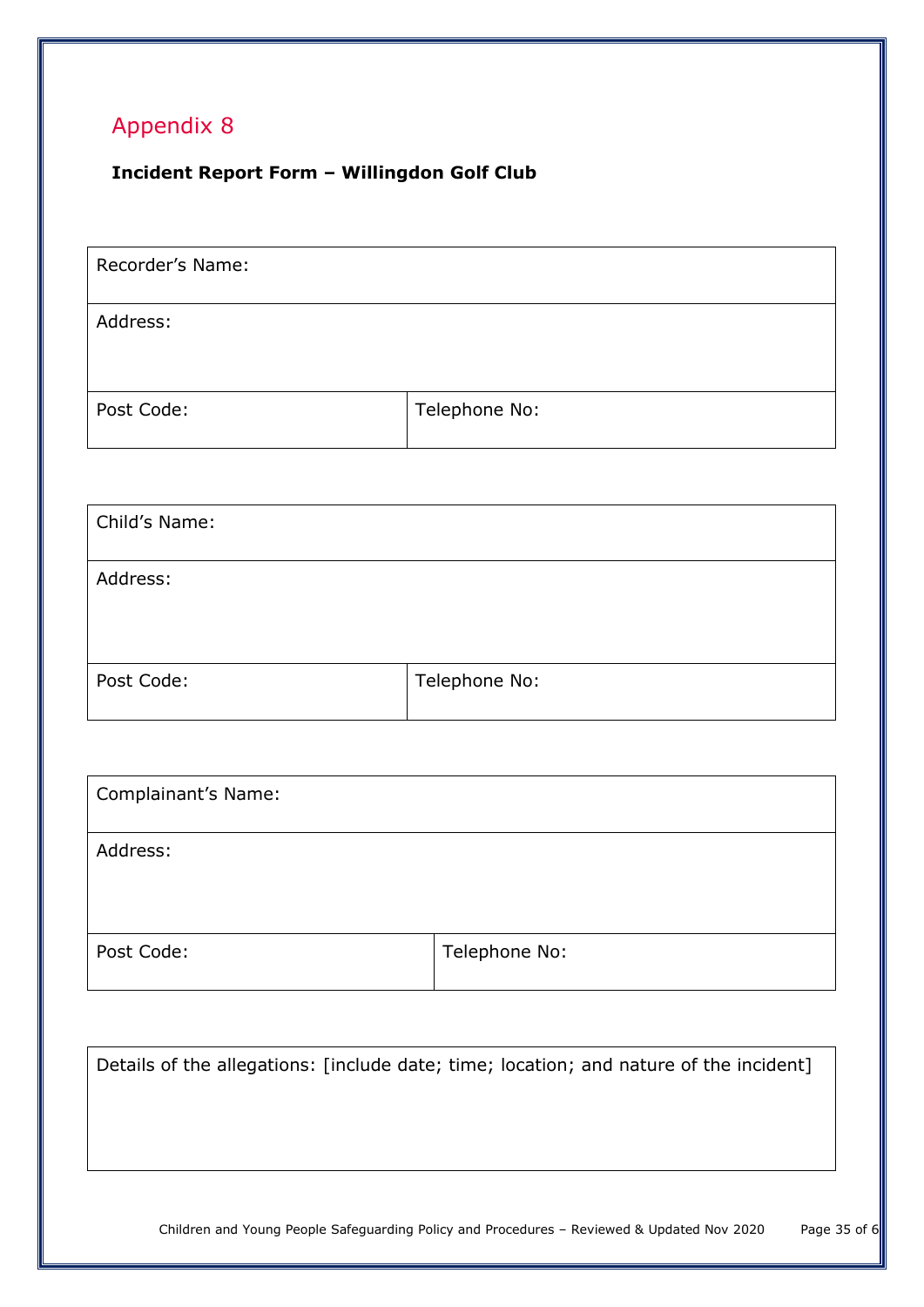## Appendix 8

**Incident Report Form – Willingdon Golf Club**

| Recorder's Name: | |
|---|---|
| Address: | |
| Post Code: | Telephone No: |

| Child's Name: | |
|---|---|
| Address: | |
| Post Code: | Telephone No: |

| Complainant's Name: | |
|---|---|
| Address: | |
| Post Code: | Telephone No: |

| Details of the allegations: [include date; time; location; and nature of the incident] |
|---|
| |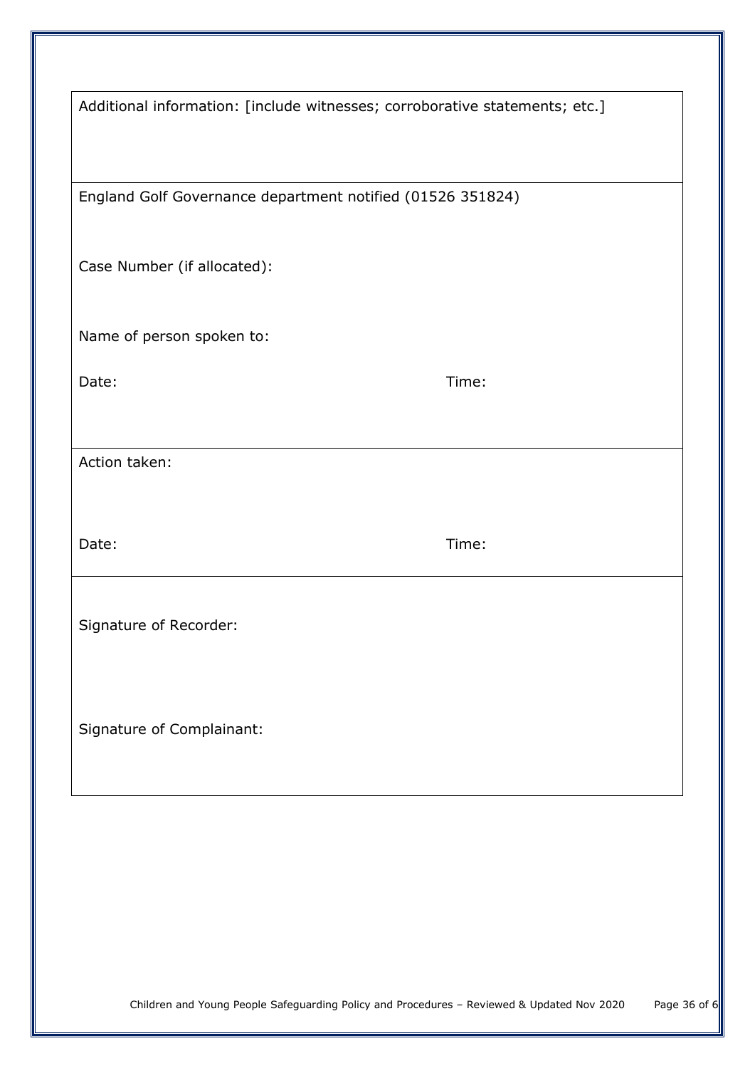Additional information: [include witnesses; corroborative statements; etc.]

England Golf Governance department notified (01526 351824)

Case Number (if allocated):

Name of person spoken to:

Date: Time:

Action taken:

Date: Time:

Signature of Recorder:

Signature of Complainant: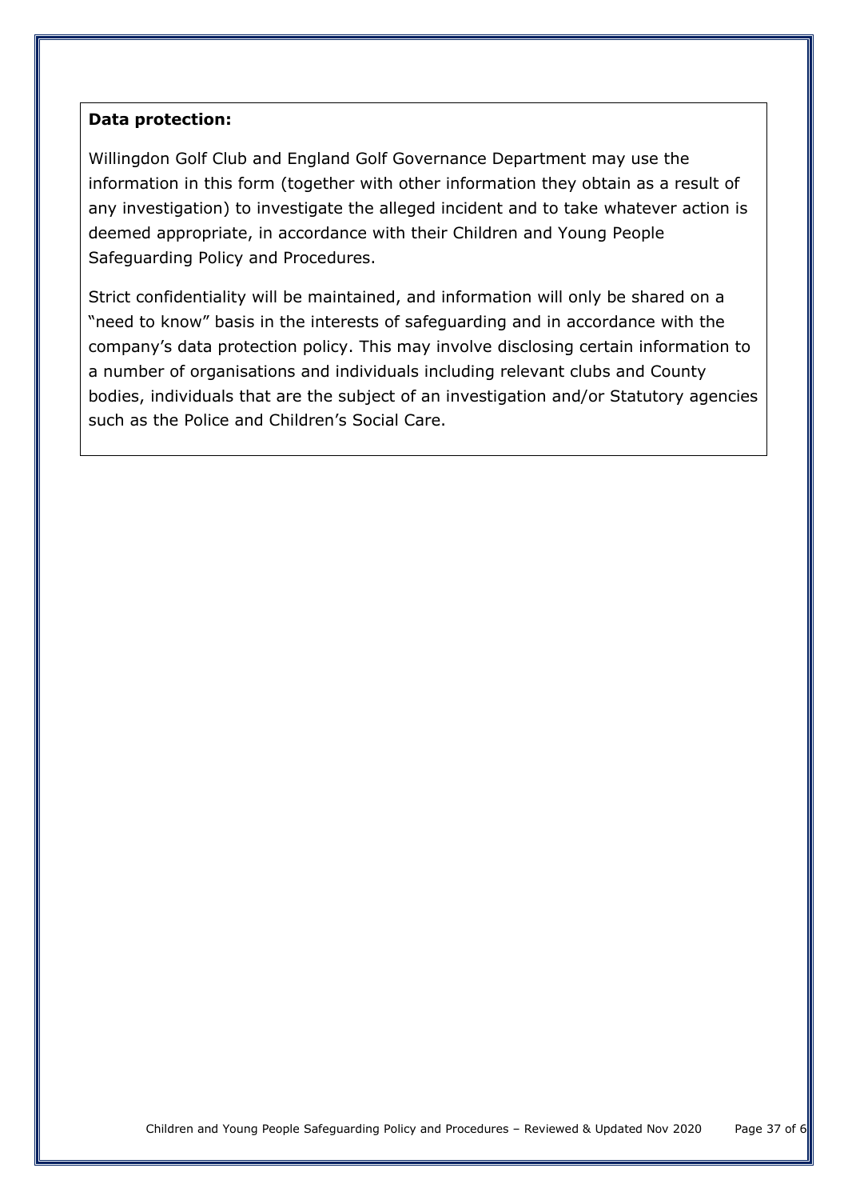**Data protection:**

Willingdon Golf Club and England Golf Governance Department may use the information in this form (together with other information they obtain as a result of any investigation) to investigate the alleged incident and to take whatever action is deemed appropriate, in accordance with their Children and Young People Safeguarding Policy and Procedures.

Strict confidentiality will be maintained, and information will only be shared on a "need to know" basis in the interests of safeguarding and in accordance with the company's data protection policy. This may involve disclosing certain information to a number of organisations and individuals including relevant clubs and County bodies, individuals that are the subject of an investigation and/or Statutory agencies such as the Police and Children's Social Care.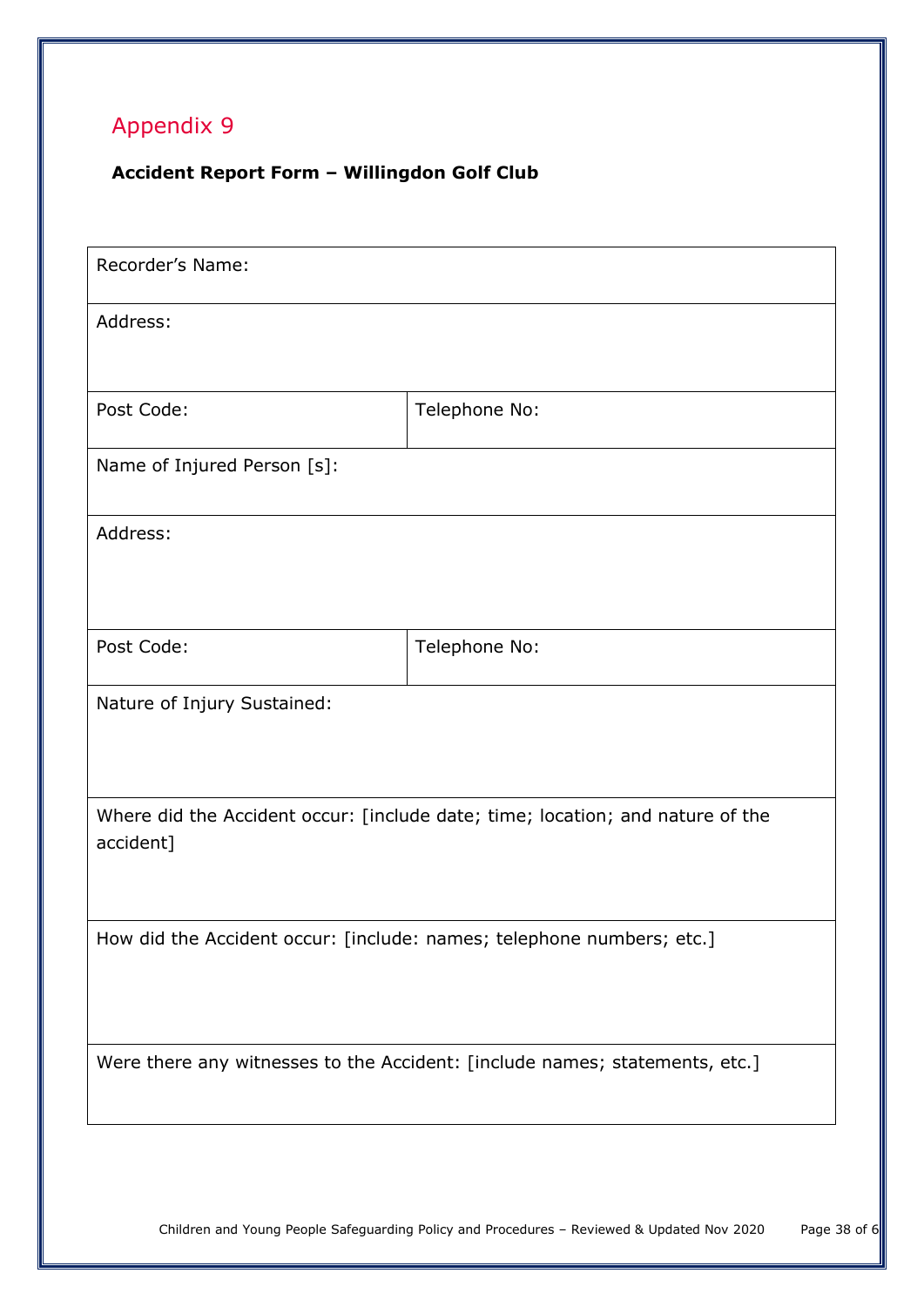## Appendix 9

**Accident Report Form – Willingdon Golf Club**

| Recorder's Name: | |
|---|---|
| Address: | |
| Post Code: | Telephone No: |
| Name of Injured Person [s]: | |
| Address: | |
| Post Code: | Telephone No: |
| Nature of Injury Sustained: | |
| Where did the Accident occur: [include date; time; location; and nature of the accident] | |
| How did the Accident occur: [include: names; telephone numbers; etc.] | |
| Were there any witnesses to the Accident: [include names; statements, etc.] | |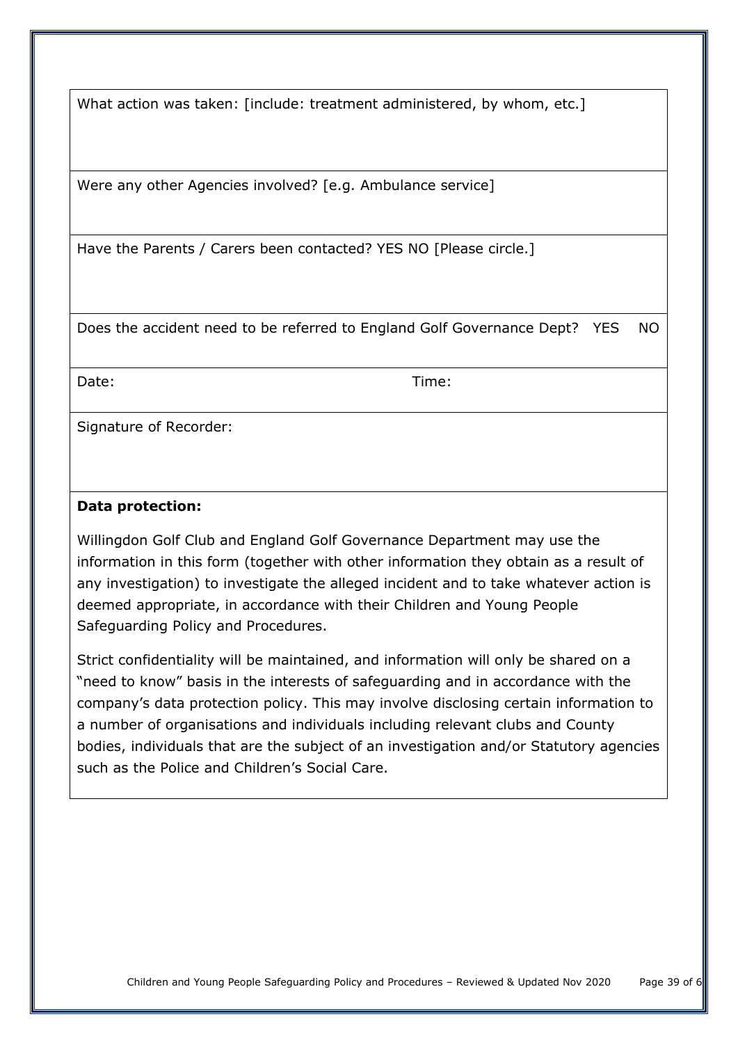What action was taken: [include: treatment administered, by whom, etc.]

Were any other Agencies involved? [e.g. Ambulance service]

Have the Parents / Carers been contacted? YES NO [Please circle.]

Does the accident need to be referred to England Golf Governance Dept? YES NO

Date: Time:

Signature of Recorder:

**Data protection:**

Willingdon Golf Club and England Golf Governance Department may use the information in this form (together with other information they obtain as a result of any investigation) to investigate the alleged incident and to take whatever action is deemed appropriate, in accordance with their Children and Young People Safeguarding Policy and Procedures.

Strict confidentiality will be maintained, and information will only be shared on a "need to know" basis in the interests of safeguarding and in accordance with the company's data protection policy. This may involve disclosing certain information to a number of organisations and individuals including relevant clubs and County bodies, individuals that are the subject of an investigation and/or Statutory agencies such as the Police and Children's Social Care.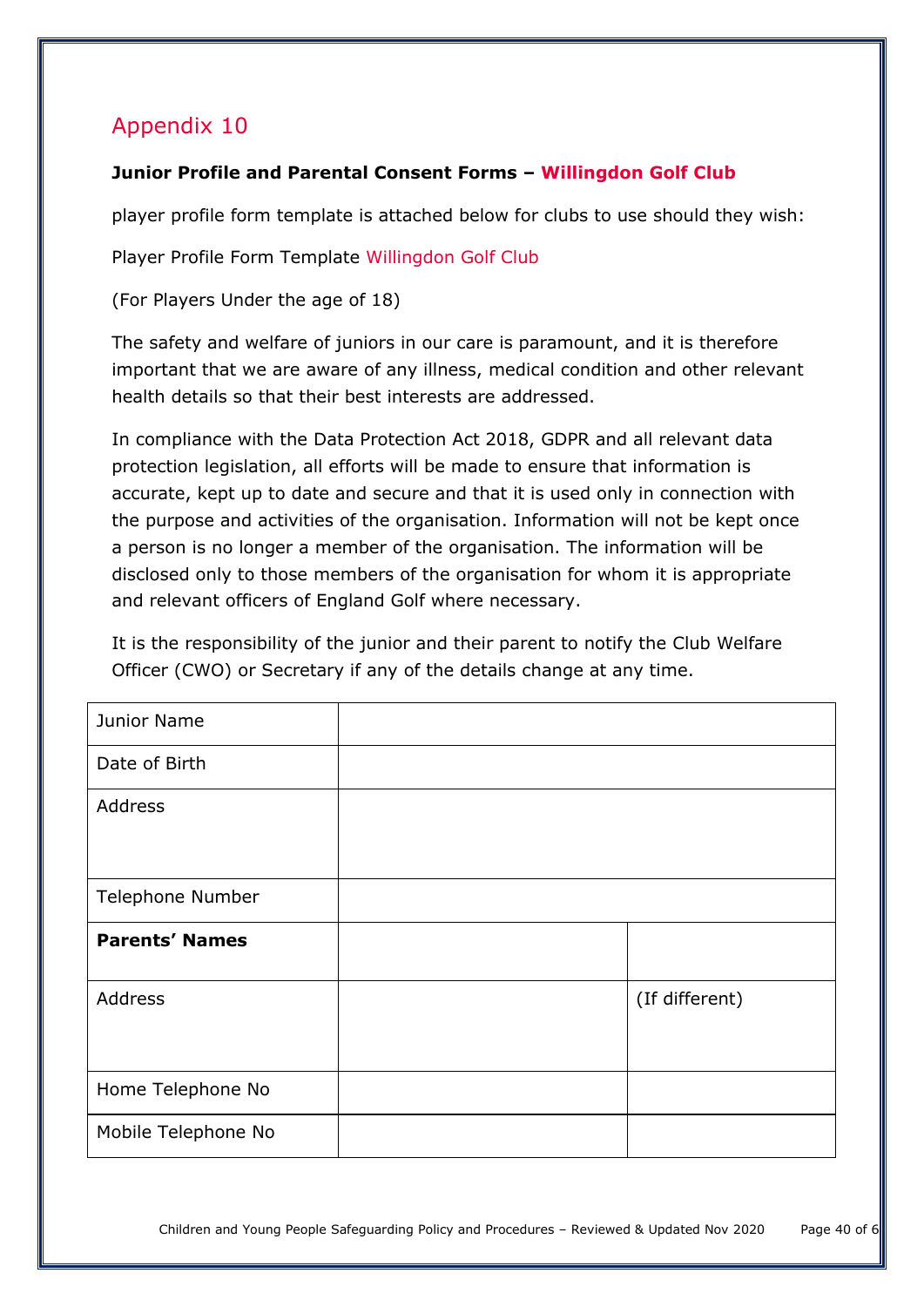## Appendix 10

**Junior Profile and Parental Consent Forms – Willingdon Golf Club**

player profile form template is attached below for clubs to use should they wish:

Player Profile Form Template Willingdon Golf Club

(For Players Under the age of 18)

The safety and welfare of juniors in our care is paramount, and it is therefore important that we are aware of any illness, medical condition and other relevant health details so that their best interests are addressed.

In compliance with the Data Protection Act 2018, GDPR and all relevant data protection legislation, all efforts will be made to ensure that information is accurate, kept up to date and secure and that it is used only in connection with the purpose and activities of the organisation. Information will not be kept once a person is no longer a member of the organisation. The information will be disclosed only to those members of the organisation for whom it is appropriate and relevant officers of England Golf where necessary.

It is the responsibility of the junior and their parent to notify the Club Welfare Officer (CWO) or Secretary if any of the details change at any time.

| Junior Name | | |
|---|---|---|
| Date of Birth | | |
| Address | | |
| Telephone Number | | |
| **Parents' Names** | | |
| Address | | (If different) |
| Home Telephone No | | |
| Mobile Telephone No | | |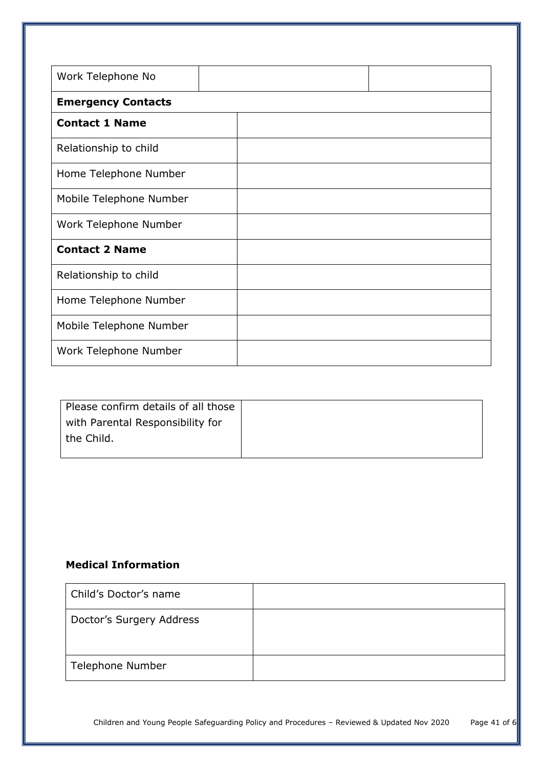| Work Telephone No | | |
|---|---|---|
| **Emergency Contacts** | | |
| **Contact 1 Name** | | |
| Relationship to child | | |
| Home Telephone Number | | |
| Mobile Telephone Number | | |
| Work Telephone Number | | |
| **Contact 2 Name** | | |
| Relationship to child | | |
| Home Telephone Number | | |
| Mobile Telephone Number | | |
| Work Telephone Number | | |

| Please confirm details of all those with Parental Responsibility for the Child. | |
|---|---|

**Medical Information**

| Child's Doctor's name | |
|---|---|
| Doctor's Surgery Address | |
| Telephone Number | |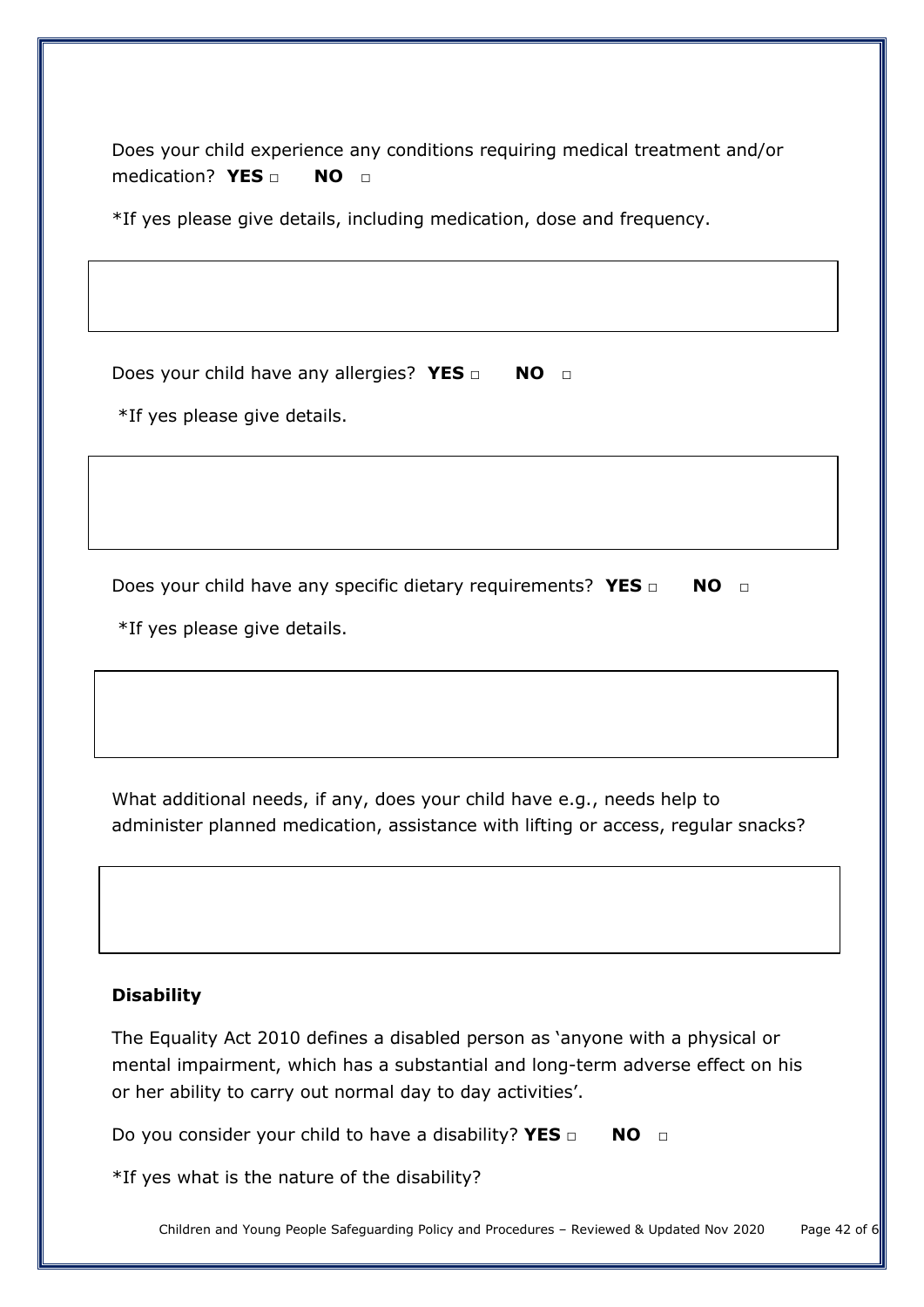Does your child experience any conditions requiring medical treatment and/or medication? **YES** □ **NO** □

*If yes please give details, including medication, dose and frequency.

Does your child have any allergies? **YES** □ **NO** □

*If yes please give details.

Does your child have any specific dietary requirements? **YES** □ **NO** □

*If yes please give details.

What additional needs, if any, does your child have e.g., needs help to administer planned medication, assistance with lifting or access, regular snacks?

**Disability**

The Equality Act 2010 defines a disabled person as 'anyone with a physical or mental impairment, which has a substantial and long-term adverse effect on his or her ability to carry out normal day to day activities'.

Do you consider your child to have a disability? **YES** □ **NO** □

*If yes what is the nature of the disability?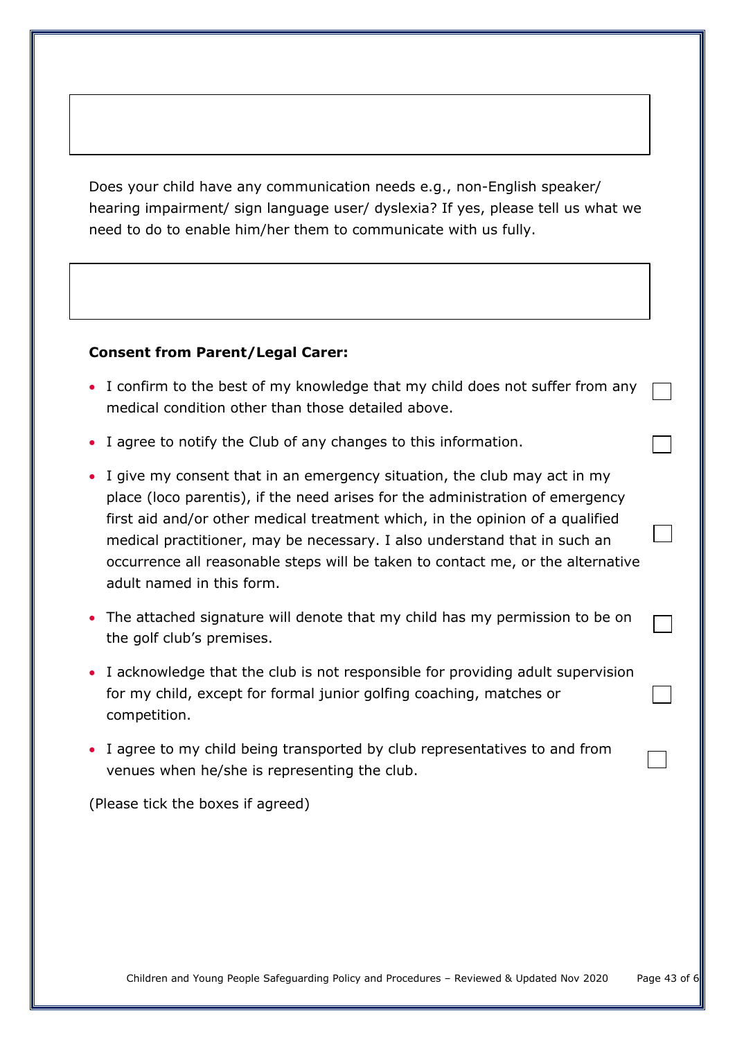Does your child have any communication needs e.g., non-English speaker/ hearing impairment/ sign language user/ dyslexia? If yes, please tell us what we need to do to enable him/her them to communicate with us fully.

**Consent from Parent/Legal Carer:**

- I confirm to the best of my knowledge that my child does not suffer from any medical condition other than those detailed above. ☐
- I agree to notify the Club of any changes to this information. ☐
- I give my consent that in an emergency situation, the club may act in my place (loco parentis), if the need arises for the administration of emergency first aid and/or other medical treatment which, in the opinion of a qualified medical practitioner, may be necessary. I also understand that in such an occurrence all reasonable steps will be taken to contact me, or the alternative adult named in this form. ☐
- The attached signature will denote that my child has my permission to be on the golf club's premises. ☐
- I acknowledge that the club is not responsible for providing adult supervision for my child, except for formal junior golfing coaching, matches or competition. ☐
- I agree to my child being transported by club representatives to and from venues when he/she is representing the club. ☐

(Please tick the boxes if agreed)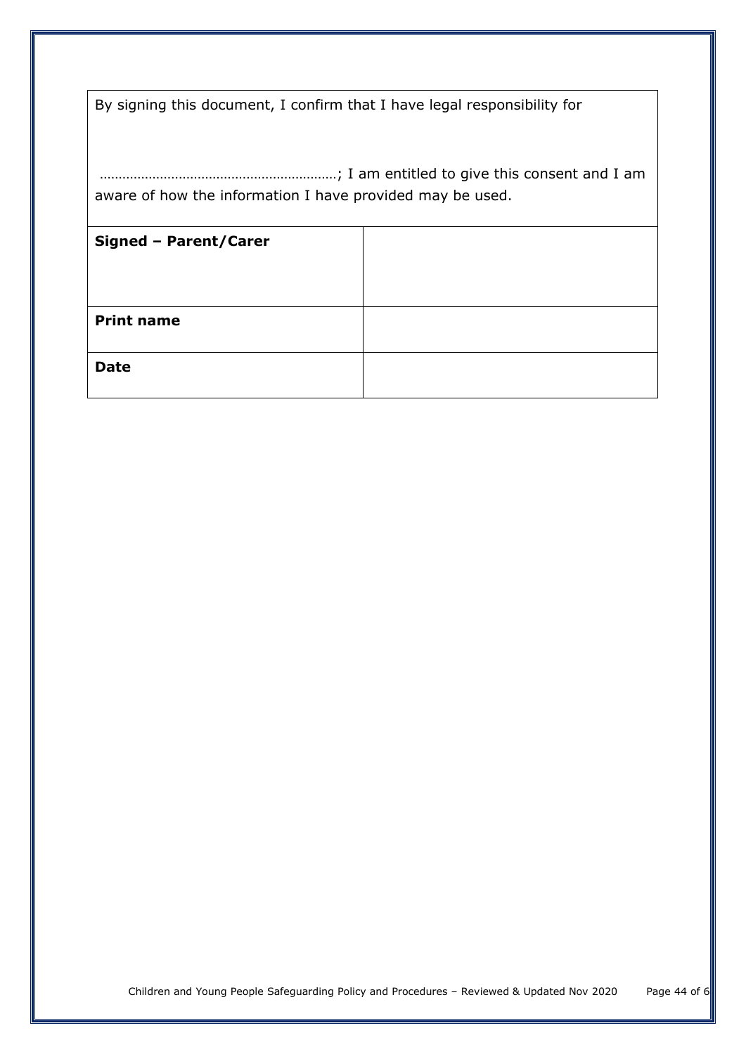By signing this document, I confirm that I have legal responsibility for

……………………………………………………; I am entitled to give this consent and I am aware of how the information I have provided may be used.

| | |
|---|---|
| **Signed – Parent/Carer** | |
| **Print name** | |
| **Date** | |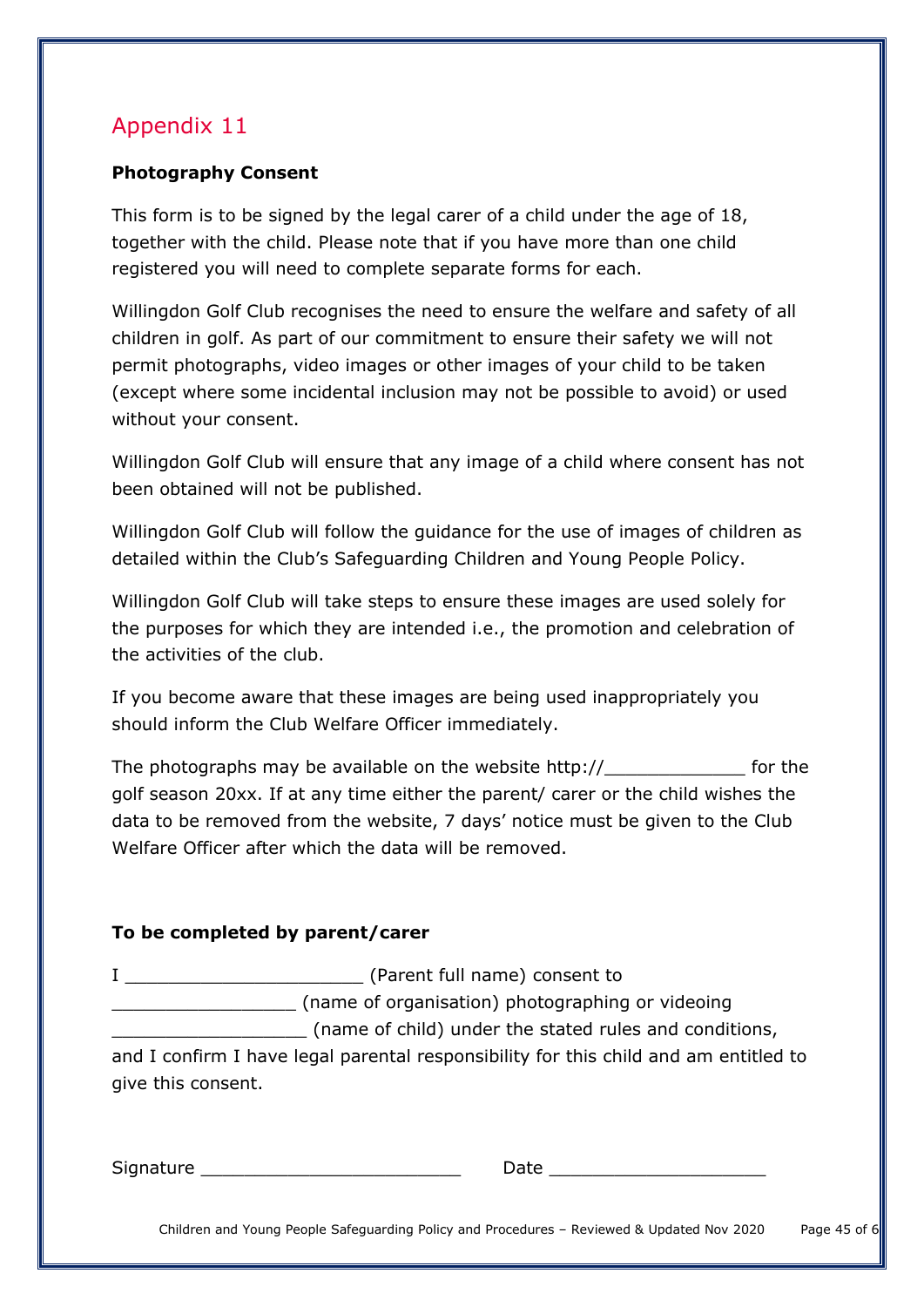# Appendix 11

**Photography Consent**

This form is to be signed by the legal carer of a child under the age of 18, together with the child. Please note that if you have more than one child registered you will need to complete separate forms for each.

Willingdon Golf Club recognises the need to ensure the welfare and safety of all children in golf. As part of our commitment to ensure their safety we will not permit photographs, video images or other images of your child to be taken (except where some incidental inclusion may not be possible to avoid) or used without your consent.

Willingdon Golf Club will ensure that any image of a child where consent has not been obtained will not be published.

Willingdon Golf Club will follow the guidance for the use of images of children as detailed within the Club's Safeguarding Children and Young People Policy.

Willingdon Golf Club will take steps to ensure these images are used solely for the purposes for which they are intended i.e., the promotion and celebration of the activities of the club.

If you become aware that these images are being used inappropriately you should inform the Club Welfare Officer immediately.

The photographs may be available on the website http://_____________ for the golf season 20xx. If at any time either the parent/ carer or the child wishes the data to be removed from the website, 7 days' notice must be given to the Club Welfare Officer after which the data will be removed.

**To be completed by parent/carer**

I ______________________ (Parent full name) consent to _________________ (name of organisation) photographing or videoing __________________ (name of child) under the stated rules and conditions, and I confirm I have legal parental responsibility for this child and am entitled to give this consent.

Signature ________________________ Date ____________________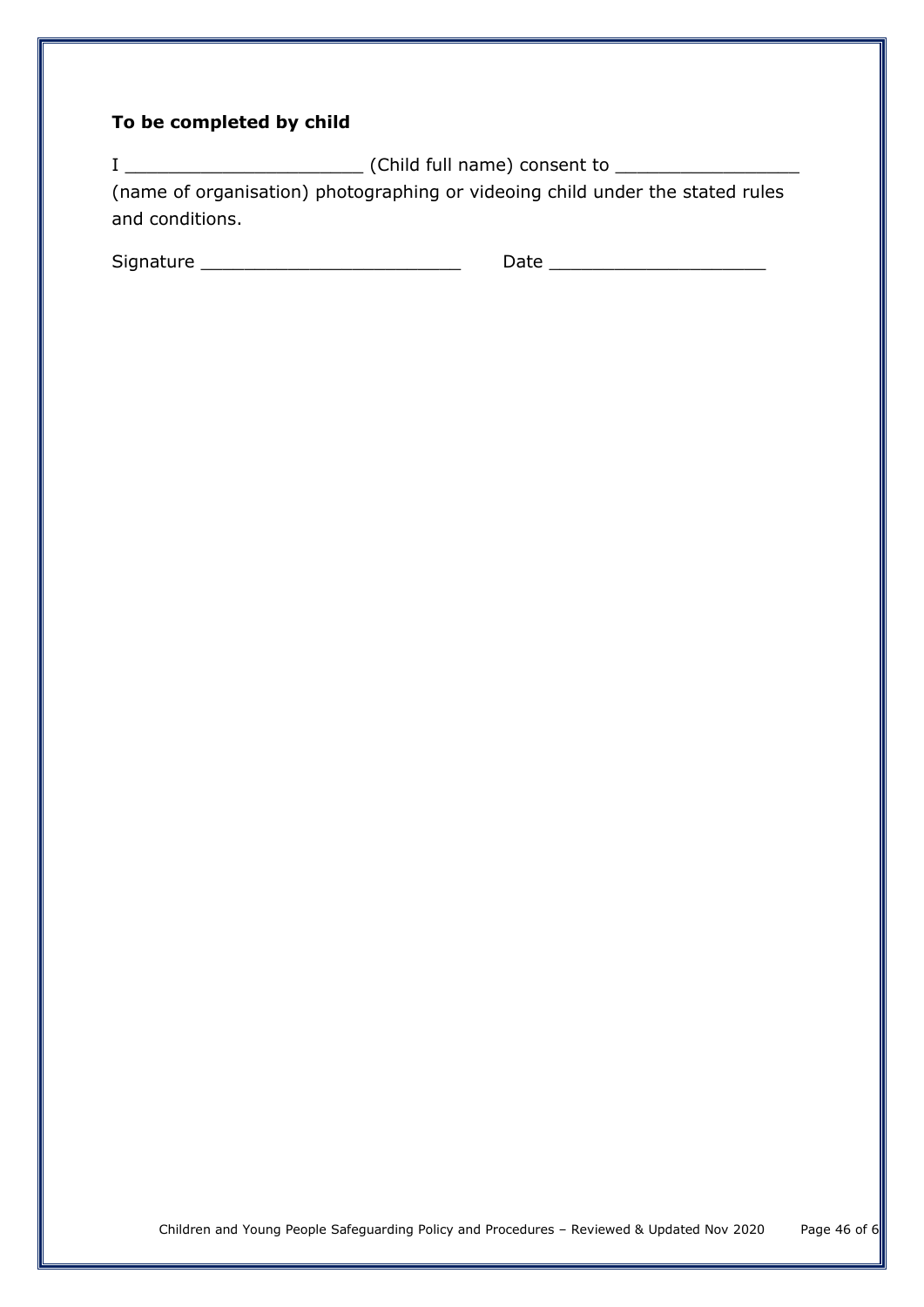**To be completed by child**

I ______________________ (Child full name) consent to _________________ (name of organisation) photographing or videoing child under the stated rules and conditions.

Signature ________________________ Date ____________________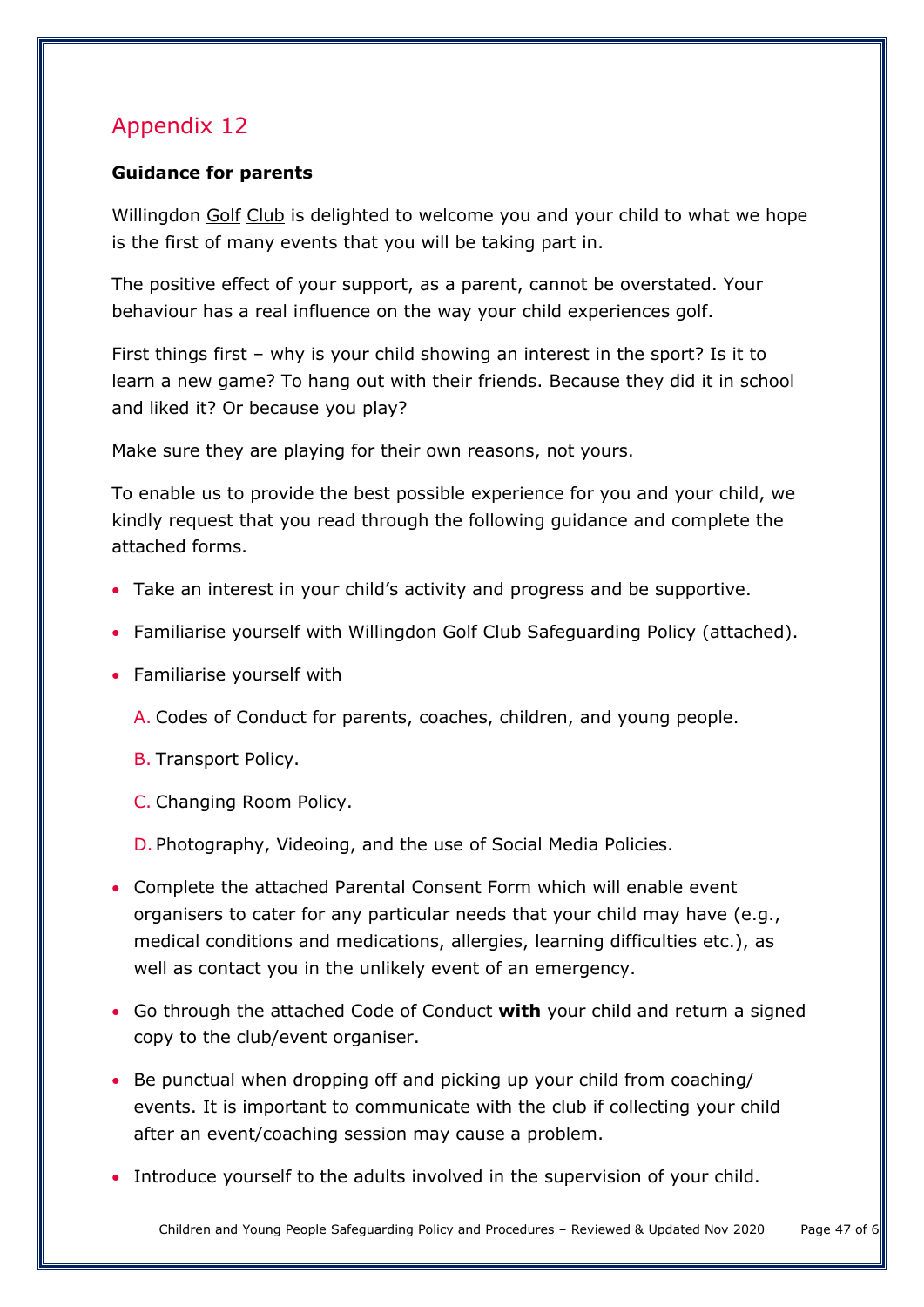## Appendix 12

**Guidance for parents**

Willingdon Golf Club is delighted to welcome you and your child to what we hope is the first of many events that you will be taking part in.

The positive effect of your support, as a parent, cannot be overstated. Your behaviour has a real influence on the way your child experiences golf.

First things first – why is your child showing an interest in the sport? Is it to learn a new game? To hang out with their friends. Because they did it in school and liked it? Or because you play?

Make sure they are playing for their own reasons, not yours.

To enable us to provide the best possible experience for you and your child, we kindly request that you read through the following guidance and complete the attached forms.

- Take an interest in your child's activity and progress and be supportive.
- Familiarise yourself with Willingdon Golf Club Safeguarding Policy (attached).
- Familiarise yourself with
  - A. Codes of Conduct for parents, coaches, children, and young people.
  - B. Transport Policy.
  - C. Changing Room Policy.
  - D. Photography, Videoing, and the use of Social Media Policies.
- Complete the attached Parental Consent Form which will enable event organisers to cater for any particular needs that your child may have (e.g., medical conditions and medications, allergies, learning difficulties etc.), as well as contact you in the unlikely event of an emergency.
- Go through the attached Code of Conduct **with** your child and return a signed copy to the club/event organiser.
- Be punctual when dropping off and picking up your child from coaching/ events. It is important to communicate with the club if collecting your child after an event/coaching session may cause a problem.
- Introduce yourself to the adults involved in the supervision of your child.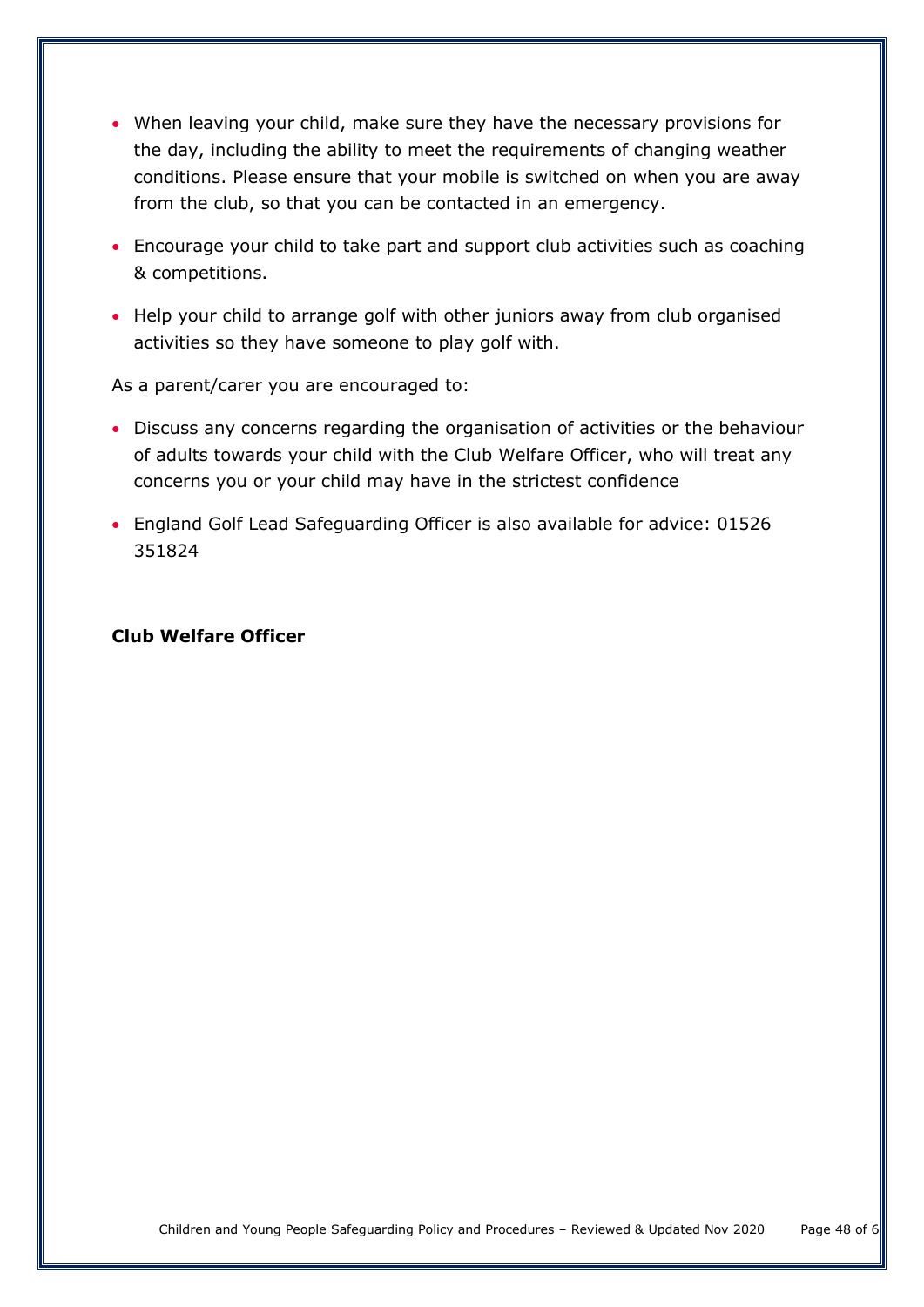- When leaving your child, make sure they have the necessary provisions for the day, including the ability to meet the requirements of changing weather conditions. Please ensure that your mobile is switched on when you are away from the club, so that you can be contacted in an emergency.
- Encourage your child to take part and support club activities such as coaching & competitions.
- Help your child to arrange golf with other juniors away from club organised activities so they have someone to play golf with.

As a parent/carer you are encouraged to:

- Discuss any concerns regarding the organisation of activities or the behaviour of adults towards your child with the Club Welfare Officer, who will treat any concerns you or your child may have in the strictest confidence
- England Golf Lead Safeguarding Officer is also available for advice: 01526 351824

**Club Welfare Officer**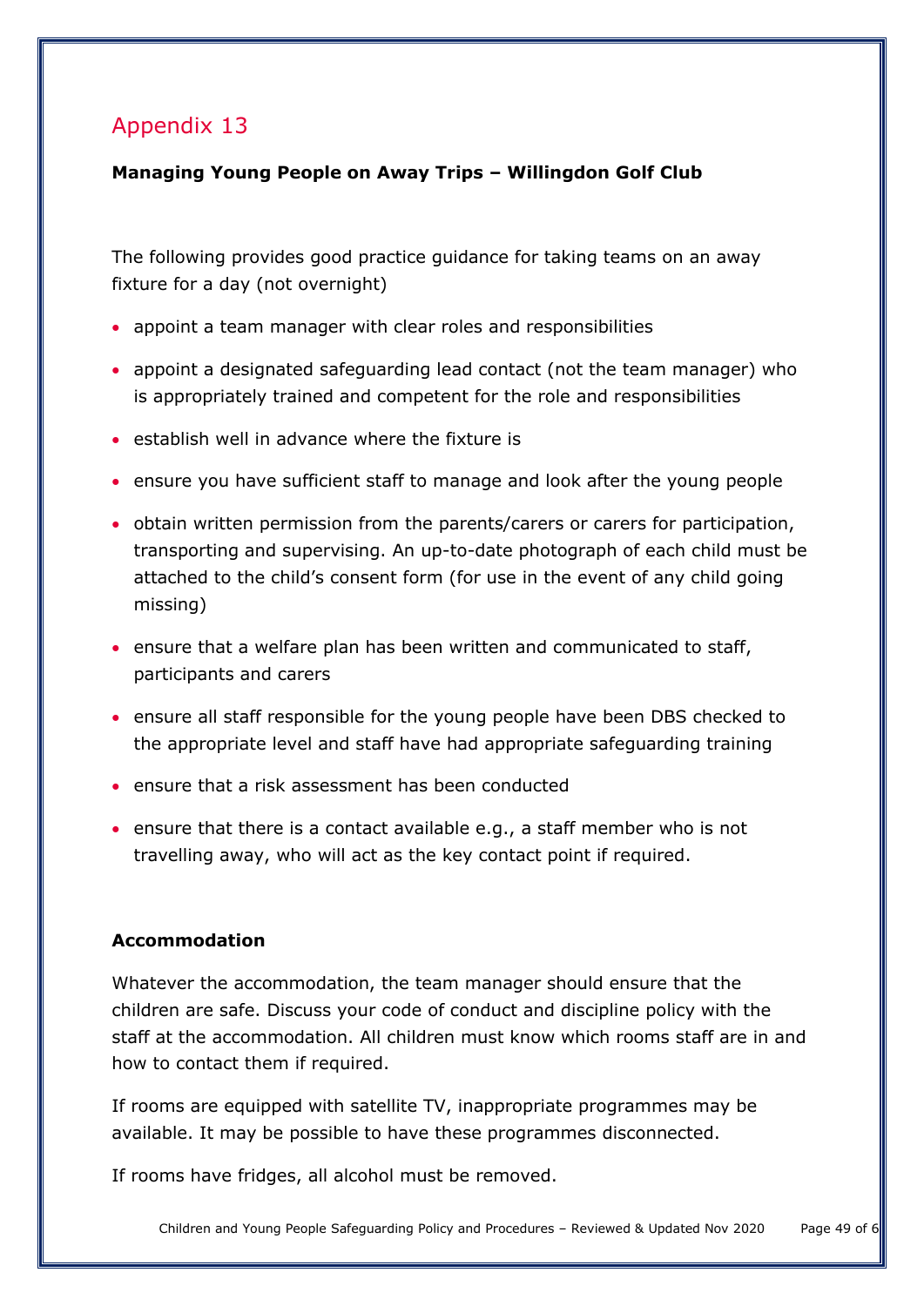# Appendix 13

**Managing Young People on Away Trips – Willingdon Golf Club**

The following provides good practice guidance for taking teams on an away fixture for a day (not overnight)

- appoint a team manager with clear roles and responsibilities
- appoint a designated safeguarding lead contact (not the team manager) who is appropriately trained and competent for the role and responsibilities
- establish well in advance where the fixture is
- ensure you have sufficient staff to manage and look after the young people
- obtain written permission from the parents/carers or carers for participation, transporting and supervising. An up-to-date photograph of each child must be attached to the child's consent form (for use in the event of any child going missing)
- ensure that a welfare plan has been written and communicated to staff, participants and carers
- ensure all staff responsible for the young people have been DBS checked to the appropriate level and staff have had appropriate safeguarding training
- ensure that a risk assessment has been conducted
- ensure that there is a contact available e.g., a staff member who is not travelling away, who will act as the key contact point if required.

**Accommodation**

Whatever the accommodation, the team manager should ensure that the children are safe. Discuss your code of conduct and discipline policy with the staff at the accommodation. All children must know which rooms staff are in and how to contact them if required.

If rooms are equipped with satellite TV, inappropriate programmes may be available. It may be possible to have these programmes disconnected.

If rooms have fridges, all alcohol must be removed.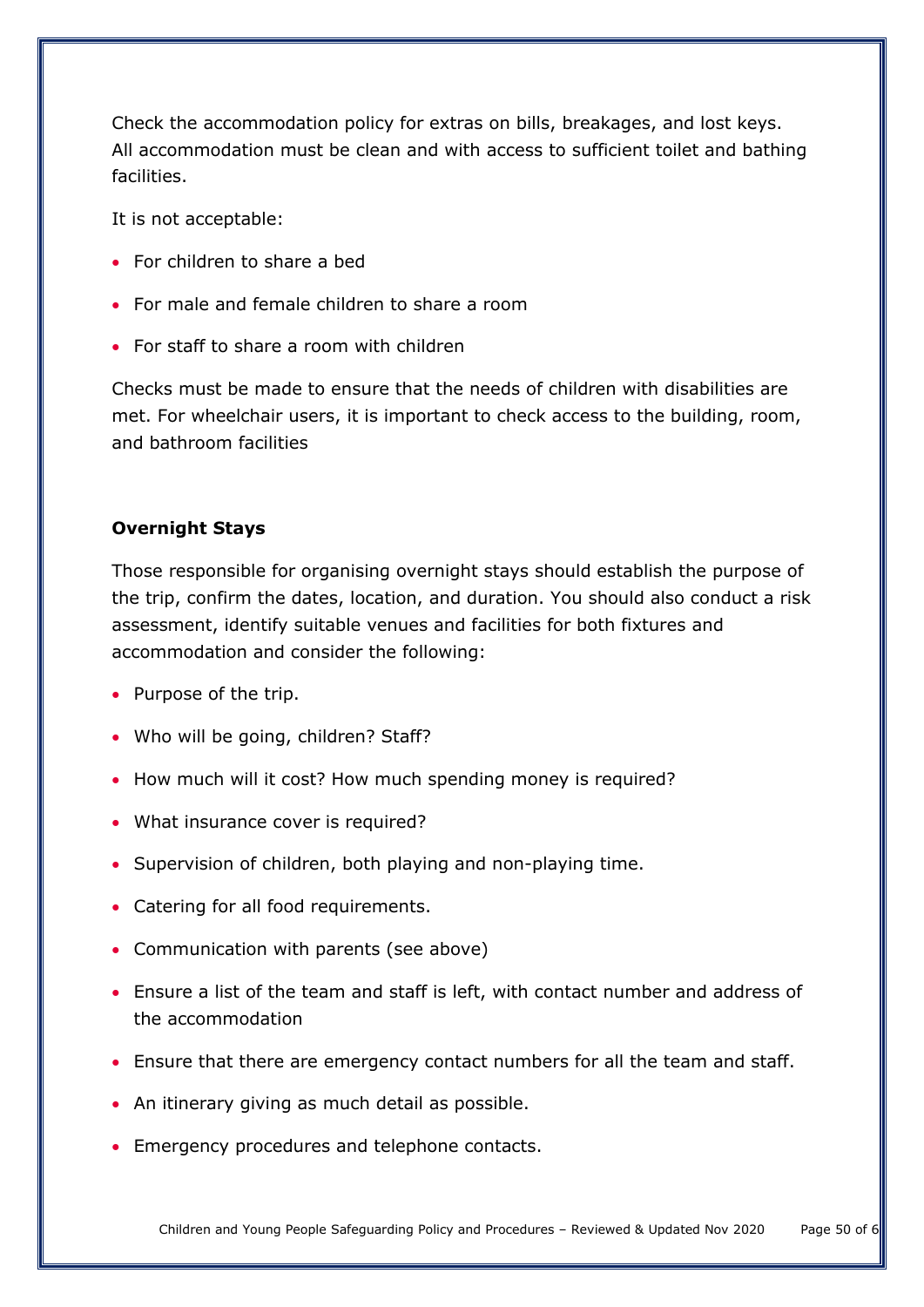Check the accommodation policy for extras on bills, breakages, and lost keys. All accommodation must be clean and with access to sufficient toilet and bathing facilities.

It is not acceptable:

- For children to share a bed
- For male and female children to share a room
- For staff to share a room with children

Checks must be made to ensure that the needs of children with disabilities are met. For wheelchair users, it is important to check access to the building, room, and bathroom facilities

**Overnight Stays**

Those responsible for organising overnight stays should establish the purpose of the trip, confirm the dates, location, and duration. You should also conduct a risk assessment, identify suitable venues and facilities for both fixtures and accommodation and consider the following:

- Purpose of the trip.
- Who will be going, children? Staff?
- How much will it cost? How much spending money is required?
- What insurance cover is required?
- Supervision of children, both playing and non-playing time.
- Catering for all food requirements.
- Communication with parents (see above)
- Ensure a list of the team and staff is left, with contact number and address of the accommodation
- Ensure that there are emergency contact numbers for all the team and staff.
- An itinerary giving as much detail as possible.
- Emergency procedures and telephone contacts.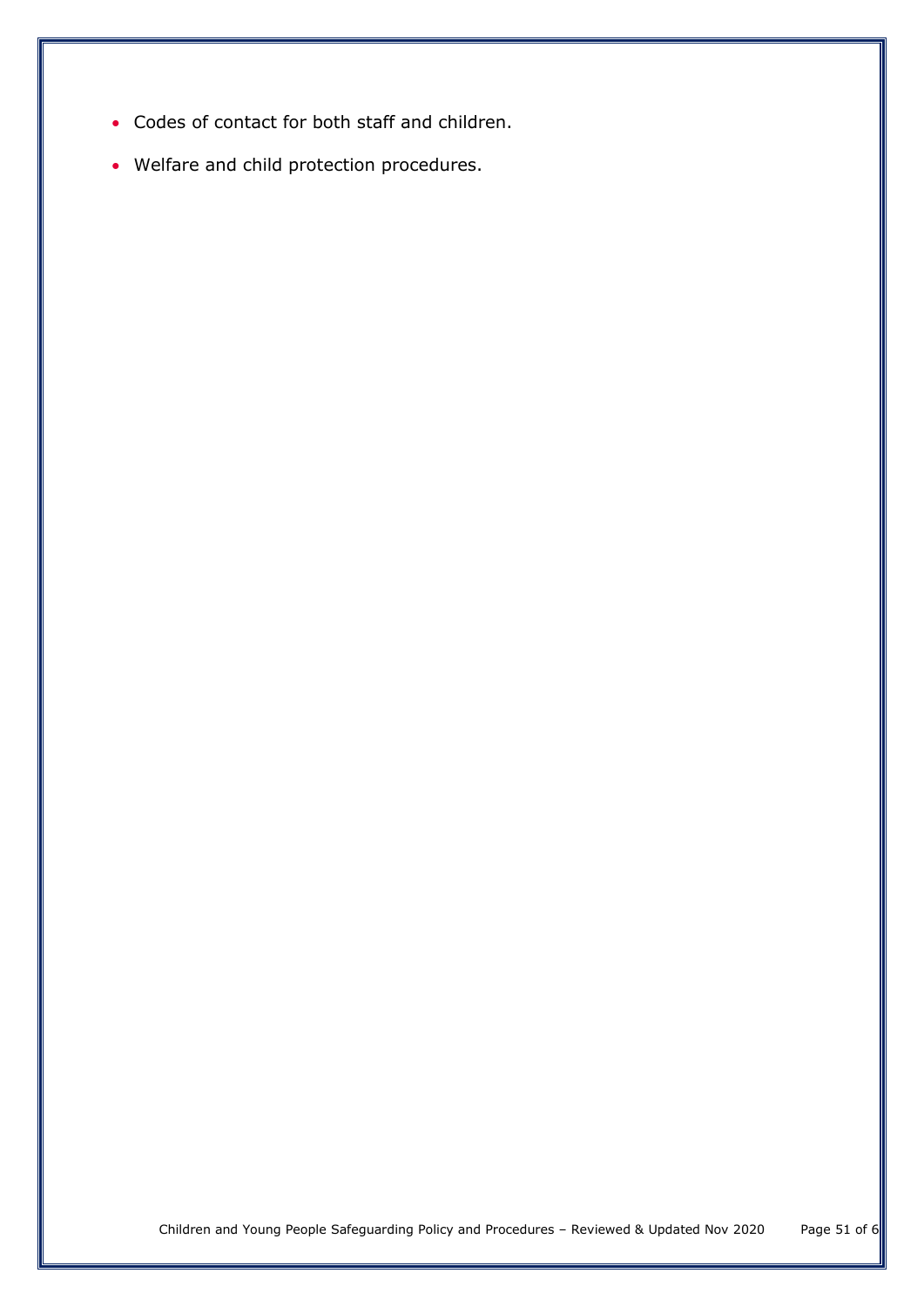- Codes of contact for both staff and children.
- Welfare and child protection procedures.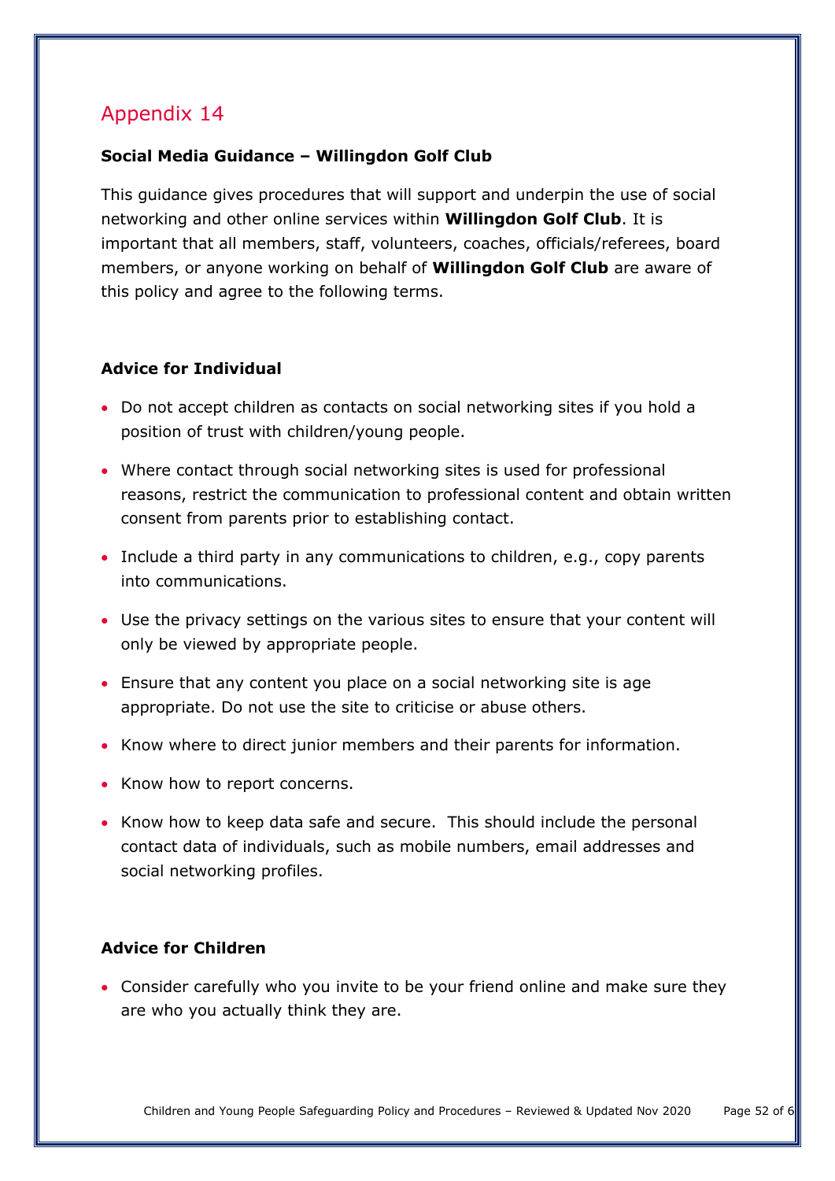## Appendix 14

**Social Media Guidance – Willingdon Golf Club**

This guidance gives procedures that will support and underpin the use of social networking and other online services within **Willingdon Golf Club**. It is important that all members, staff, volunteers, coaches, officials/referees, board members, or anyone working on behalf of **Willingdon Golf Club** are aware of this policy and agree to the following terms.

**Advice for Individual**

- Do not accept children as contacts on social networking sites if you hold a position of trust with children/young people.
- Where contact through social networking sites is used for professional reasons, restrict the communication to professional content and obtain written consent from parents prior to establishing contact.
- Include a third party in any communications to children, e.g., copy parents into communications.
- Use the privacy settings on the various sites to ensure that your content will only be viewed by appropriate people.
- Ensure that any content you place on a social networking site is age appropriate. Do not use the site to criticise or abuse others.
- Know where to direct junior members and their parents for information.
- Know how to report concerns.
- Know how to keep data safe and secure. This should include the personal contact data of individuals, such as mobile numbers, email addresses and social networking profiles.

**Advice for Children**

- Consider carefully who you invite to be your friend online and make sure they are who you actually think they are.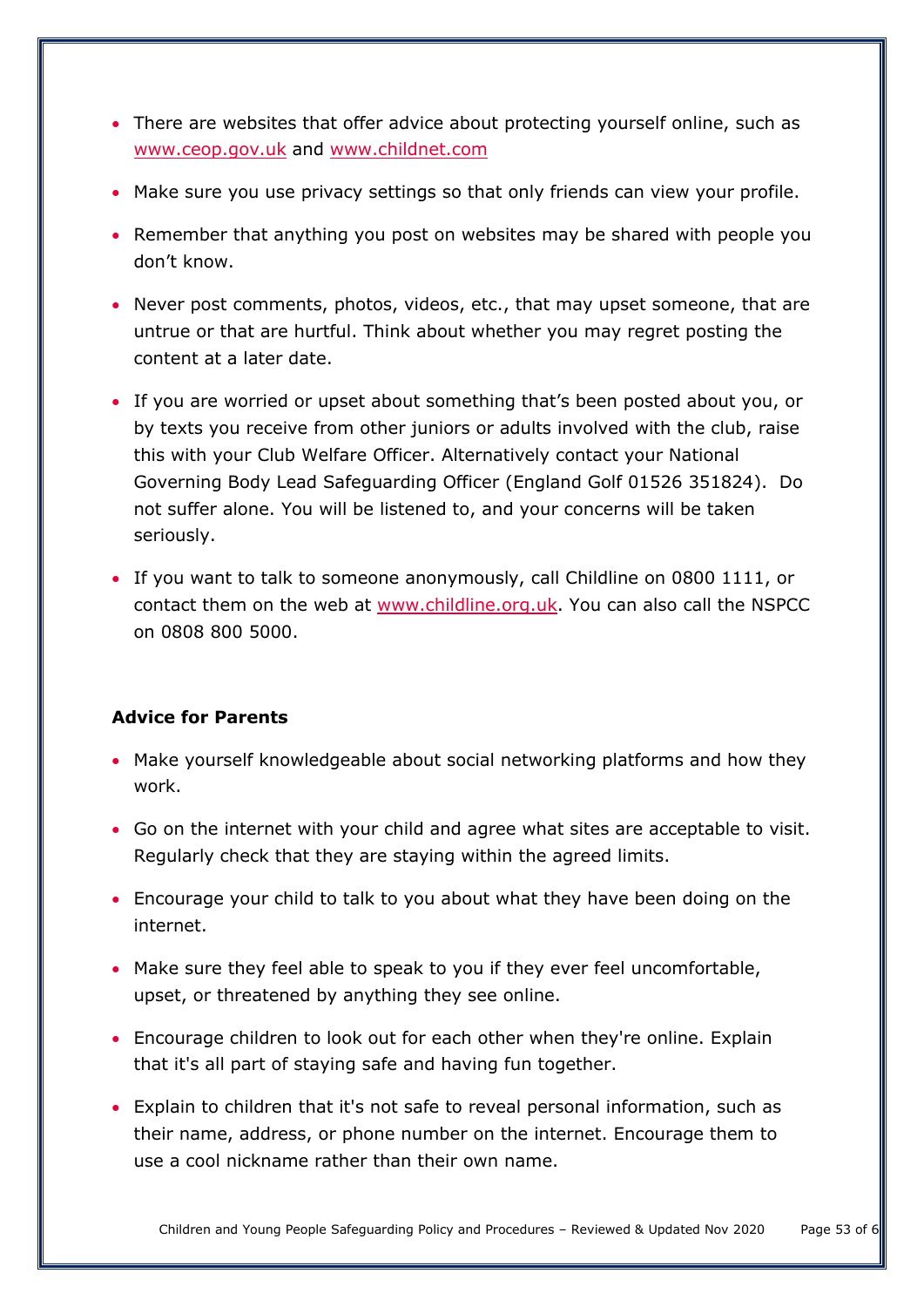- There are websites that offer advice about protecting yourself online, such as www.ceop.gov.uk and www.childnet.com
- Make sure you use privacy settings so that only friends can view your profile.
- Remember that anything you post on websites may be shared with people you don't know.
- Never post comments, photos, videos, etc., that may upset someone, that are untrue or that are hurtful. Think about whether you may regret posting the content at a later date.
- If you are worried or upset about something that's been posted about you, or by texts you receive from other juniors or adults involved with the club, raise this with your Club Welfare Officer. Alternatively contact your National Governing Body Lead Safeguarding Officer (England Golf 01526 351824). Do not suffer alone. You will be listened to, and your concerns will be taken seriously.
- If you want to talk to someone anonymously, call Childline on 0800 1111, or contact them on the web at www.childline.org.uk. You can also call the NSPCC on 0808 800 5000.

**Advice for Parents**

- Make yourself knowledgeable about social networking platforms and how they work.
- Go on the internet with your child and agree what sites are acceptable to visit. Regularly check that they are staying within the agreed limits.
- Encourage your child to talk to you about what they have been doing on the internet.
- Make sure they feel able to speak to you if they ever feel uncomfortable, upset, or threatened by anything they see online.
- Encourage children to look out for each other when they're online. Explain that it's all part of staying safe and having fun together.
- Explain to children that it's not safe to reveal personal information, such as their name, address, or phone number on the internet. Encourage them to use a cool nickname rather than their own name.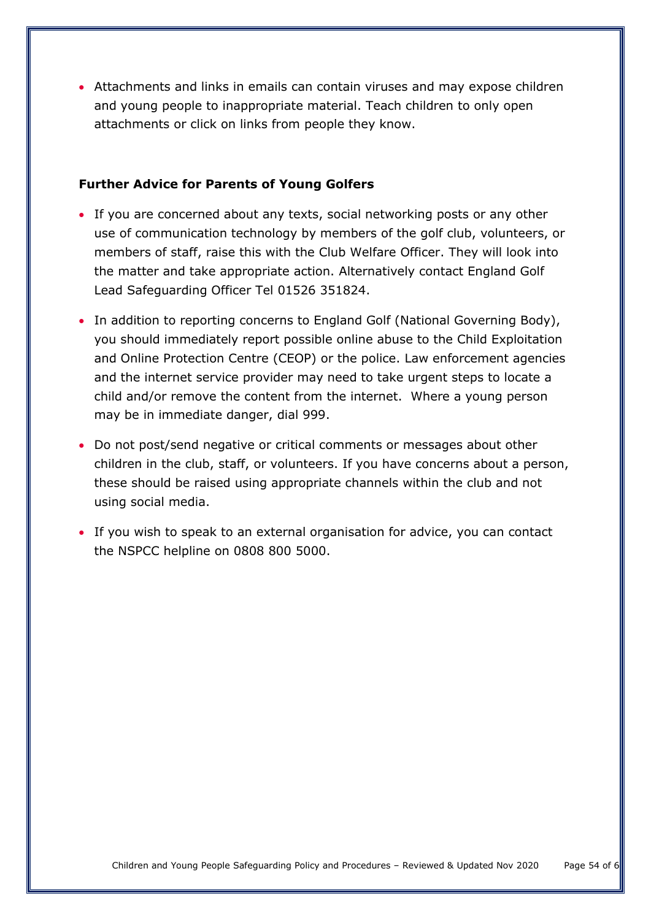- Attachments and links in emails can contain viruses and may expose children and young people to inappropriate material. Teach children to only open attachments or click on links from people they know.

**Further Advice for Parents of Young Golfers**

- If you are concerned about any texts, social networking posts or any other use of communication technology by members of the golf club, volunteers, or members of staff, raise this with the Club Welfare Officer. They will look into the matter and take appropriate action. Alternatively contact England Golf Lead Safeguarding Officer Tel 01526 351824.
- In addition to reporting concerns to England Golf (National Governing Body), you should immediately report possible online abuse to the Child Exploitation and Online Protection Centre (CEOP) or the police. Law enforcement agencies and the internet service provider may need to take urgent steps to locate a child and/or remove the content from the internet. Where a young person may be in immediate danger, dial 999.
- Do not post/send negative or critical comments or messages about other children in the club, staff, or volunteers. If you have concerns about a person, these should be raised using appropriate channels within the club and not using social media.
- If you wish to speak to an external organisation for advice, you can contact the NSPCC helpline on 0808 800 5000.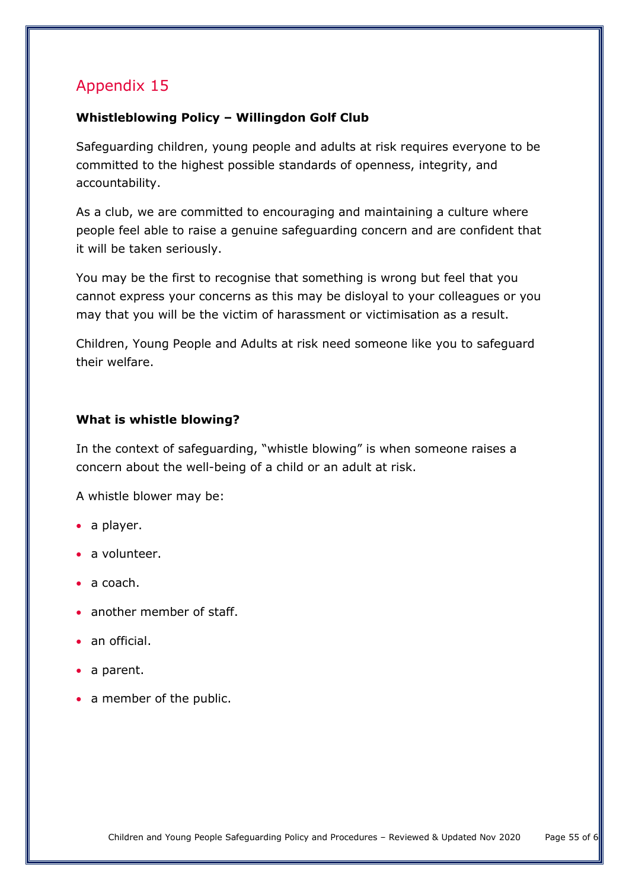## Appendix 15

**Whistleblowing Policy – Willingdon Golf Club**

Safeguarding children, young people and adults at risk requires everyone to be committed to the highest possible standards of openness, integrity, and accountability.

As a club, we are committed to encouraging and maintaining a culture where people feel able to raise a genuine safeguarding concern and are confident that it will be taken seriously.

You may be the first to recognise that something is wrong but feel that you cannot express your concerns as this may be disloyal to your colleagues or you may that you will be the victim of harassment or victimisation as a result.

Children, Young People and Adults at risk need someone like you to safeguard their welfare.

**What is whistle blowing?**

In the context of safeguarding, "whistle blowing" is when someone raises a concern about the well-being of a child or an adult at risk.

A whistle blower may be:

- a player.
- a volunteer.
- a coach.
- another member of staff.
- an official.
- a parent.
- a member of the public.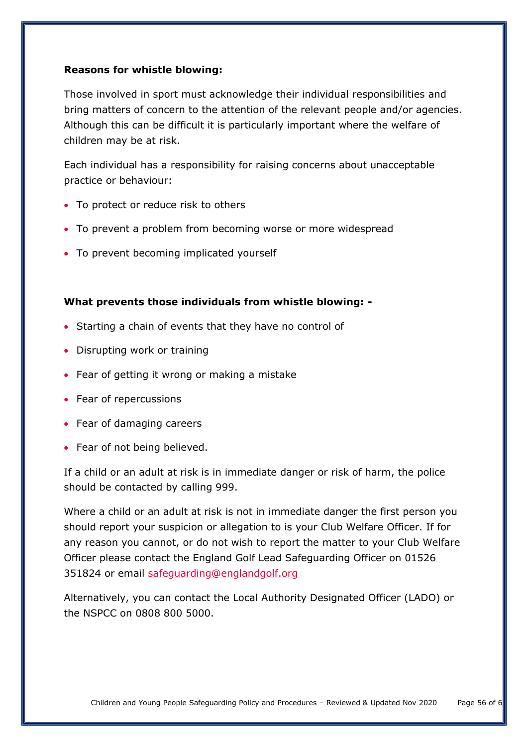**Reasons for whistle blowing:**

Those involved in sport must acknowledge their individual responsibilities and bring matters of concern to the attention of the relevant people and/or agencies. Although this can be difficult it is particularly important where the welfare of children may be at risk.

Each individual has a responsibility for raising concerns about unacceptable practice or behaviour:

- To protect or reduce risk to others
- To prevent a problem from becoming worse or more widespread
- To prevent becoming implicated yourself

**What prevents those individuals from whistle blowing: -**

- Starting a chain of events that they have no control of
- Disrupting work or training
- Fear of getting it wrong or making a mistake
- Fear of repercussions
- Fear of damaging careers
- Fear of not being believed.

If a child or an adult at risk is in immediate danger or risk of harm, the police should be contacted by calling 999.

Where a child or an adult at risk is not in immediate danger the first person you should report your suspicion or allegation to is your Club Welfare Officer. If for any reason you cannot, or do not wish to report the matter to your Club Welfare Officer please contact the England Golf Lead Safeguarding Officer on 01526 351824 or email safeguarding@englandgolf.org

Alternatively, you can contact the Local Authority Designated Officer (LADO) or the NSPCC on 0808 800 5000.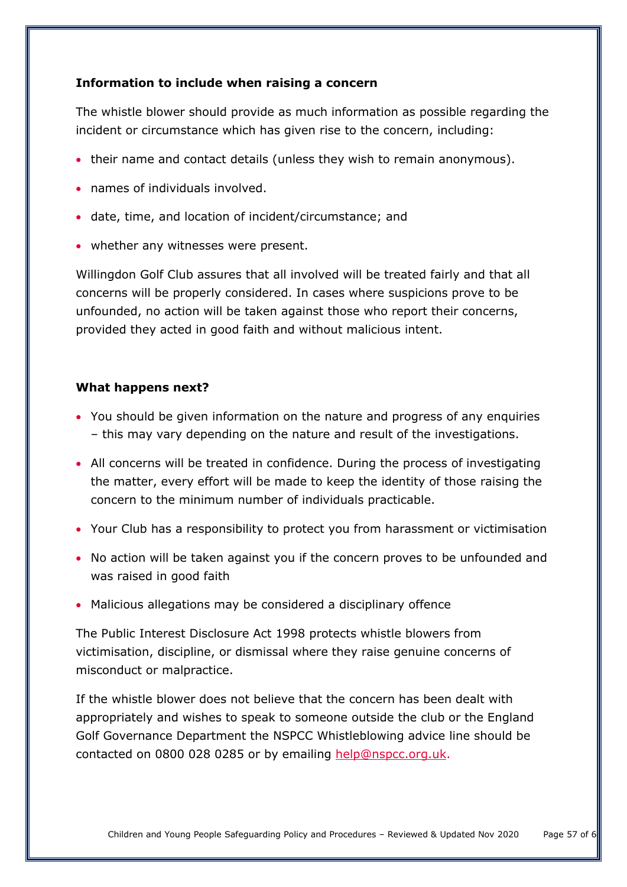**Information to include when raising a concern**

The whistle blower should provide as much information as possible regarding the incident or circumstance which has given rise to the concern, including:

- their name and contact details (unless they wish to remain anonymous).
- names of individuals involved.
- date, time, and location of incident/circumstance; and
- whether any witnesses were present.

Willingdon Golf Club assures that all involved will be treated fairly and that all concerns will be properly considered. In cases where suspicions prove to be unfounded, no action will be taken against those who report their concerns, provided they acted in good faith and without malicious intent.

**What happens next?**

- You should be given information on the nature and progress of any enquiries – this may vary depending on the nature and result of the investigations.
- All concerns will be treated in confidence. During the process of investigating the matter, every effort will be made to keep the identity of those raising the concern to the minimum number of individuals practicable.
- Your Club has a responsibility to protect you from harassment or victimisation
- No action will be taken against you if the concern proves to be unfounded and was raised in good faith
- Malicious allegations may be considered a disciplinary offence

The Public Interest Disclosure Act 1998 protects whistle blowers from victimisation, discipline, or dismissal where they raise genuine concerns of misconduct or malpractice.

If the whistle blower does not believe that the concern has been dealt with appropriately and wishes to speak to someone outside the club or the England Golf Governance Department the NSPCC Whistleblowing advice line should be contacted on 0800 028 0285 or by emailing help@nspcc.org.uk.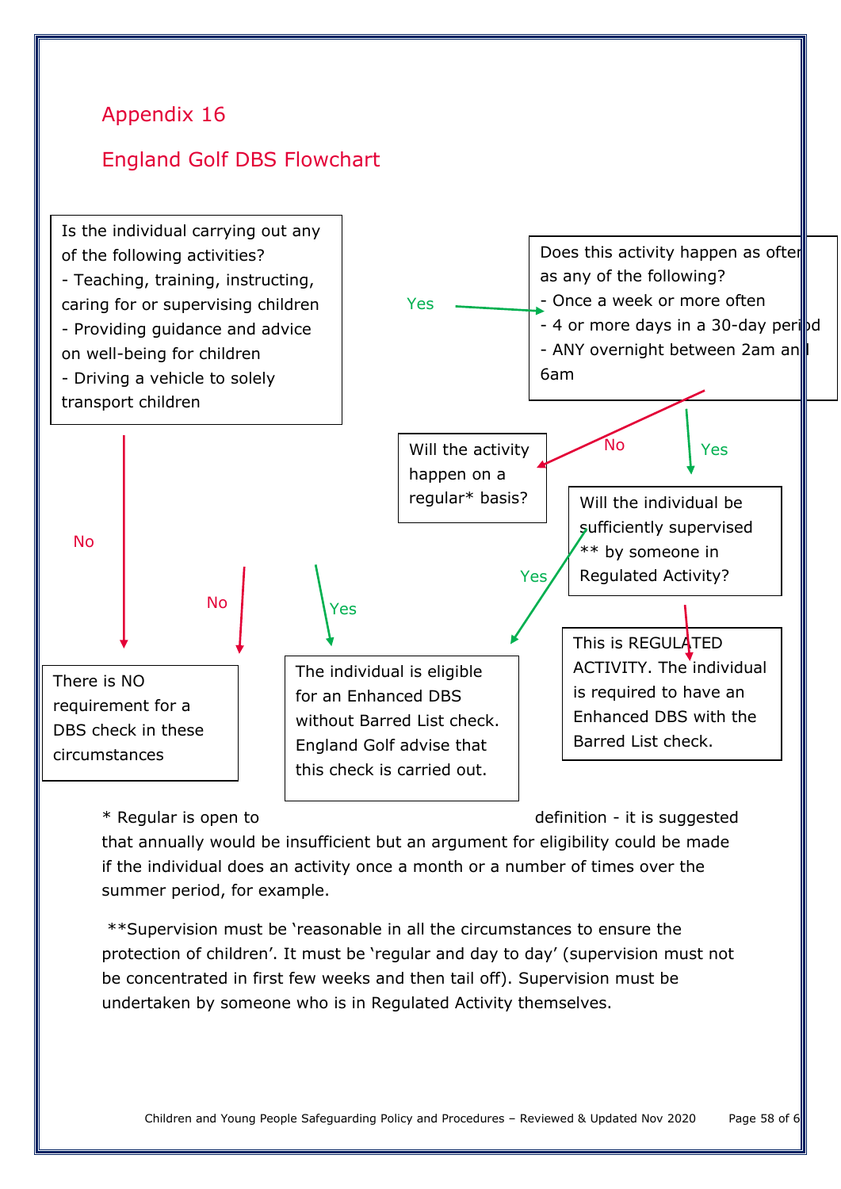Appendix 16

# England Golf DBS Flowchart

**Is the individual carrying out any of the following activities?**
- Teaching, training, instructing, caring for or supervising children
- Providing guidance and advice on well-being for children
- Driving a vehicle to solely transport children

→ **No**: There is NO requirement for a DBS check in these circumstances

→ **Yes**: Does this activity happen as often as any of the following?
- Once a week or more often
- 4 or more days in a 30-day period
- ANY overnight between 2am and 6am

→ **No**: Will the activity happen on a regular* basis?
- **No**: There is NO requirement for a DBS check in these circumstances
- **Yes**: The individual is eligible for an Enhanced DBS without Barred List check. England Golf advise that this check is carried out.

→ **Yes**: Will the individual be sufficiently supervised ** by someone in Regulated Activity?
- **Yes**: The individual is eligible for an Enhanced DBS without Barred List check. England Golf advise that this check is carried out.
- **No**: This is REGULATED ACTIVITY. The individual is required to have an Enhanced DBS with the Barred List check.

\* Regular is open to definition - it is suggested that annually would be insufficient but an argument for eligibility could be made if the individual does an activity once a month or a number of times over the summer period, for example.

**Supervision must be 'reasonable in all the circumstances to ensure the protection of children'. It must be 'regular and day to day' (supervision must not be concentrated in first few weeks and then tail off). Supervision must be undertaken by someone who is in Regulated Activity themselves.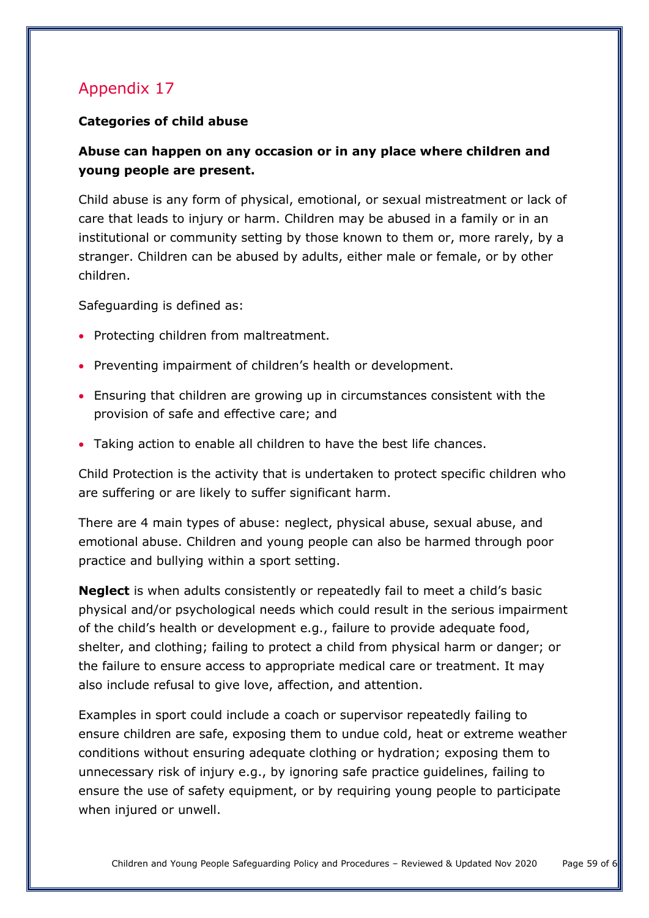# Appendix 17

**Categories of child abuse**

**Abuse can happen on any occasion or in any place where children and young people are present.**

Child abuse is any form of physical, emotional, or sexual mistreatment or lack of care that leads to injury or harm. Children may be abused in a family or in an institutional or community setting by those known to them or, more rarely, by a stranger. Children can be abused by adults, either male or female, or by other children.

Safeguarding is defined as:

- Protecting children from maltreatment.
- Preventing impairment of children's health or development.
- Ensuring that children are growing up in circumstances consistent with the provision of safe and effective care; and
- Taking action to enable all children to have the best life chances.

Child Protection is the activity that is undertaken to protect specific children who are suffering or are likely to suffer significant harm.

There are 4 main types of abuse: neglect, physical abuse, sexual abuse, and emotional abuse. Children and young people can also be harmed through poor practice and bullying within a sport setting.

**Neglect** is when adults consistently or repeatedly fail to meet a child's basic physical and/or psychological needs which could result in the serious impairment of the child's health or development e.g., failure to provide adequate food, shelter, and clothing; failing to protect a child from physical harm or danger; or the failure to ensure access to appropriate medical care or treatment. It may also include refusal to give love, affection, and attention.

Examples in sport could include a coach or supervisor repeatedly failing to ensure children are safe, exposing them to undue cold, heat or extreme weather conditions without ensuring adequate clothing or hydration; exposing them to unnecessary risk of injury e.g., by ignoring safe practice guidelines, failing to ensure the use of safety equipment, or by requiring young people to participate when injured or unwell.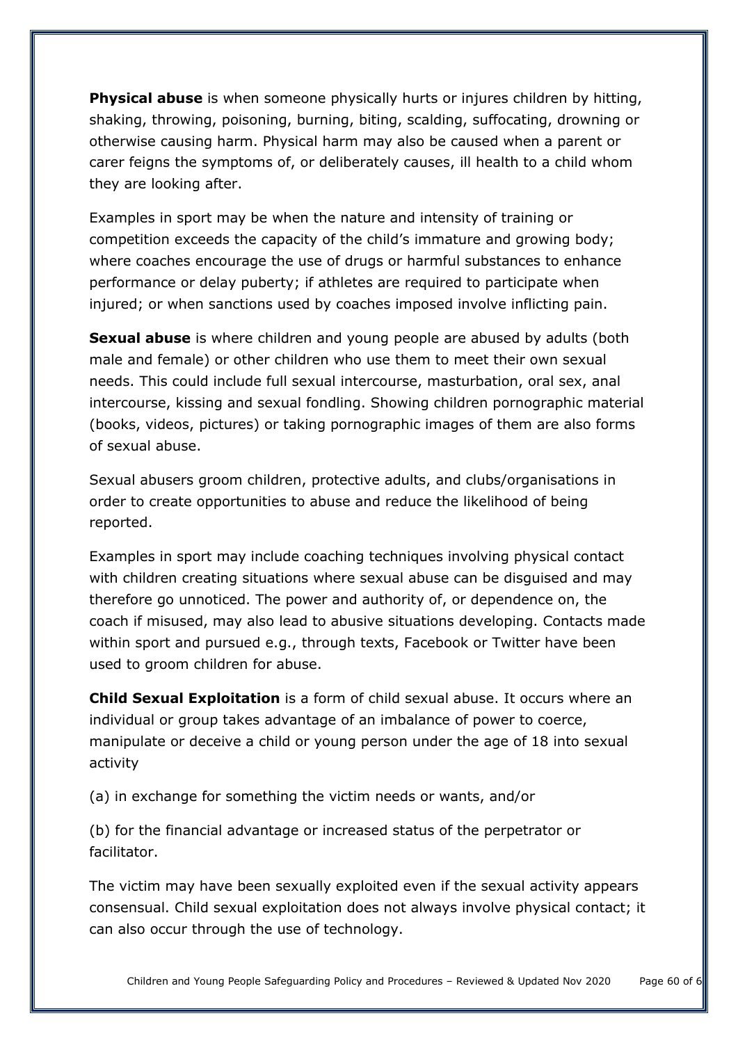**Physical abuse** is when someone physically hurts or injures children by hitting, shaking, throwing, poisoning, burning, biting, scalding, suffocating, drowning or otherwise causing harm. Physical harm may also be caused when a parent or carer feigns the symptoms of, or deliberately causes, ill health to a child whom they are looking after.

Examples in sport may be when the nature and intensity of training or competition exceeds the capacity of the child's immature and growing body; where coaches encourage the use of drugs or harmful substances to enhance performance or delay puberty; if athletes are required to participate when injured; or when sanctions used by coaches imposed involve inflicting pain.

**Sexual abuse** is where children and young people are abused by adults (both male and female) or other children who use them to meet their own sexual needs. This could include full sexual intercourse, masturbation, oral sex, anal intercourse, kissing and sexual fondling. Showing children pornographic material (books, videos, pictures) or taking pornographic images of them are also forms of sexual abuse.

Sexual abusers groom children, protective adults, and clubs/organisations in order to create opportunities to abuse and reduce the likelihood of being reported.

Examples in sport may include coaching techniques involving physical contact with children creating situations where sexual abuse can be disguised and may therefore go unnoticed. The power and authority of, or dependence on, the coach if misused, may also lead to abusive situations developing. Contacts made within sport and pursued e.g., through texts, Facebook or Twitter have been used to groom children for abuse.

**Child Sexual Exploitation** is a form of child sexual abuse. It occurs where an individual or group takes advantage of an imbalance of power to coerce, manipulate or deceive a child or young person under the age of 18 into sexual activity

(a) in exchange for something the victim needs or wants, and/or

(b) for the financial advantage or increased status of the perpetrator or facilitator.

The victim may have been sexually exploited even if the sexual activity appears consensual. Child sexual exploitation does not always involve physical contact; it can also occur through the use of technology.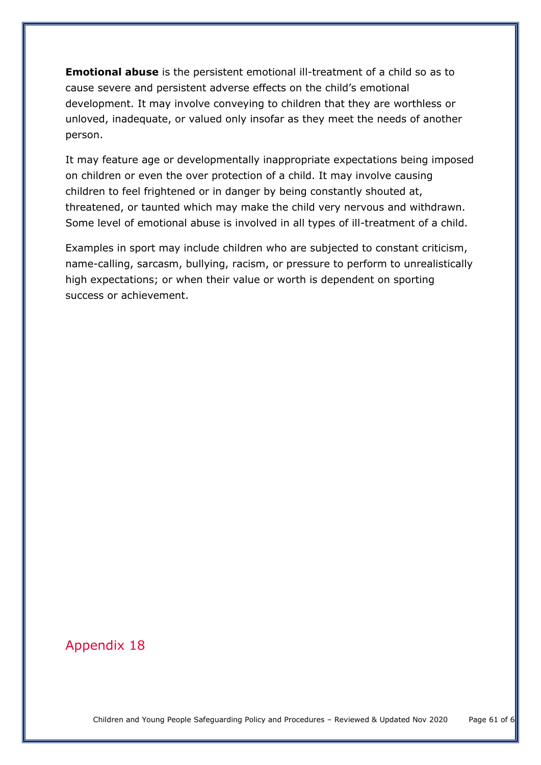**Emotional abuse** is the persistent emotional ill-treatment of a child so as to cause severe and persistent adverse effects on the child's emotional development. It may involve conveying to children that they are worthless or unloved, inadequate, or valued only insofar as they meet the needs of another person.

It may feature age or developmentally inappropriate expectations being imposed on children or even the over protection of a child. It may involve causing children to feel frightened or in danger by being constantly shouted at, threatened, or taunted which may make the child very nervous and withdrawn. Some level of emotional abuse is involved in all types of ill-treatment of a child.

Examples in sport may include children who are subjected to constant criticism, name-calling, sarcasm, bullying, racism, or pressure to perform to unrealistically high expectations; or when their value or worth is dependent on sporting success or achievement.

## Appendix 18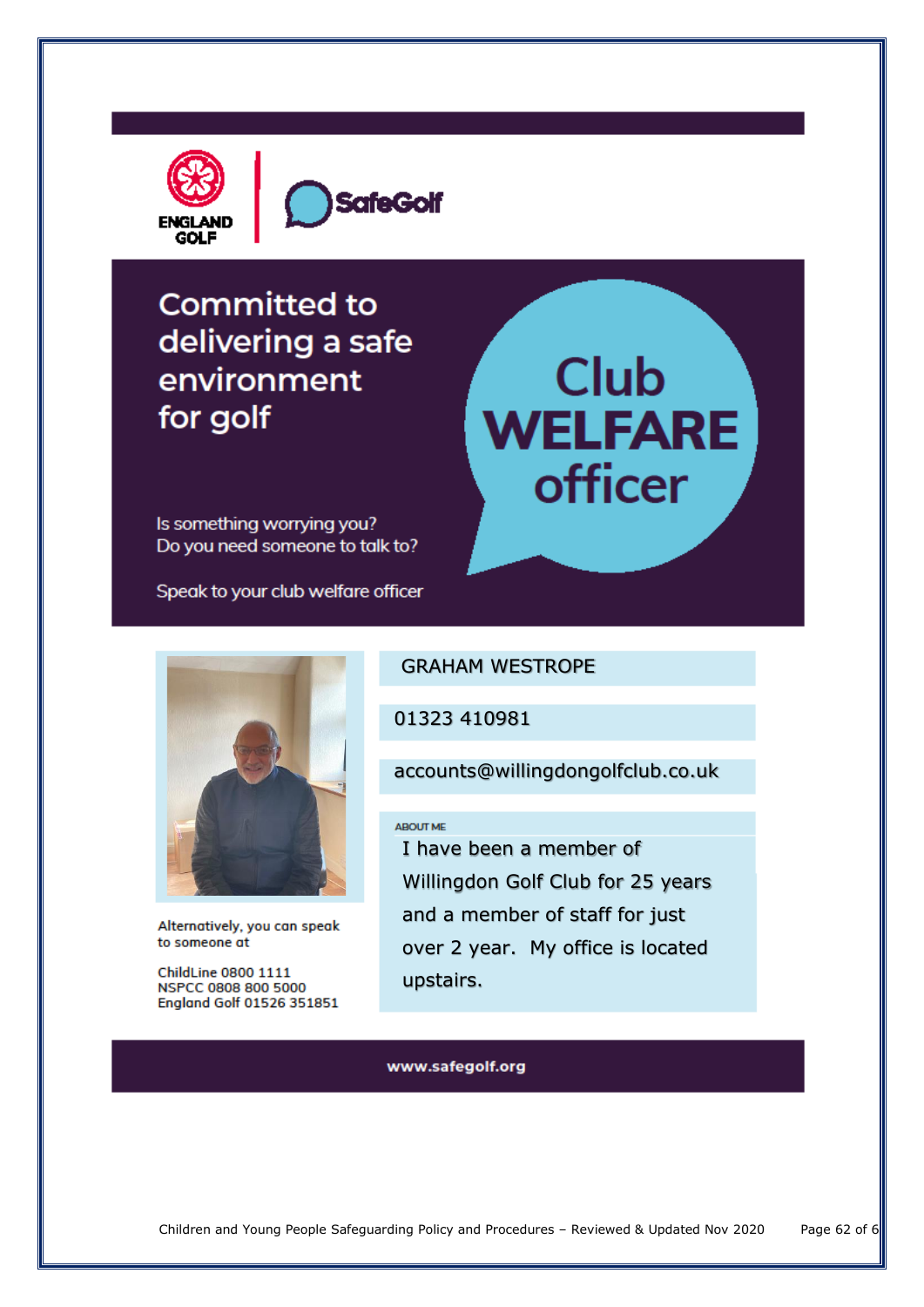ENGLAND GOLF | SafeGolf

# Committed to delivering a safe environment for golf

## Club WELFARE officer

Is something worrying you?
Do you need someone to talk to?

Speak to your club welfare officer

GRAHAM WESTROPE

01323 410981

accounts@willingdongolfclub.co.uk

ABOUT ME

I have been a member of Willingdon Golf Club for 25 years and a member of staff for just over 2 year. My office is located upstairs.

Alternatively, you can speak to someone at

ChildLine 0800 1111
NSPCC 0808 800 5000
England Golf 01526 351851

www.safegolf.org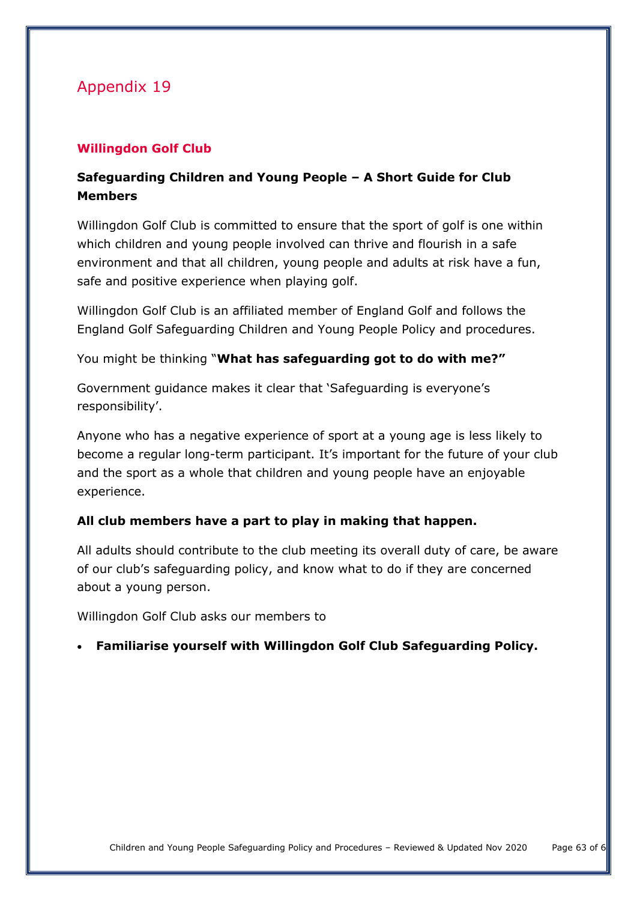# Appendix 19

## Willingdon Golf Club

### Safeguarding Children and Young People – A Short Guide for Club Members

Willingdon Golf Club is committed to ensure that the sport of golf is one within which children and young people involved can thrive and flourish in a safe environment and that all children, young people and adults at risk have a fun, safe and positive experience when playing golf.

Willingdon Golf Club is an affiliated member of England Golf and follows the England Golf Safeguarding Children and Young People Policy and procedures.

You might be thinking "**What has safeguarding got to do with me?"**

Government guidance makes it clear that 'Safeguarding is everyone's responsibility'.

Anyone who has a negative experience of sport at a young age is less likely to become a regular long-term participant. It's important for the future of your club and the sport as a whole that children and young people have an enjoyable experience.

**All club members have a part to play in making that happen.**

All adults should contribute to the club meeting its overall duty of care, be aware of our club's safeguarding policy, and know what to do if they are concerned about a young person.

Willingdon Golf Club asks our members to

- **Familiarise yourself with Willingdon Golf Club Safeguarding Policy.**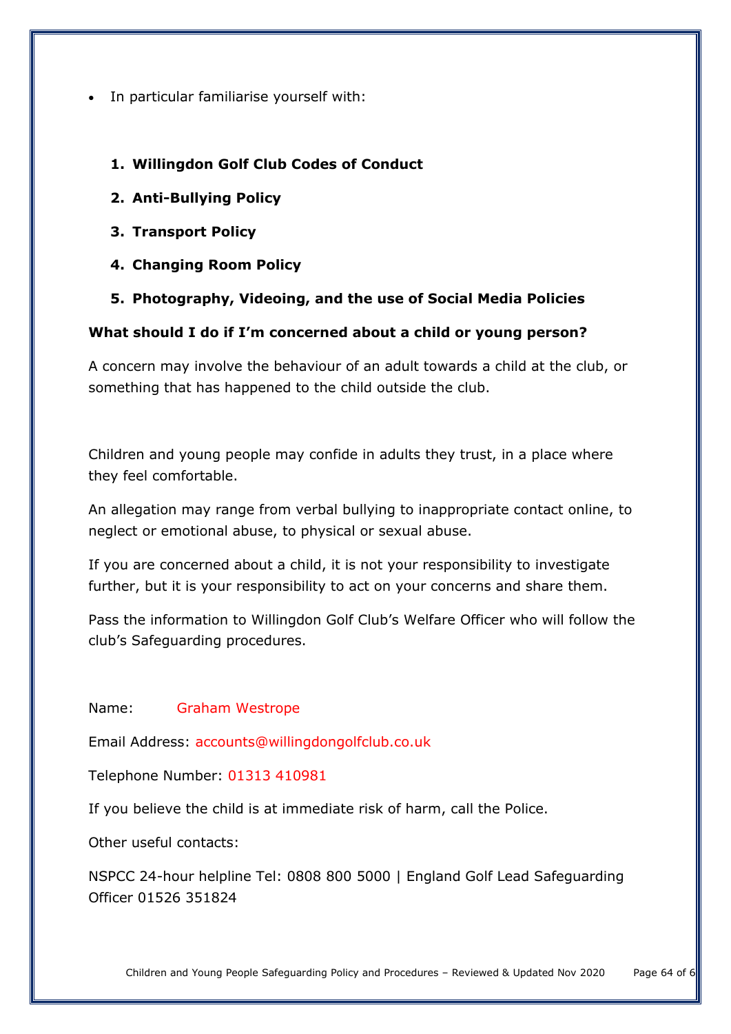- In particular familiarise yourself with:

1. **Willingdon Golf Club Codes of Conduct**
2. **Anti-Bullying Policy**
3. **Transport Policy**
4. **Changing Room Policy**
5. **Photography, Videoing, and the use of Social Media Policies**

**What should I do if I'm concerned about a child or young person?**

A concern may involve the behaviour of an adult towards a child at the club, or something that has happened to the child outside the club.

Children and young people may confide in adults they trust, in a place where they feel comfortable.

An allegation may range from verbal bullying to inappropriate contact online, to neglect or emotional abuse, to physical or sexual abuse.

If you are concerned about a child, it is not your responsibility to investigate further, but it is your responsibility to act on your concerns and share them.

Pass the information to Willingdon Golf Club's Welfare Officer who will follow the club's Safeguarding procedures.

Name: Graham Westrope

Email Address: accounts@willingdongolfclub.co.uk

Telephone Number: 01313 410981

If you believe the child is at immediate risk of harm, call the Police.

Other useful contacts:

NSPCC 24-hour helpline Tel: 0808 800 5000 | England Golf Lead Safeguarding Officer 01526 351824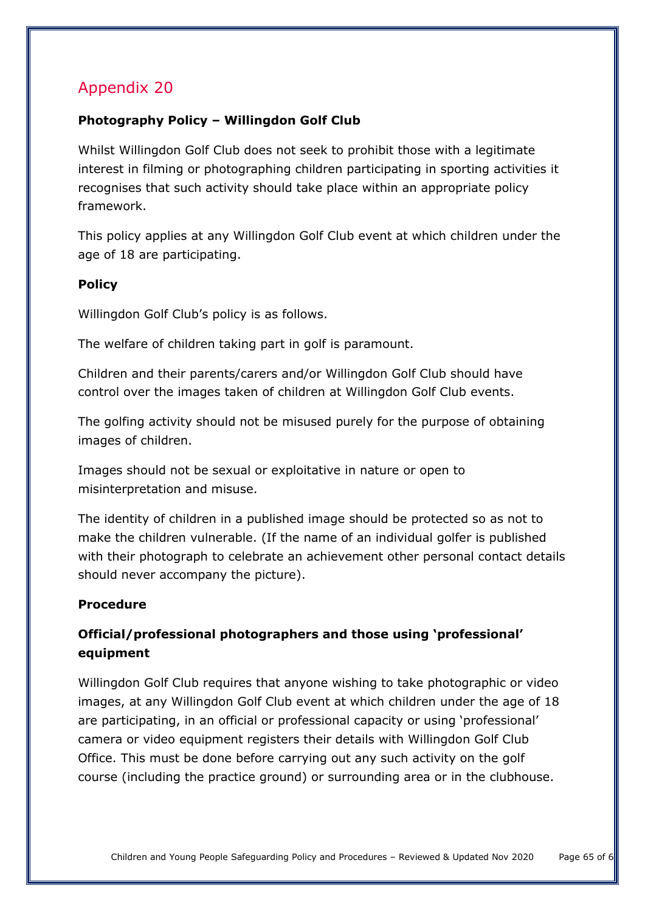# Appendix 20

**Photography Policy – Willingdon Golf Club**

Whilst Willingdon Golf Club does not seek to prohibit those with a legitimate interest in filming or photographing children participating in sporting activities it recognises that such activity should take place within an appropriate policy framework.

This policy applies at any Willingdon Golf Club event at which children under the age of 18 are participating.

**Policy**

Willingdon Golf Club's policy is as follows.

The welfare of children taking part in golf is paramount.

Children and their parents/carers and/or Willingdon Golf Club should have control over the images taken of children at Willingdon Golf Club events.

The golfing activity should not be misused purely for the purpose of obtaining images of children.

Images should not be sexual or exploitative in nature or open to misinterpretation and misuse.

The identity of children in a published image should be protected so as not to make the children vulnerable. (If the name of an individual golfer is published with their photograph to celebrate an achievement other personal contact details should never accompany the picture).

**Procedure**

**Official/professional photographers and those using 'professional' equipment**

Willingdon Golf Club requires that anyone wishing to take photographic or video images, at any Willingdon Golf Club event at which children under the age of 18 are participating, in an official or professional capacity or using 'professional' camera or video equipment registers their details with Willingdon Golf Club Office. This must be done before carrying out any such activity on the golf course (including the practice ground) or surrounding area or in the clubhouse.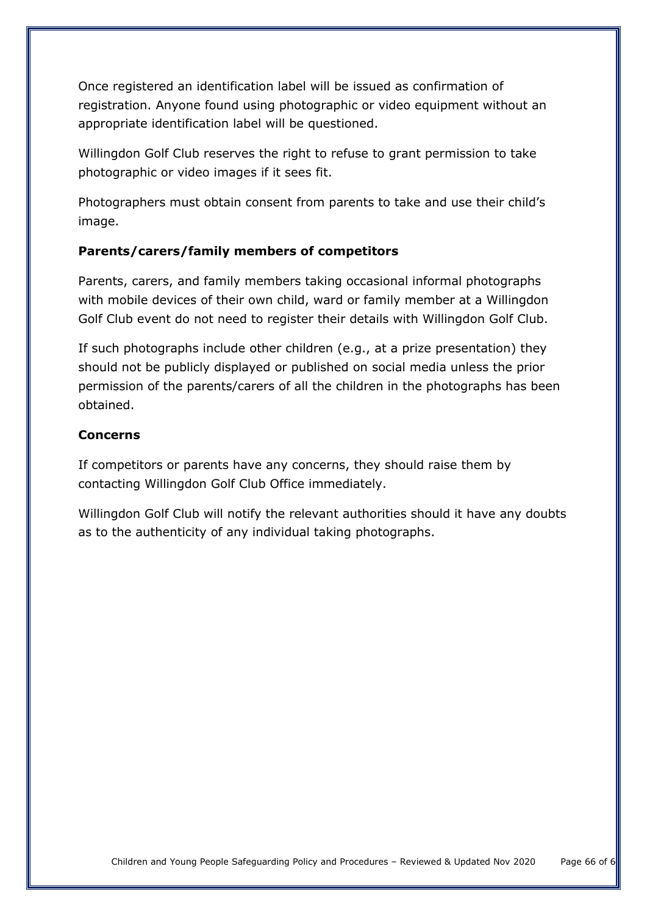Once registered an identification label will be issued as confirmation of registration. Anyone found using photographic or video equipment without an appropriate identification label will be questioned.

Willingdon Golf Club reserves the right to refuse to grant permission to take photographic or video images if it sees fit.

Photographers must obtain consent from parents to take and use their child's image.

**Parents/carers/family members of competitors**

Parents, carers, and family members taking occasional informal photographs with mobile devices of their own child, ward or family member at a Willingdon Golf Club event do not need to register their details with Willingdon Golf Club.

If such photographs include other children (e.g., at a prize presentation) they should not be publicly displayed or published on social media unless the prior permission of the parents/carers of all the children in the photographs has been obtained.

**Concerns**

If competitors or parents have any concerns, they should raise them by contacting Willingdon Golf Club Office immediately.

Willingdon Golf Club will notify the relevant authorities should it have any doubts as to the authenticity of any individual taking photographs.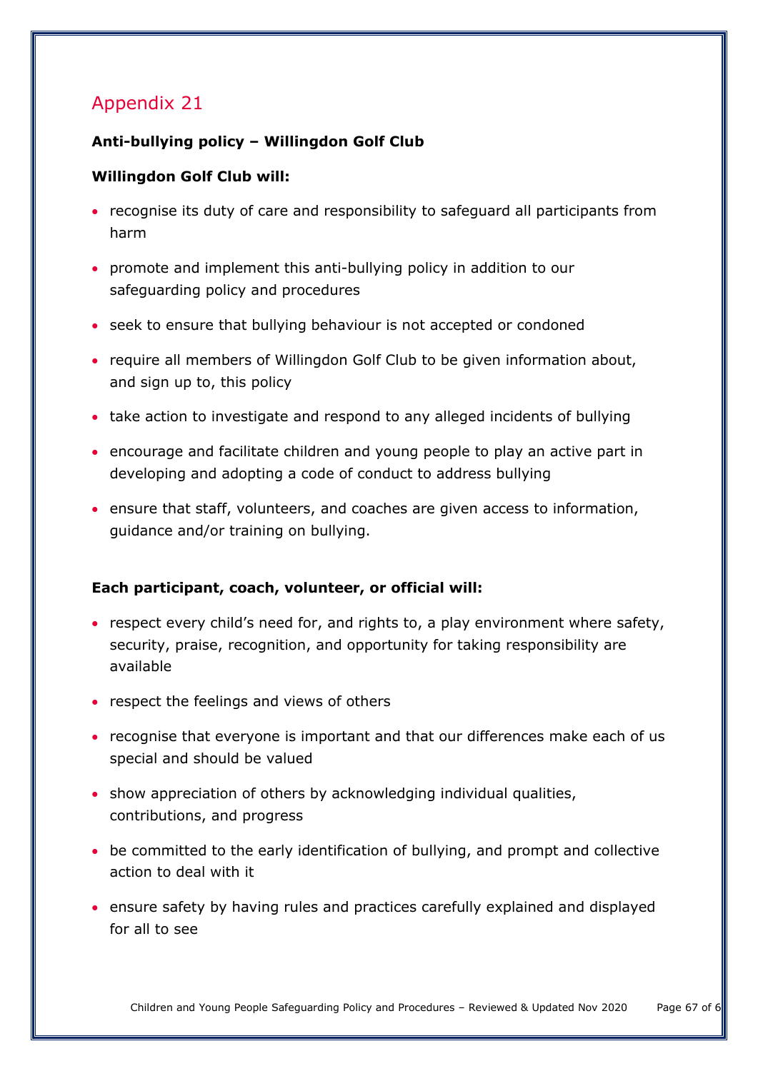## Appendix 21

**Anti-bullying policy – Willingdon Golf Club**

**Willingdon Golf Club will:**

- recognise its duty of care and responsibility to safeguard all participants from harm
- promote and implement this anti-bullying policy in addition to our safeguarding policy and procedures
- seek to ensure that bullying behaviour is not accepted or condoned
- require all members of Willingdon Golf Club to be given information about, and sign up to, this policy
- take action to investigate and respond to any alleged incidents of bullying
- encourage and facilitate children and young people to play an active part in developing and adopting a code of conduct to address bullying
- ensure that staff, volunteers, and coaches are given access to information, guidance and/or training on bullying.

**Each participant, coach, volunteer, or official will:**

- respect every child's need for, and rights to, a play environment where safety, security, praise, recognition, and opportunity for taking responsibility are available
- respect the feelings and views of others
- recognise that everyone is important and that our differences make each of us special and should be valued
- show appreciation of others by acknowledging individual qualities, contributions, and progress
- be committed to the early identification of bullying, and prompt and collective action to deal with it
- ensure safety by having rules and practices carefully explained and displayed for all to see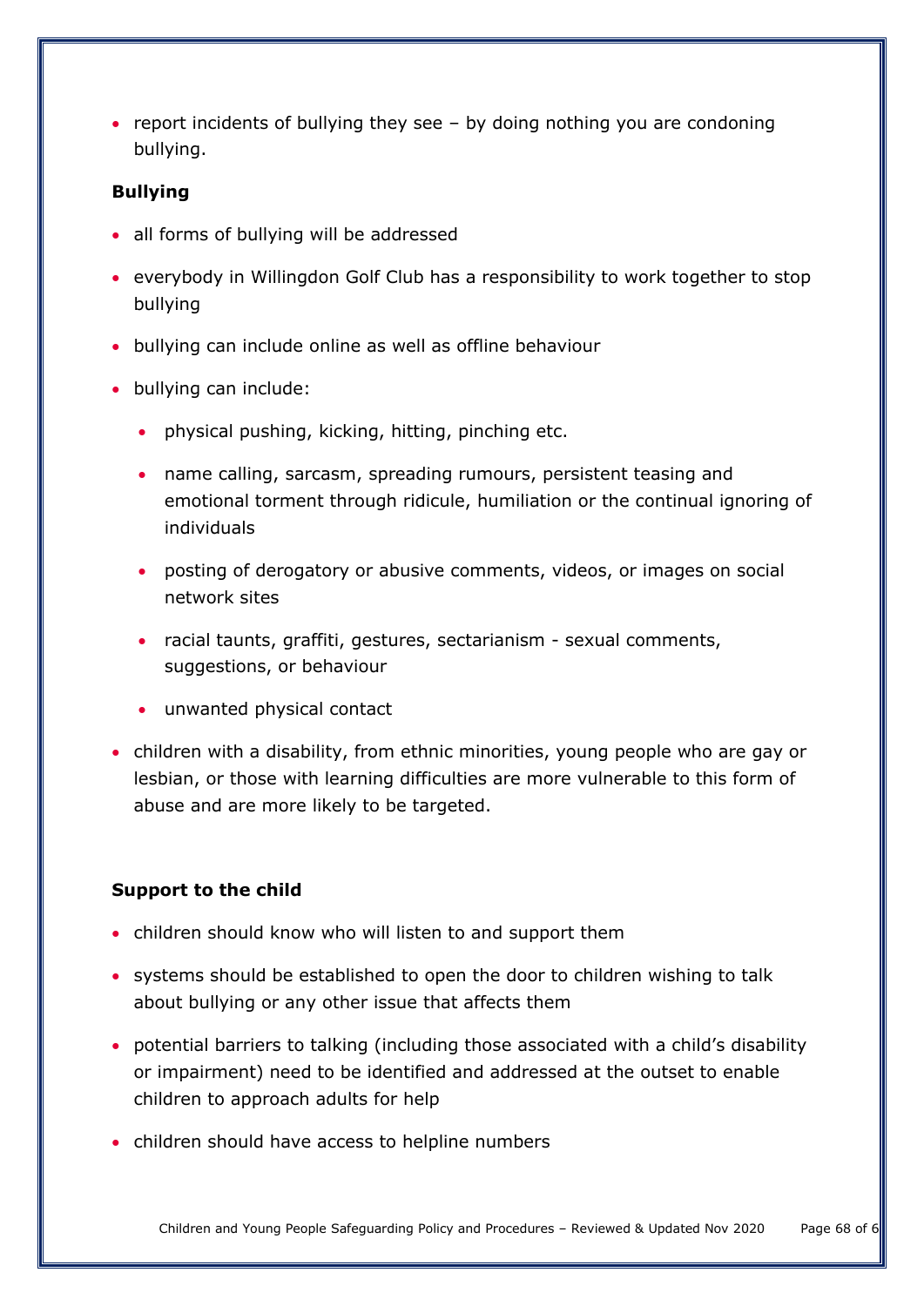- report incidents of bullying they see – by doing nothing you are condoning bullying.

**Bullying**

- all forms of bullying will be addressed
- everybody in Willingdon Golf Club has a responsibility to work together to stop bullying
- bullying can include online as well as offline behaviour
- bullying can include:
  - physical pushing, kicking, hitting, pinching etc.
  - name calling, sarcasm, spreading rumours, persistent teasing and emotional torment through ridicule, humiliation or the continual ignoring of individuals
  - posting of derogatory or abusive comments, videos, or images on social network sites
  - racial taunts, graffiti, gestures, sectarianism - sexual comments, suggestions, or behaviour
  - unwanted physical contact
- children with a disability, from ethnic minorities, young people who are gay or lesbian, or those with learning difficulties are more vulnerable to this form of abuse and are more likely to be targeted.

**Support to the child**

- children should know who will listen to and support them
- systems should be established to open the door to children wishing to talk about bullying or any other issue that affects them
- potential barriers to talking (including those associated with a child's disability or impairment) need to be identified and addressed at the outset to enable children to approach adults for help
- children should have access to helpline numbers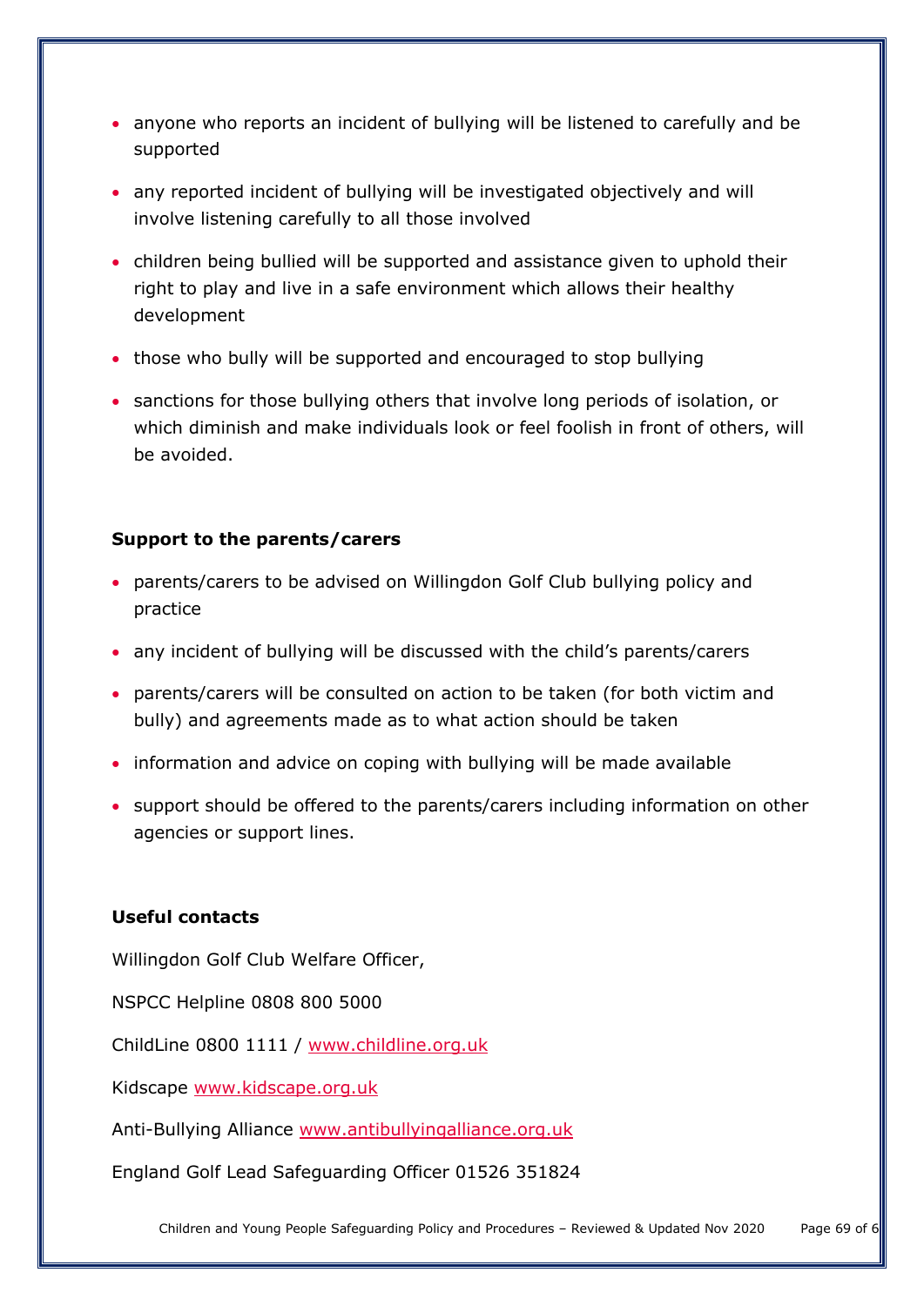- anyone who reports an incident of bullying will be listened to carefully and be supported
- any reported incident of bullying will be investigated objectively and will involve listening carefully to all those involved
- children being bullied will be supported and assistance given to uphold their right to play and live in a safe environment which allows their healthy development
- those who bully will be supported and encouraged to stop bullying
- sanctions for those bullying others that involve long periods of isolation, or which diminish and make individuals look or feel foolish in front of others, will be avoided.

**Support to the parents/carers**

- parents/carers to be advised on Willingdon Golf Club bullying policy and practice
- any incident of bullying will be discussed with the child's parents/carers
- parents/carers will be consulted on action to be taken (for both victim and bully) and agreements made as to what action should be taken
- information and advice on coping with bullying will be made available
- support should be offered to the parents/carers including information on other agencies or support lines.

**Useful contacts**

Willingdon Golf Club Welfare Officer,

NSPCC Helpline 0808 800 5000

ChildLine 0800 1111 / www.childline.org.uk

Kidscape www.kidscape.org.uk

Anti-Bullying Alliance www.antibullyingalliance.org.uk

England Golf Lead Safeguarding Officer 01526 351824